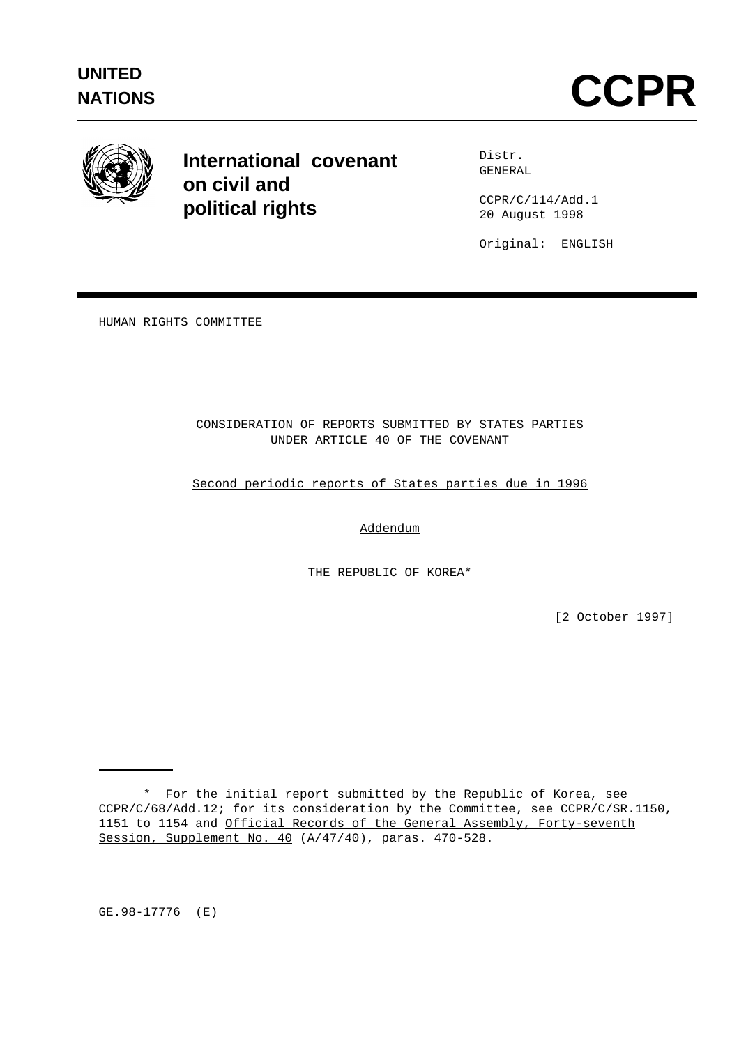UNITED NATIONS

# CCPR

**International covenant on civil and political rights**

Distr.
GENERAL

CCPR/C/114/Add.1
20 August 1998

Original: ENGLISH

HUMAN RIGHTS COMMITTEE

CONSIDERATION OF REPORTS SUBMITTED BY STATES PARTIES UNDER ARTICLE 40 OF THE COVENANT

Second periodic reports of States parties due in 1996

Addendum

THE REPUBLIC OF KOREA*

[2 October 1997]

---

\* For the initial report submitted by the Republic of Korea, see CCPR/C/68/Add.12; for its consideration by the Committee, see CCPR/C/SR.1150, 1151 to 1154 and Official Records of the General Assembly, Forty-seventh Session, Supplement No. 40 (A/47/40), paras. 470-528.

GE.98-17776 (E)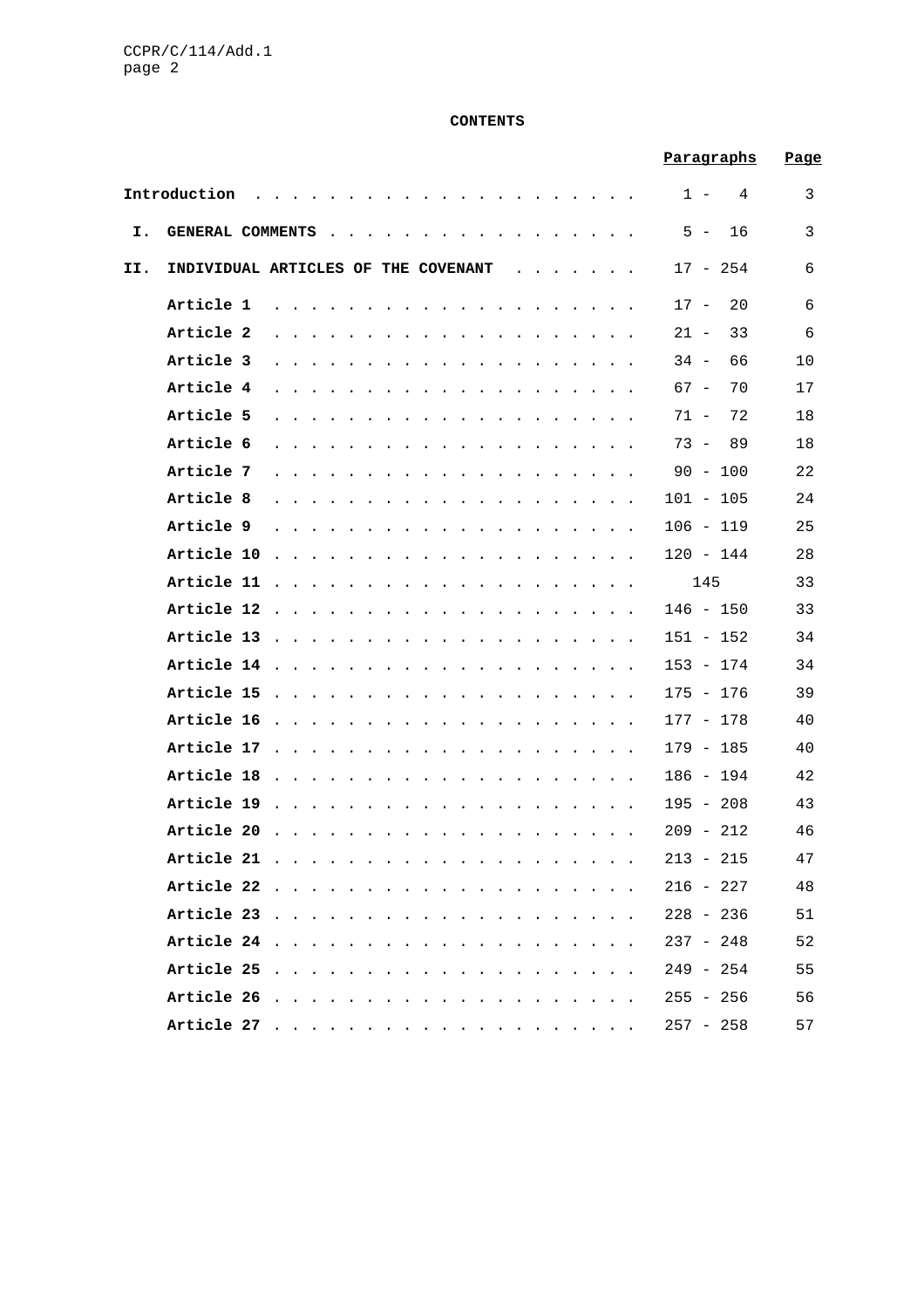**CONTENTS**

| | Paragraphs | Page |
|---|---|---|
| **Introduction** | 1 - 4 | 3 |
| **I. GENERAL COMMENTS** | 5 - 16 | 3 |
| **II. INDIVIDUAL ARTICLES OF THE COVENANT** | 17 - 254 | 6 |
| **Article 1** | 17 - 20 | 6 |
| **Article 2** | 21 - 33 | 6 |
| **Article 3** | 34 - 66 | 10 |
| **Article 4** | 67 - 70 | 17 |
| **Article 5** | 71 - 72 | 18 |
| **Article 6** | 73 - 89 | 18 |
| **Article 7** | 90 - 100 | 22 |
| **Article 8** | 101 - 105 | 24 |
| **Article 9** | 106 - 119 | 25 |
| **Article 10** | 120 - 144 | 28 |
| **Article 11** | 145 | 33 |
| **Article 12** | 146 - 150 | 33 |
| **Article 13** | 151 - 152 | 34 |
| **Article 14** | 153 - 174 | 34 |
| **Article 15** | 175 - 176 | 39 |
| **Article 16** | 177 - 178 | 40 |
| **Article 17** | 179 - 185 | 40 |
| **Article 18** | 186 - 194 | 42 |
| **Article 19** | 195 - 208 | 43 |
| **Article 20** | 209 - 212 | 46 |
| **Article 21** | 213 - 215 | 47 |
| **Article 22** | 216 - 227 | 48 |
| **Article 23** | 228 - 236 | 51 |
| **Article 24** | 237 - 248 | 52 |
| **Article 25** | 249 - 254 | 55 |
| **Article 26** | 255 - 256 | 56 |
| **Article 27** | 257 - 258 | 57 |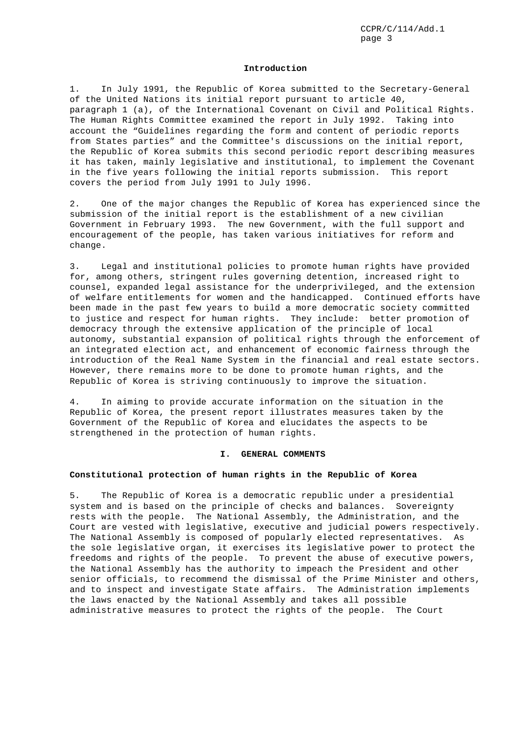## Introduction

1. In July 1991, the Republic of Korea submitted to the Secretary-General of the United Nations its initial report pursuant to article 40, paragraph 1 (a), of the International Covenant on Civil and Political Rights. The Human Rights Committee examined the report in July 1992. Taking into account the "Guidelines regarding the form and content of periodic reports from States parties" and the Committee's discussions on the initial report, the Republic of Korea submits this second periodic report describing measures it has taken, mainly legislative and institutional, to implement the Covenant in the five years following the initial reports submission. This report covers the period from July 1991 to July 1996.

2. One of the major changes the Republic of Korea has experienced since the submission of the initial report is the establishment of a new civilian Government in February 1993. The new Government, with the full support and encouragement of the people, has taken various initiatives for reform and change.

3. Legal and institutional policies to promote human rights have provided for, among others, stringent rules governing detention, increased right to counsel, expanded legal assistance for the underprivileged, and the extension of welfare entitlements for women and the handicapped. Continued efforts have been made in the past few years to build a more democratic society committed to justice and respect for human rights. They include: better promotion of democracy through the extensive application of the principle of local autonomy, substantial expansion of political rights through the enforcement of an integrated election act, and enhancement of economic fairness through the introduction of the Real Name System in the financial and real estate sectors. However, there remains more to be done to promote human rights, and the Republic of Korea is striving continuously to improve the situation.

4. In aiming to provide accurate information on the situation in the Republic of Korea, the present report illustrates measures taken by the Government of the Republic of Korea and elucidates the aspects to be strengthened in the protection of human rights.

## I. GENERAL COMMENTS

### Constitutional protection of human rights in the Republic of Korea

5. The Republic of Korea is a democratic republic under a presidential system and is based on the principle of checks and balances. Sovereignty rests with the people. The National Assembly, the Administration, and the Court are vested with legislative, executive and judicial powers respectively. The National Assembly is composed of popularly elected representatives. As the sole legislative organ, it exercises its legislative power to protect the freedoms and rights of the people. To prevent the abuse of executive powers, the National Assembly has the authority to impeach the President and other senior officials, to recommend the dismissal of the Prime Minister and others, and to inspect and investigate State affairs. The Administration implements the laws enacted by the National Assembly and takes all possible administrative measures to protect the rights of the people. The Court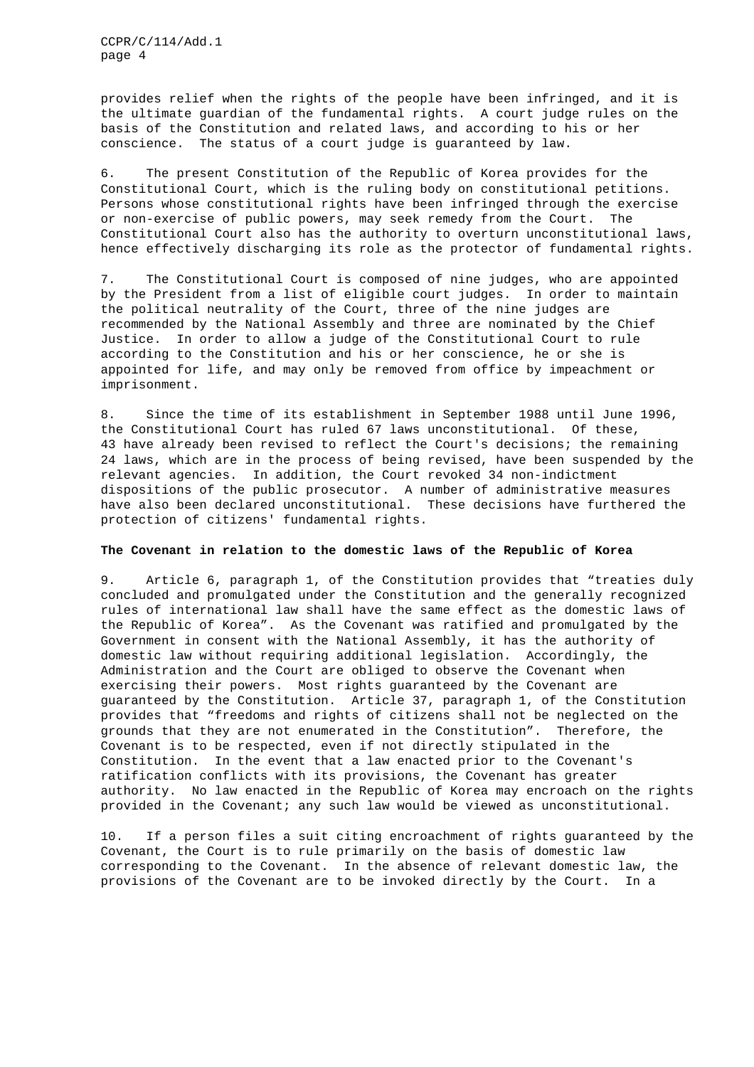provides relief when the rights of the people have been infringed, and it is the ultimate guardian of the fundamental rights. A court judge rules on the basis of the Constitution and related laws, and according to his or her conscience. The status of a court judge is guaranteed by law.

6. The present Constitution of the Republic of Korea provides for the Constitutional Court, which is the ruling body on constitutional petitions. Persons whose constitutional rights have been infringed through the exercise or non-exercise of public powers, may seek remedy from the Court. The Constitutional Court also has the authority to overturn unconstitutional laws, hence effectively discharging its role as the protector of fundamental rights.

7. The Constitutional Court is composed of nine judges, who are appointed by the President from a list of eligible court judges. In order to maintain the political neutrality of the Court, three of the nine judges are recommended by the National Assembly and three are nominated by the Chief Justice. In order to allow a judge of the Constitutional Court to rule according to the Constitution and his or her conscience, he or she is appointed for life, and may only be removed from office by impeachment or imprisonment.

8. Since the time of its establishment in September 1988 until June 1996, the Constitutional Court has ruled 67 laws unconstitutional. Of these, 43 have already been revised to reflect the Court's decisions; the remaining 24 laws, which are in the process of being revised, have been suspended by the relevant agencies. In addition, the Court revoked 34 non-indictment dispositions of the public prosecutor. A number of administrative measures have also been declared unconstitutional. These decisions have furthered the protection of citizens' fundamental rights.

**The Covenant in relation to the domestic laws of the Republic of Korea**

9. Article 6, paragraph 1, of the Constitution provides that "treaties duly concluded and promulgated under the Constitution and the generally recognized rules of international law shall have the same effect as the domestic laws of the Republic of Korea". As the Covenant was ratified and promulgated by the Government in consent with the National Assembly, it has the authority of domestic law without requiring additional legislation. Accordingly, the Administration and the Court are obliged to observe the Covenant when exercising their powers. Most rights guaranteed by the Covenant are guaranteed by the Constitution. Article 37, paragraph 1, of the Constitution provides that "freedoms and rights of citizens shall not be neglected on the grounds that they are not enumerated in the Constitution". Therefore, the Covenant is to be respected, even if not directly stipulated in the Constitution. In the event that a law enacted prior to the Covenant's ratification conflicts with its provisions, the Covenant has greater authority. No law enacted in the Republic of Korea may encroach on the rights provided in the Covenant; any such law would be viewed as unconstitutional.

10. If a person files a suit citing encroachment of rights guaranteed by the Covenant, the Court is to rule primarily on the basis of domestic law corresponding to the Covenant. In the absence of relevant domestic law, the provisions of the Covenant are to be invoked directly by the Court. In a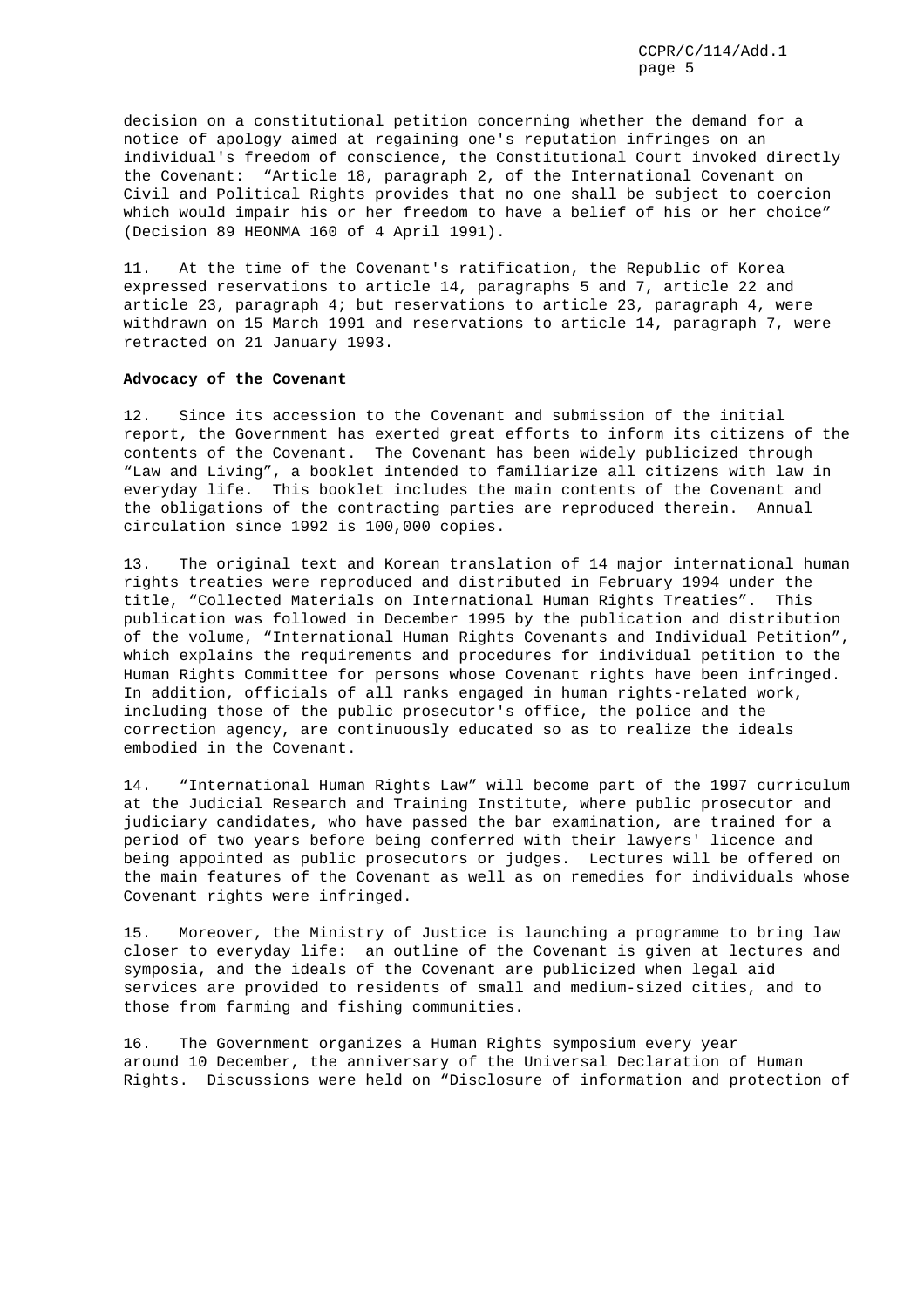decision on a constitutional petition concerning whether the demand for a notice of apology aimed at regaining one's reputation infringes on an individual's freedom of conscience, the Constitutional Court invoked directly the Covenant: "Article 18, paragraph 2, of the International Covenant on Civil and Political Rights provides that no one shall be subject to coercion which would impair his or her freedom to have a belief of his or her choice" (Decision 89 HEONMA 160 of 4 April 1991).

11. At the time of the Covenant's ratification, the Republic of Korea expressed reservations to article 14, paragraphs 5 and 7, article 22 and article 23, paragraph 4; but reservations to article 23, paragraph 4, were withdrawn on 15 March 1991 and reservations to article 14, paragraph 7, were retracted on 21 January 1993.

**Advocacy of the Covenant**

12. Since its accession to the Covenant and submission of the initial report, the Government has exerted great efforts to inform its citizens of the contents of the Covenant. The Covenant has been widely publicized through "Law and Living", a booklet intended to familiarize all citizens with law in everyday life. This booklet includes the main contents of the Covenant and the obligations of the contracting parties are reproduced therein. Annual circulation since 1992 is 100,000 copies.

13. The original text and Korean translation of 14 major international human rights treaties were reproduced and distributed in February 1994 under the title, "Collected Materials on International Human Rights Treaties". This publication was followed in December 1995 by the publication and distribution of the volume, "International Human Rights Covenants and Individual Petition", which explains the requirements and procedures for individual petition to the Human Rights Committee for persons whose Covenant rights have been infringed. In addition, officials of all ranks engaged in human rights-related work, including those of the public prosecutor's office, the police and the correction agency, are continuously educated so as to realize the ideals embodied in the Covenant.

14. "International Human Rights Law" will become part of the 1997 curriculum at the Judicial Research and Training Institute, where public prosecutor and judiciary candidates, who have passed the bar examination, are trained for a period of two years before being conferred with their lawyers' licence and being appointed as public prosecutors or judges. Lectures will be offered on the main features of the Covenant as well as on remedies for individuals whose Covenant rights were infringed.

15. Moreover, the Ministry of Justice is launching a programme to bring law closer to everyday life: an outline of the Covenant is given at lectures and symposia, and the ideals of the Covenant are publicized when legal aid services are provided to residents of small and medium-sized cities, and to those from farming and fishing communities.

16. The Government organizes a Human Rights symposium every year around 10 December, the anniversary of the Universal Declaration of Human Rights. Discussions were held on "Disclosure of information and protection of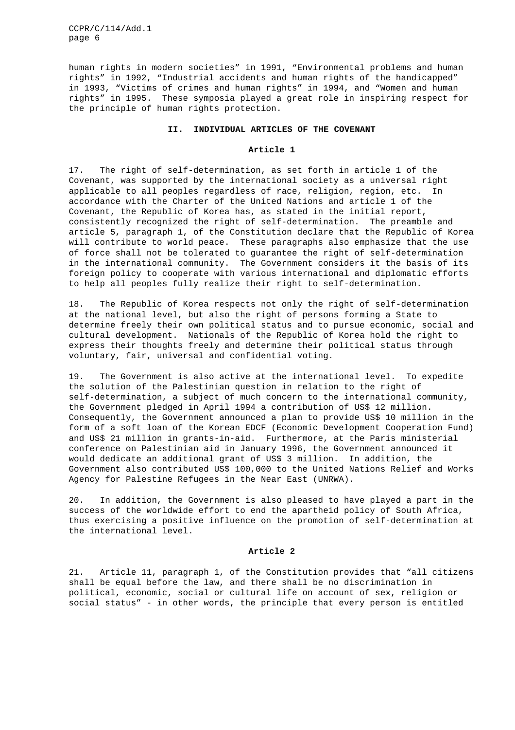human rights in modern societies" in 1991, "Environmental problems and human rights" in 1992, "Industrial accidents and human rights of the handicapped" in 1993, "Victims of crimes and human rights" in 1994, and "Women and human rights" in 1995. These symposia played a great role in inspiring respect for the principle of human rights protection.

## II. INDIVIDUAL ARTICLES OF THE COVENANT

### Article 1

17. The right of self-determination, as set forth in article 1 of the Covenant, was supported by the international society as a universal right applicable to all peoples regardless of race, religion, region, etc. In accordance with the Charter of the United Nations and article 1 of the Covenant, the Republic of Korea has, as stated in the initial report, consistently recognized the right of self-determination. The preamble and article 5, paragraph 1, of the Constitution declare that the Republic of Korea will contribute to world peace. These paragraphs also emphasize that the use of force shall not be tolerated to guarantee the right of self-determination in the international community. The Government considers it the basis of its foreign policy to cooperate with various international and diplomatic efforts to help all peoples fully realize their right to self-determination.

18. The Republic of Korea respects not only the right of self-determination at the national level, but also the right of persons forming a State to determine freely their own political status and to pursue economic, social and cultural development. Nationals of the Republic of Korea hold the right to express their thoughts freely and determine their political status through voluntary, fair, universal and confidential voting.

19. The Government is also active at the international level. To expedite the solution of the Palestinian question in relation to the right of self-determination, a subject of much concern to the international community, the Government pledged in April 1994 a contribution of US$ 12 million. Consequently, the Government announced a plan to provide US$ 10 million in the form of a soft loan of the Korean EDCF (Economic Development Cooperation Fund) and US$ 21 million in grants-in-aid. Furthermore, at the Paris ministerial conference on Palestinian aid in January 1996, the Government announced it would dedicate an additional grant of US$ 3 million. In addition, the Government also contributed US$ 100,000 to the United Nations Relief and Works Agency for Palestine Refugees in the Near East (UNRWA).

20. In addition, the Government is also pleased to have played a part in the success of the worldwide effort to end the apartheid policy of South Africa, thus exercising a positive influence on the promotion of self-determination at the international level.

### Article 2

21. Article 11, paragraph 1, of the Constitution provides that "all citizens shall be equal before the law, and there shall be no discrimination in political, economic, social or cultural life on account of sex, religion or social status" - in other words, the principle that every person is entitled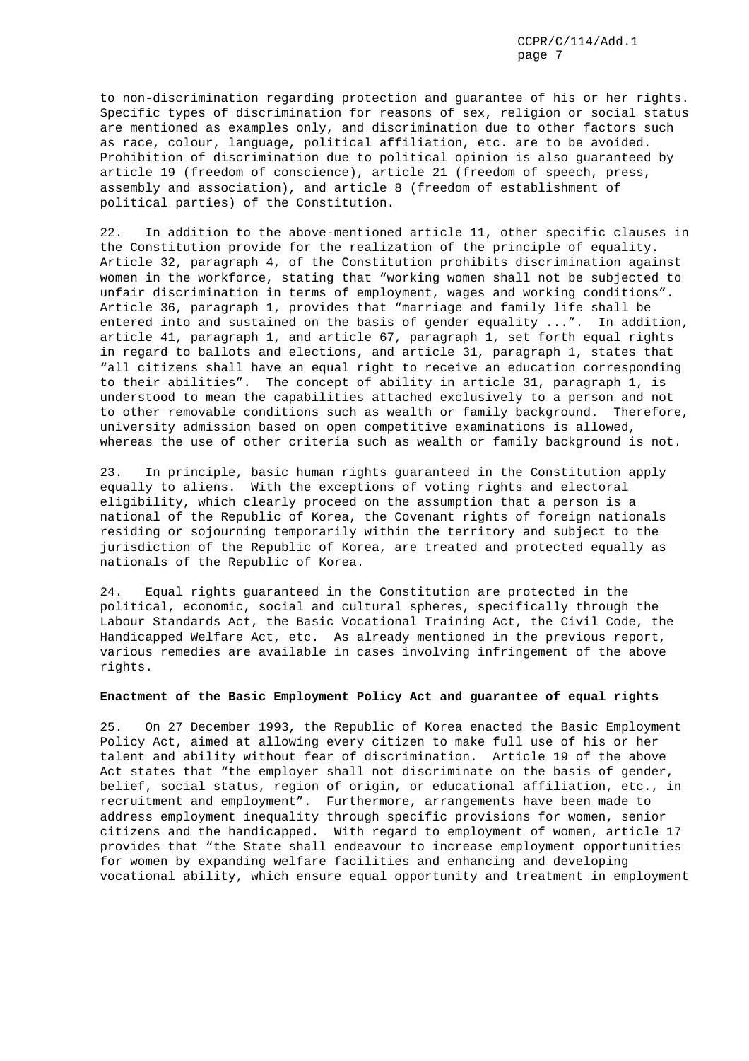to non-discrimination regarding protection and guarantee of his or her rights. Specific types of discrimination for reasons of sex, religion or social status are mentioned as examples only, and discrimination due to other factors such as race, colour, language, political affiliation, etc. are to be avoided. Prohibition of discrimination due to political opinion is also guaranteed by article 19 (freedom of conscience), article 21 (freedom of speech, press, assembly and association), and article 8 (freedom of establishment of political parties) of the Constitution.

22. In addition to the above-mentioned article 11, other specific clauses in the Constitution provide for the realization of the principle of equality. Article 32, paragraph 4, of the Constitution prohibits discrimination against women in the workforce, stating that "working women shall not be subjected to unfair discrimination in terms of employment, wages and working conditions". Article 36, paragraph 1, provides that "marriage and family life shall be entered into and sustained on the basis of gender equality ...". In addition, article 41, paragraph 1, and article 67, paragraph 1, set forth equal rights in regard to ballots and elections, and article 31, paragraph 1, states that "all citizens shall have an equal right to receive an education corresponding to their abilities". The concept of ability in article 31, paragraph 1, is understood to mean the capabilities attached exclusively to a person and not to other removable conditions such as wealth or family background. Therefore, university admission based on open competitive examinations is allowed, whereas the use of other criteria such as wealth or family background is not.

23. In principle, basic human rights guaranteed in the Constitution apply equally to aliens. With the exceptions of voting rights and electoral eligibility, which clearly proceed on the assumption that a person is a national of the Republic of Korea, the Covenant rights of foreign nationals residing or sojourning temporarily within the territory and subject to the jurisdiction of the Republic of Korea, are treated and protected equally as nationals of the Republic of Korea.

24. Equal rights guaranteed in the Constitution are protected in the political, economic, social and cultural spheres, specifically through the Labour Standards Act, the Basic Vocational Training Act, the Civil Code, the Handicapped Welfare Act, etc. As already mentioned in the previous report, various remedies are available in cases involving infringement of the above rights.

**Enactment of the Basic Employment Policy Act and guarantee of equal rights**

25. On 27 December 1993, the Republic of Korea enacted the Basic Employment Policy Act, aimed at allowing every citizen to make full use of his or her talent and ability without fear of discrimination. Article 19 of the above Act states that "the employer shall not discriminate on the basis of gender, belief, social status, region of origin, or educational affiliation, etc., in recruitment and employment". Furthermore, arrangements have been made to address employment inequality through specific provisions for women, senior citizens and the handicapped. With regard to employment of women, article 17 provides that "the State shall endeavour to increase employment opportunities for women by expanding welfare facilities and enhancing and developing vocational ability, which ensure equal opportunity and treatment in employment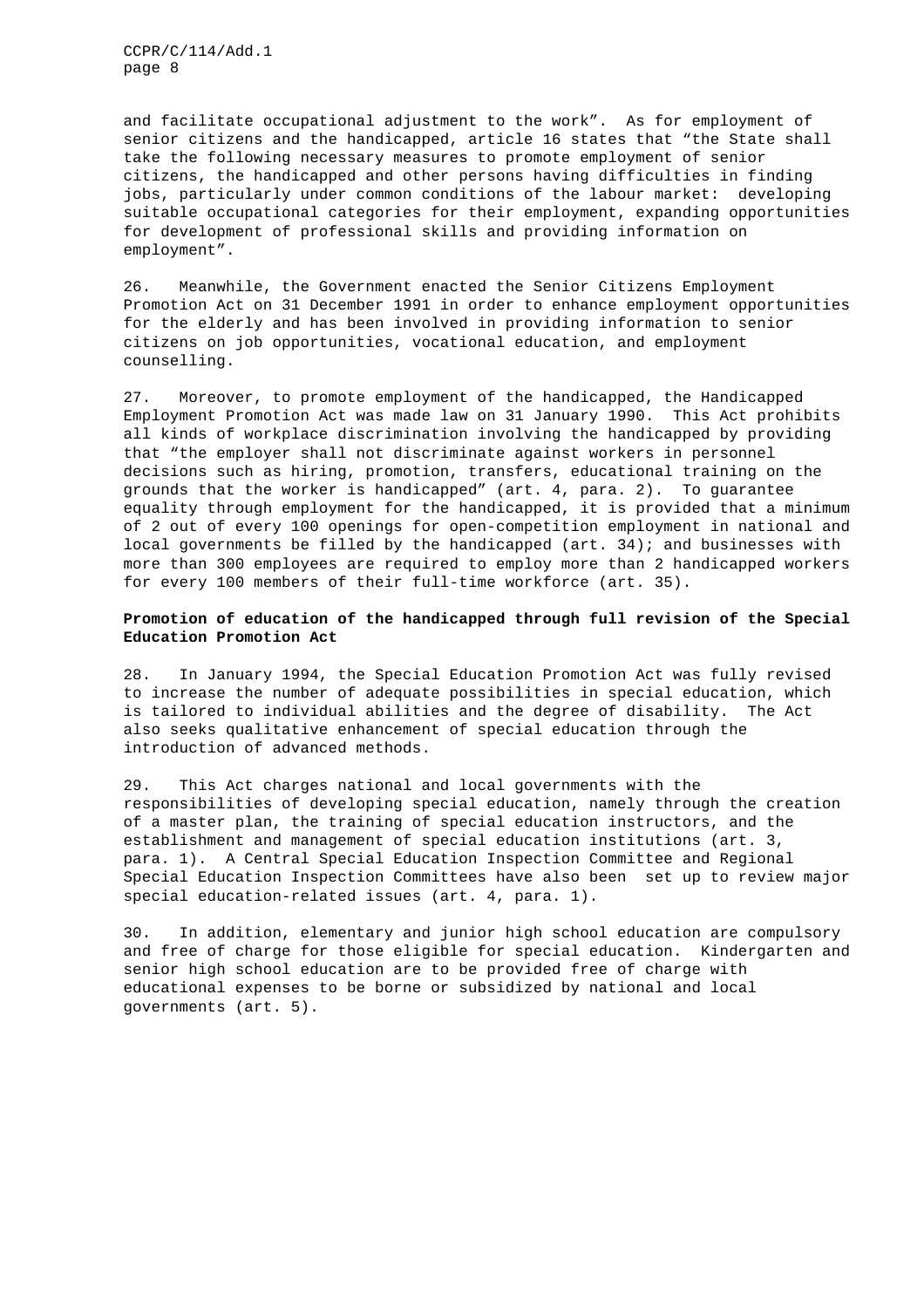and facilitate occupational adjustment to the work". As for employment of senior citizens and the handicapped, article 16 states that "the State shall take the following necessary measures to promote employment of senior citizens, the handicapped and other persons having difficulties in finding jobs, particularly under common conditions of the labour market: developing suitable occupational categories for their employment, expanding opportunities for development of professional skills and providing information on employment".

26. Meanwhile, the Government enacted the Senior Citizens Employment Promotion Act on 31 December 1991 in order to enhance employment opportunities for the elderly and has been involved in providing information to senior citizens on job opportunities, vocational education, and employment counselling.

27. Moreover, to promote employment of the handicapped, the Handicapped Employment Promotion Act was made law on 31 January 1990. This Act prohibits all kinds of workplace discrimination involving the handicapped by providing that "the employer shall not discriminate against workers in personnel decisions such as hiring, promotion, transfers, educational training on the grounds that the worker is handicapped" (art. 4, para. 2). To guarantee equality through employment for the handicapped, it is provided that a minimum of 2 out of every 100 openings for open-competition employment in national and local governments be filled by the handicapped (art. 34); and businesses with more than 300 employees are required to employ more than 2 handicapped workers for every 100 members of their full-time workforce (art. 35).

**Promotion of education of the handicapped through full revision of the Special Education Promotion Act**

28. In January 1994, the Special Education Promotion Act was fully revised to increase the number of adequate possibilities in special education, which is tailored to individual abilities and the degree of disability. The Act also seeks qualitative enhancement of special education through the introduction of advanced methods.

29. This Act charges national and local governments with the responsibilities of developing special education, namely through the creation of a master plan, the training of special education instructors, and the establishment and management of special education institutions (art. 3, para. 1). A Central Special Education Inspection Committee and Regional Special Education Inspection Committees have also been set up to review major special education-related issues (art. 4, para. 1).

30. In addition, elementary and junior high school education are compulsory and free of charge for those eligible for special education. Kindergarten and senior high school education are to be provided free of charge with educational expenses to be borne or subsidized by national and local governments (art. 5).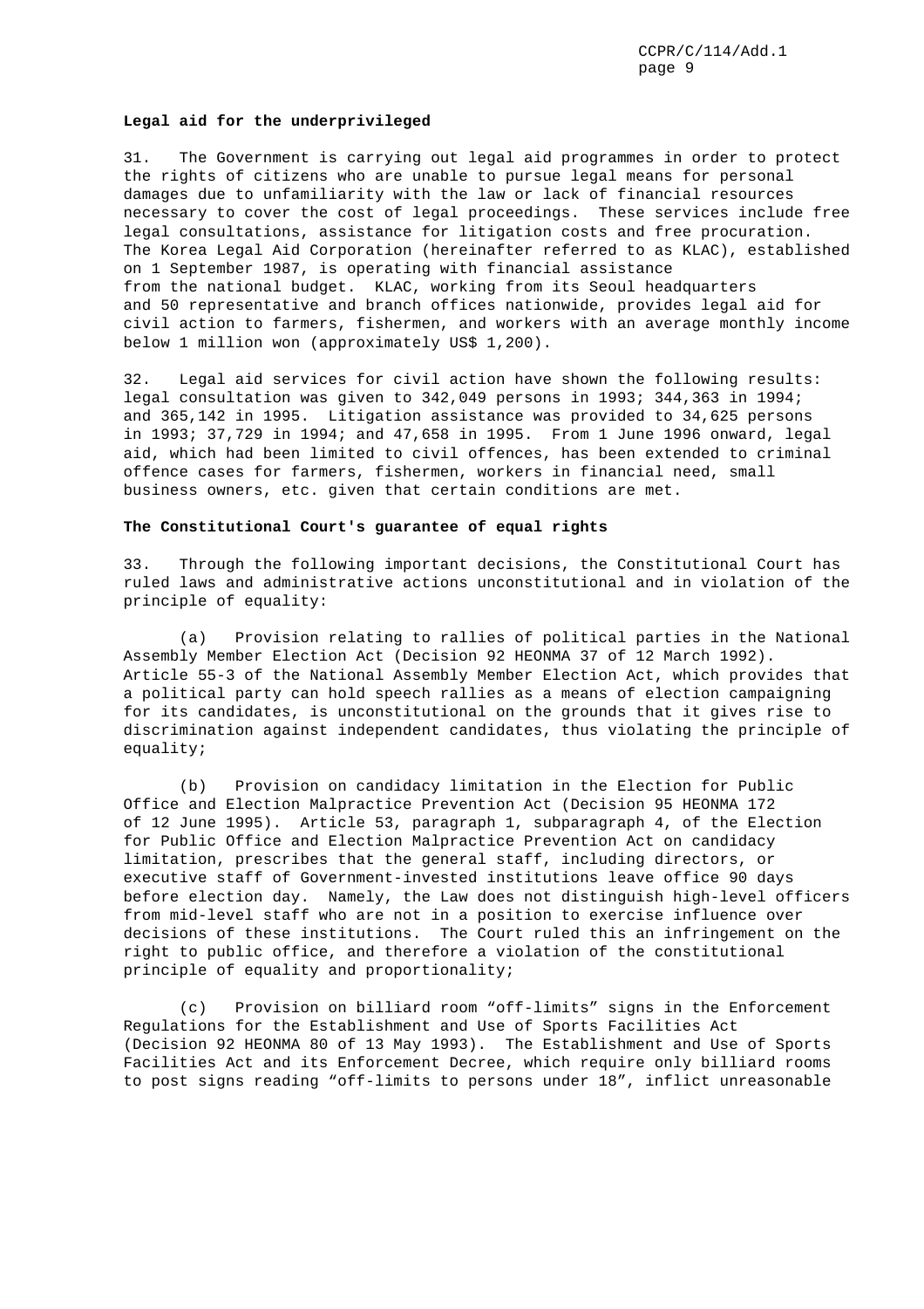**Legal aid for the underprivileged**

31. The Government is carrying out legal aid programmes in order to protect the rights of citizens who are unable to pursue legal means for personal damages due to unfamiliarity with the law or lack of financial resources necessary to cover the cost of legal proceedings. These services include free legal consultations, assistance for litigation costs and free procuration. The Korea Legal Aid Corporation (hereinafter referred to as KLAC), established on 1 September 1987, is operating with financial assistance from the national budget. KLAC, working from its Seoul headquarters and 50 representative and branch offices nationwide, provides legal aid for civil action to farmers, fishermen, and workers with an average monthly income below 1 million won (approximately US$ 1,200).

32. Legal aid services for civil action have shown the following results: legal consultation was given to 342,049 persons in 1993; 344,363 in 1994; and 365,142 in 1995. Litigation assistance was provided to 34,625 persons in 1993; 37,729 in 1994; and 47,658 in 1995. From 1 June 1996 onward, legal aid, which had been limited to civil offences, has been extended to criminal offence cases for farmers, fishermen, workers in financial need, small business owners, etc. given that certain conditions are met.

**The Constitutional Court's guarantee of equal rights**

33. Through the following important decisions, the Constitutional Court has ruled laws and administrative actions unconstitutional and in violation of the principle of equality:

(a) Provision relating to rallies of political parties in the National Assembly Member Election Act (Decision 92 HEONMA 37 of 12 March 1992). Article 55-3 of the National Assembly Member Election Act, which provides that a political party can hold speech rallies as a means of election campaigning for its candidates, is unconstitutional on the grounds that it gives rise to discrimination against independent candidates, thus violating the principle of equality;

(b) Provision on candidacy limitation in the Election for Public Office and Election Malpractice Prevention Act (Decision 95 HEONMA 172 of 12 June 1995). Article 53, paragraph 1, subparagraph 4, of the Election for Public Office and Election Malpractice Prevention Act on candidacy limitation, prescribes that the general staff, including directors, or executive staff of Government-invested institutions leave office 90 days before election day. Namely, the Law does not distinguish high-level officers from mid-level staff who are not in a position to exercise influence over decisions of these institutions. The Court ruled this an infringement on the right to public office, and therefore a violation of the constitutional principle of equality and proportionality;

(c) Provision on billiard room "off-limits" signs in the Enforcement Regulations for the Establishment and Use of Sports Facilities Act (Decision 92 HEONMA 80 of 13 May 1993). The Establishment and Use of Sports Facilities Act and its Enforcement Decree, which require only billiard rooms to post signs reading "off-limits to persons under 18", inflict unreasonable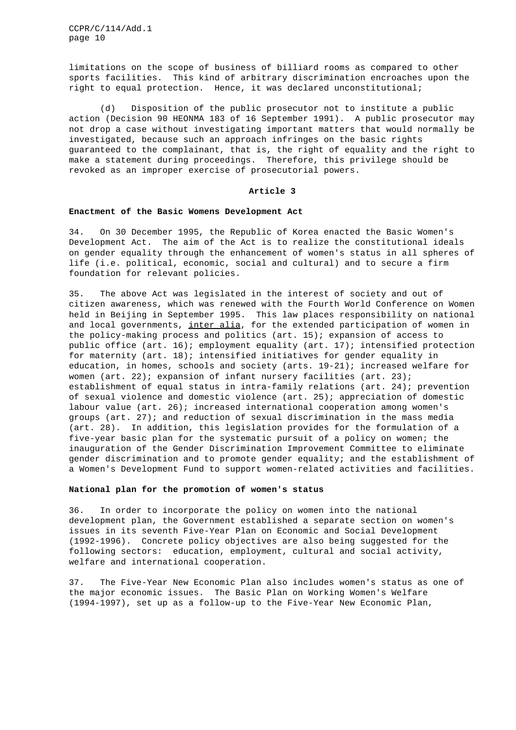limitations on the scope of business of billiard rooms as compared to other sports facilities. This kind of arbitrary discrimination encroaches upon the right to equal protection. Hence, it was declared unconstitutional;

(d) Disposition of the public prosecutor not to institute a public action (Decision 90 HEONMA 183 of 16 September 1991). A public prosecutor may not drop a case without investigating important matters that would normally be investigated, because such an approach infringes on the basic rights guaranteed to the complainant, that is, the right of equality and the right to make a statement during proceedings. Therefore, this privilege should be revoked as an improper exercise of prosecutorial powers.

## Article 3

**Enactment of the Basic Womens Development Act**

34. On 30 December 1995, the Republic of Korea enacted the Basic Women's Development Act. The aim of the Act is to realize the constitutional ideals on gender equality through the enhancement of women's status in all spheres of life (i.e. political, economic, social and cultural) and to secure a firm foundation for relevant policies.

35. The above Act was legislated in the interest of society and out of citizen awareness, which was renewed with the Fourth World Conference on Women held in Beijing in September 1995. This law places responsibility on national and local governments, inter alia, for the extended participation of women in the policy-making process and politics (art. 15); expansion of access to public office (art. 16); employment equality (art. 17); intensified protection for maternity (art. 18); intensified initiatives for gender equality in education, in homes, schools and society (arts. 19-21); increased welfare for women (art. 22); expansion of infant nursery facilities (art. 23); establishment of equal status in intra-family relations (art. 24); prevention of sexual violence and domestic violence (art. 25); appreciation of domestic labour value (art. 26); increased international cooperation among women's groups (art. 27); and reduction of sexual discrimination in the mass media (art. 28). In addition, this legislation provides for the formulation of a five-year basic plan for the systematic pursuit of a policy on women; the inauguration of the Gender Discrimination Improvement Committee to eliminate gender discrimination and to promote gender equality; and the establishment of a Women's Development Fund to support women-related activities and facilities.

**National plan for the promotion of women's status**

36. In order to incorporate the policy on women into the national development plan, the Government established a separate section on women's issues in its seventh Five-Year Plan on Economic and Social Development (1992-1996). Concrete policy objectives are also being suggested for the following sectors: education, employment, cultural and social activity, welfare and international cooperation.

37. The Five-Year New Economic Plan also includes women's status as one of the major economic issues. The Basic Plan on Working Women's Welfare (1994-1997), set up as a follow-up to the Five-Year New Economic Plan,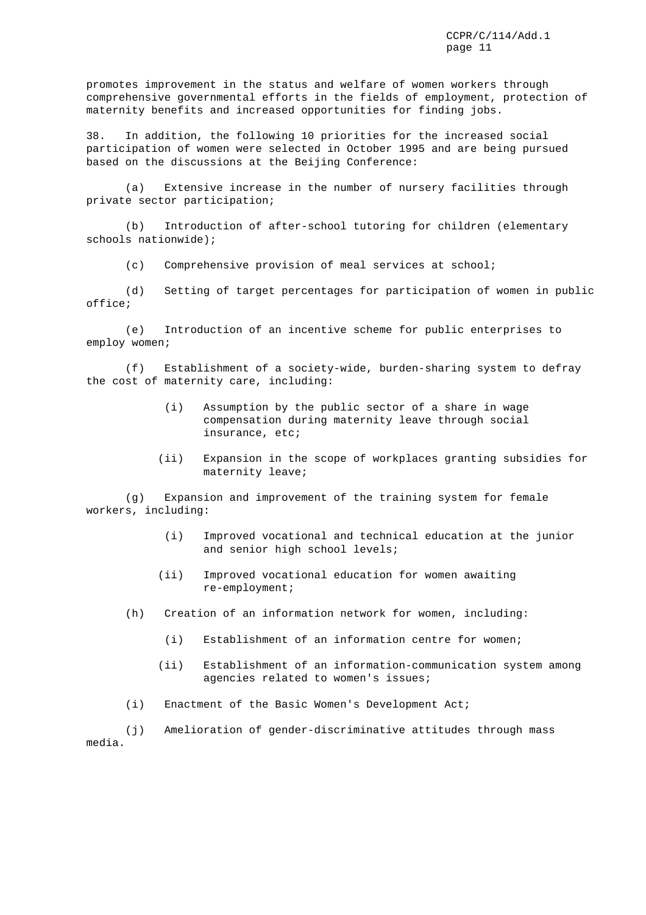promotes improvement in the status and welfare of women workers through comprehensive governmental efforts in the fields of employment, protection of maternity benefits and increased opportunities for finding jobs.

38. In addition, the following 10 priorities for the increased social participation of women were selected in October 1995 and are being pursued based on the discussions at the Beijing Conference:

(a) Extensive increase in the number of nursery facilities through private sector participation;

(b) Introduction of after-school tutoring for children (elementary schools nationwide);

(c) Comprehensive provision of meal services at school;

(d) Setting of target percentages for participation of women in public office;

(e) Introduction of an incentive scheme for public enterprises to employ women;

(f) Establishment of a society-wide, burden-sharing system to defray the cost of maternity care, including:

(i) Assumption by the public sector of a share in wage compensation during maternity leave through social insurance, etc;

(ii) Expansion in the scope of workplaces granting subsidies for maternity leave;

(g) Expansion and improvement of the training system for female workers, including:

(i) Improved vocational and technical education at the junior and senior high school levels;

(ii) Improved vocational education for women awaiting re-employment;

(h) Creation of an information network for women, including:

(i) Establishment of an information centre for women;

(ii) Establishment of an information-communication system among agencies related to women's issues;

(i) Enactment of the Basic Women's Development Act;

(j) Amelioration of gender-discriminative attitudes through mass media.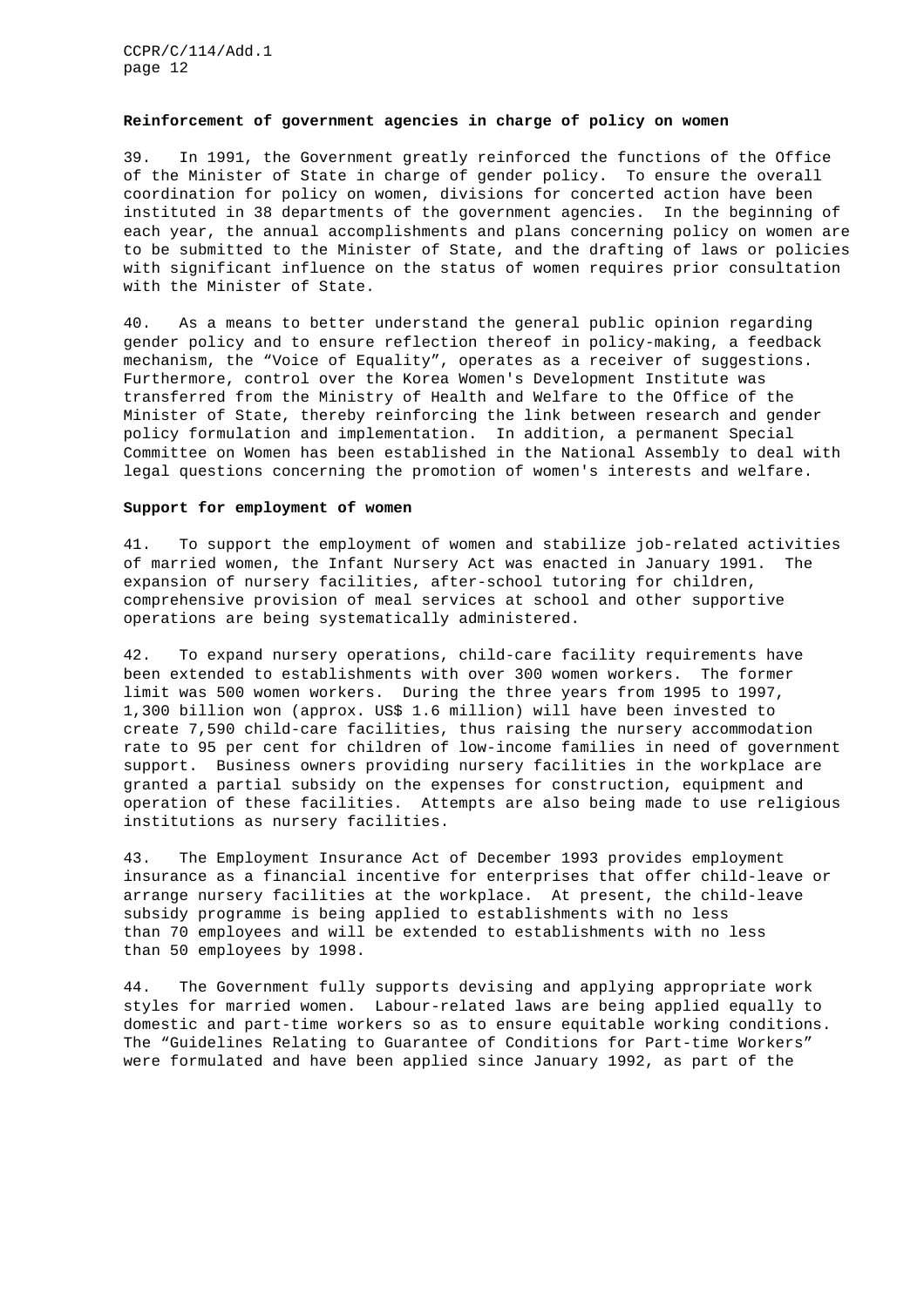**Reinforcement of government agencies in charge of policy on women**

39. In 1991, the Government greatly reinforced the functions of the Office of the Minister of State in charge of gender policy. To ensure the overall coordination for policy on women, divisions for concerted action have been instituted in 38 departments of the government agencies. In the beginning of each year, the annual accomplishments and plans concerning policy on women are to be submitted to the Minister of State, and the drafting of laws or policies with significant influence on the status of women requires prior consultation with the Minister of State.

40. As a means to better understand the general public opinion regarding gender policy and to ensure reflection thereof in policy-making, a feedback mechanism, the "Voice of Equality", operates as a receiver of suggestions. Furthermore, control over the Korea Women's Development Institute was transferred from the Ministry of Health and Welfare to the Office of the Minister of State, thereby reinforcing the link between research and gender policy formulation and implementation. In addition, a permanent Special Committee on Women has been established in the National Assembly to deal with legal questions concerning the promotion of women's interests and welfare.

**Support for employment of women**

41. To support the employment of women and stabilize job-related activities of married women, the Infant Nursery Act was enacted in January 1991. The expansion of nursery facilities, after-school tutoring for children, comprehensive provision of meal services at school and other supportive operations are being systematically administered.

42. To expand nursery operations, child-care facility requirements have been extended to establishments with over 300 women workers. The former limit was 500 women workers. During the three years from 1995 to 1997, 1,300 billion won (approx. US$ 1.6 million) will have been invested to create 7,590 child-care facilities, thus raising the nursery accommodation rate to 95 per cent for children of low-income families in need of government support. Business owners providing nursery facilities in the workplace are granted a partial subsidy on the expenses for construction, equipment and operation of these facilities. Attempts are also being made to use religious institutions as nursery facilities.

43. The Employment Insurance Act of December 1993 provides employment insurance as a financial incentive for enterprises that offer child-leave or arrange nursery facilities at the workplace. At present, the child-leave subsidy programme is being applied to establishments with no less than 70 employees and will be extended to establishments with no less than 50 employees by 1998.

44. The Government fully supports devising and applying appropriate work styles for married women. Labour-related laws are being applied equally to domestic and part-time workers so as to ensure equitable working conditions. The "Guidelines Relating to Guarantee of Conditions for Part-time Workers" were formulated and have been applied since January 1992, as part of the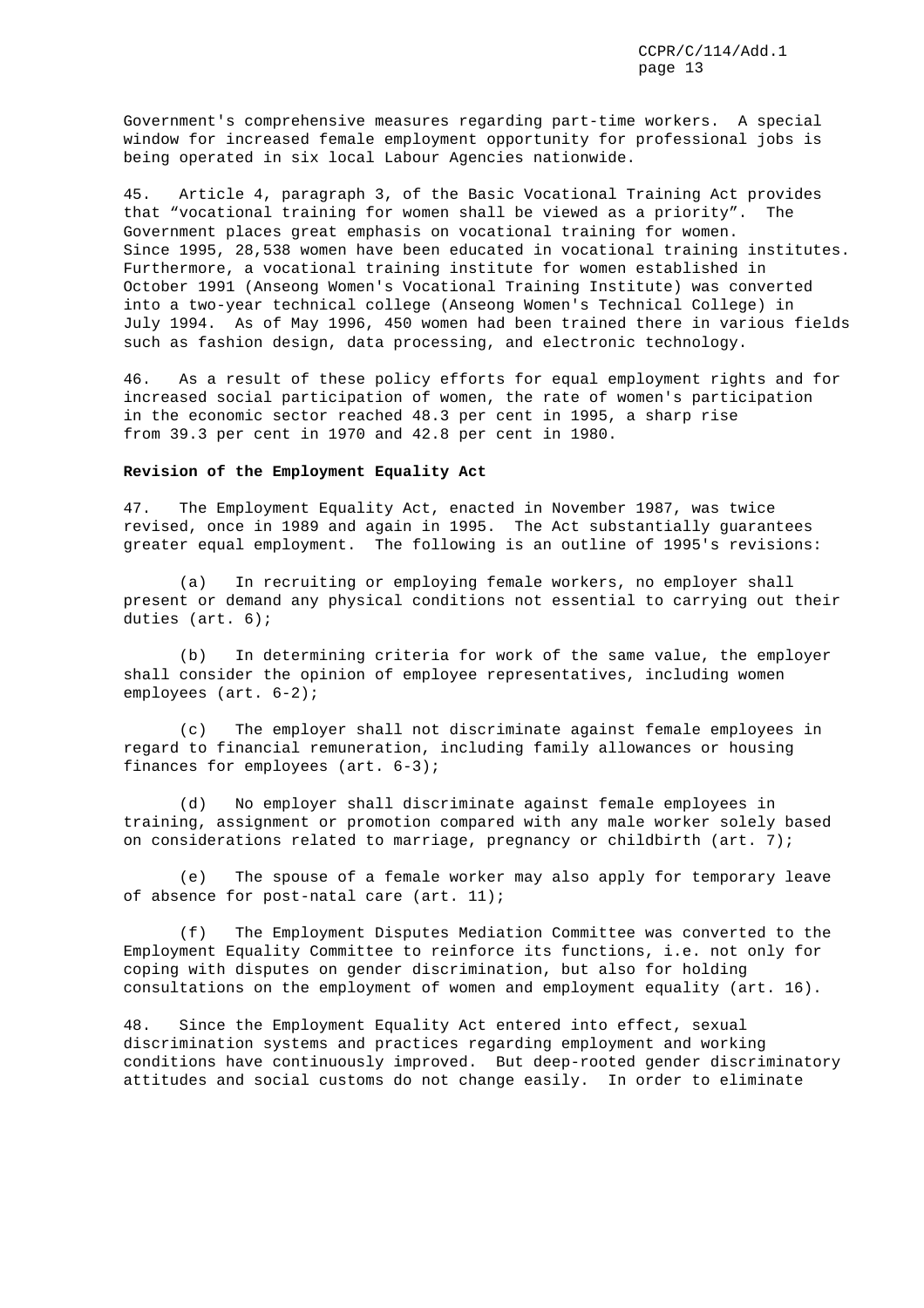Government's comprehensive measures regarding part-time workers. A special window for increased female employment opportunity for professional jobs is being operated in six local Labour Agencies nationwide.

45. Article 4, paragraph 3, of the Basic Vocational Training Act provides that "vocational training for women shall be viewed as a priority". The Government places great emphasis on vocational training for women. Since 1995, 28,538 women have been educated in vocational training institutes. Furthermore, a vocational training institute for women established in October 1991 (Anseong Women's Vocational Training Institute) was converted into a two-year technical college (Anseong Women's Technical College) in July 1994. As of May 1996, 450 women had been trained there in various fields such as fashion design, data processing, and electronic technology.

46. As a result of these policy efforts for equal employment rights and for increased social participation of women, the rate of women's participation in the economic sector reached 48.3 per cent in 1995, a sharp rise from 39.3 per cent in 1970 and 42.8 per cent in 1980.

**Revision of the Employment Equality Act**

47. The Employment Equality Act, enacted in November 1987, was twice revised, once in 1989 and again in 1995. The Act substantially guarantees greater equal employment. The following is an outline of 1995's revisions:

(a) In recruiting or employing female workers, no employer shall present or demand any physical conditions not essential to carrying out their duties (art. 6);

(b) In determining criteria for work of the same value, the employer shall consider the opinion of employee representatives, including women employees (art. 6-2);

(c) The employer shall not discriminate against female employees in regard to financial remuneration, including family allowances or housing finances for employees (art. 6-3);

(d) No employer shall discriminate against female employees in training, assignment or promotion compared with any male worker solely based on considerations related to marriage, pregnancy or childbirth (art. 7);

(e) The spouse of a female worker may also apply for temporary leave of absence for post-natal care (art. 11);

(f) The Employment Disputes Mediation Committee was converted to the Employment Equality Committee to reinforce its functions, i.e. not only for coping with disputes on gender discrimination, but also for holding consultations on the employment of women and employment equality (art. 16).

48. Since the Employment Equality Act entered into effect, sexual discrimination systems and practices regarding employment and working conditions have continuously improved. But deep-rooted gender discriminatory attitudes and social customs do not change easily. In order to eliminate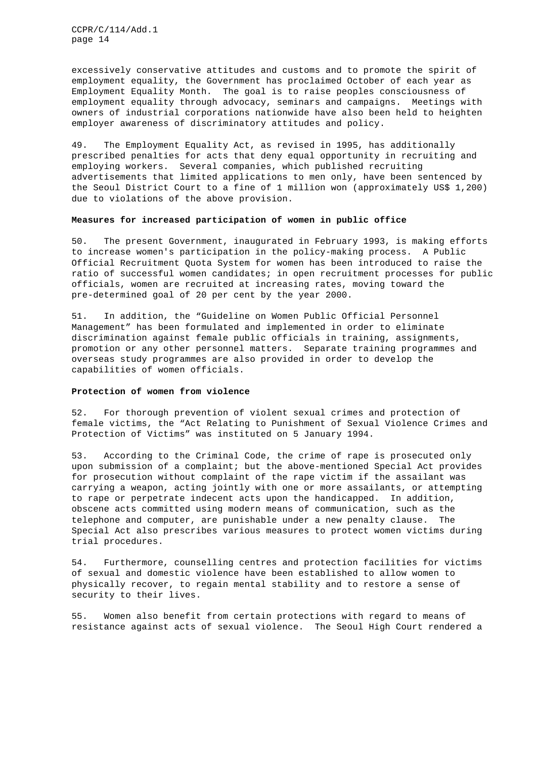excessively conservative attitudes and customs and to promote the spirit of employment equality, the Government has proclaimed October of each year as Employment Equality Month. The goal is to raise peoples consciousness of employment equality through advocacy, seminars and campaigns. Meetings with owners of industrial corporations nationwide have also been held to heighten employer awareness of discriminatory attitudes and policy.

49. The Employment Equality Act, as revised in 1995, has additionally prescribed penalties for acts that deny equal opportunity in recruiting and employing workers. Several companies, which published recruiting advertisements that limited applications to men only, have been sentenced by the Seoul District Court to a fine of 1 million won (approximately US$ 1,200) due to violations of the above provision.

**Measures for increased participation of women in public office**

50. The present Government, inaugurated in February 1993, is making efforts to increase women's participation in the policy-making process. A Public Official Recruitment Quota System for women has been introduced to raise the ratio of successful women candidates; in open recruitment processes for public officials, women are recruited at increasing rates, moving toward the pre-determined goal of 20 per cent by the year 2000.

51. In addition, the “Guideline on Women Public Official Personnel Management” has been formulated and implemented in order to eliminate discrimination against female public officials in training, assignments, promotion or any other personnel matters. Separate training programmes and overseas study programmes are also provided in order to develop the capabilities of women officials.

**Protection of women from violence**

52. For thorough prevention of violent sexual crimes and protection of female victims, the “Act Relating to Punishment of Sexual Violence Crimes and Protection of Victims” was instituted on 5 January 1994.

53. According to the Criminal Code, the crime of rape is prosecuted only upon submission of a complaint; but the above-mentioned Special Act provides for prosecution without complaint of the rape victim if the assailant was carrying a weapon, acting jointly with one or more assailants, or attempting to rape or perpetrate indecent acts upon the handicapped. In addition, obscene acts committed using modern means of communication, such as the telephone and computer, are punishable under a new penalty clause. The Special Act also prescribes various measures to protect women victims during trial procedures.

54. Furthermore, counselling centres and protection facilities for victims of sexual and domestic violence have been established to allow women to physically recover, to regain mental stability and to restore a sense of security to their lives.

55. Women also benefit from certain protections with regard to means of resistance against acts of sexual violence. The Seoul High Court rendered a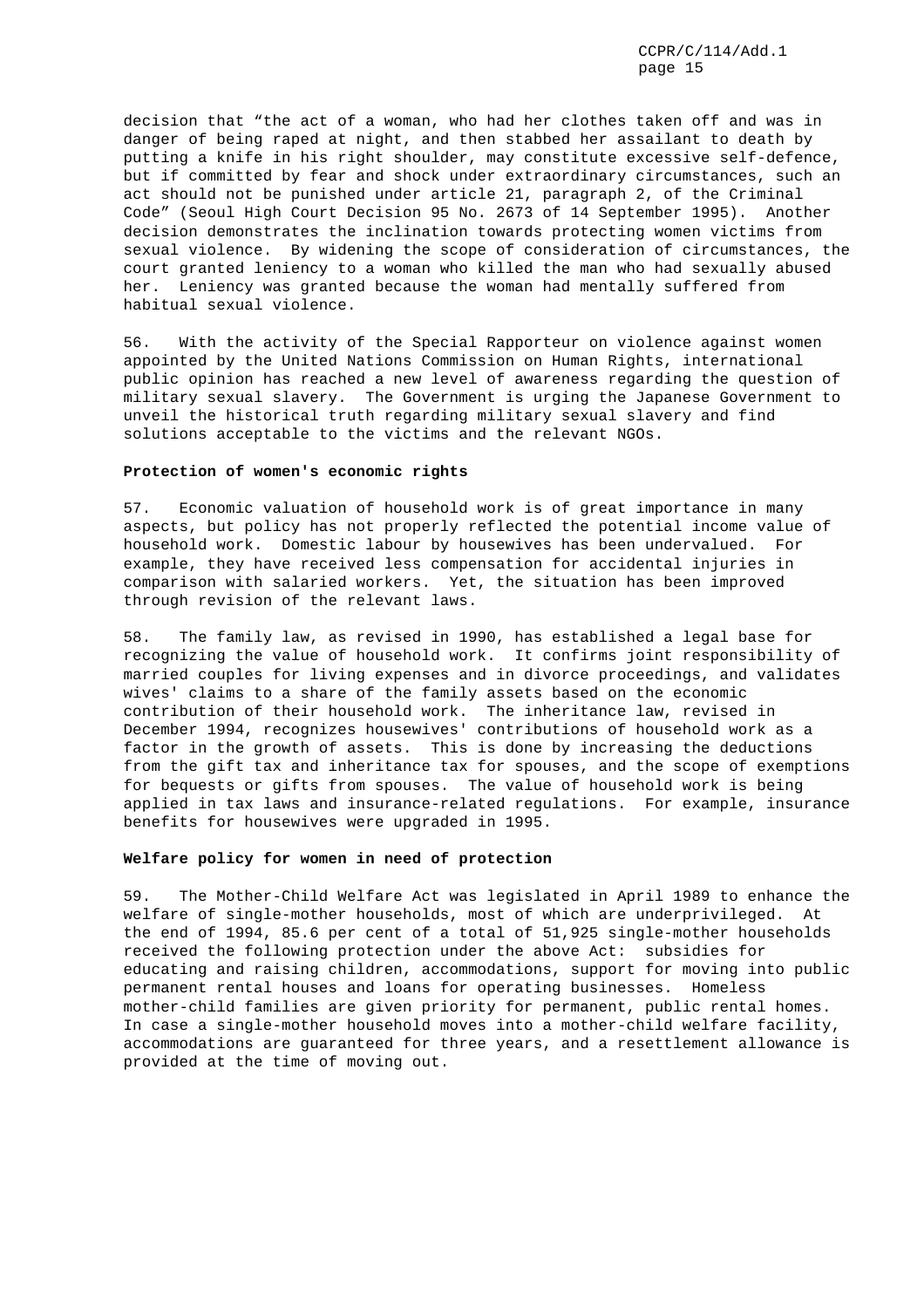decision that “the act of a woman, who had her clothes taken off and was in danger of being raped at night, and then stabbed her assailant to death by putting a knife in his right shoulder, may constitute excessive self-defence, but if committed by fear and shock under extraordinary circumstances, such an act should not be punished under article 21, paragraph 2, of the Criminal Code” (Seoul High Court Decision 95 No. 2673 of 14 September 1995). Another decision demonstrates the inclination towards protecting women victims from sexual violence. By widening the scope of consideration of circumstances, the court granted leniency to a woman who killed the man who had sexually abused her. Leniency was granted because the woman had mentally suffered from habitual sexual violence.

56. With the activity of the Special Rapporteur on violence against women appointed by the United Nations Commission on Human Rights, international public opinion has reached a new level of awareness regarding the question of military sexual slavery. The Government is urging the Japanese Government to unveil the historical truth regarding military sexual slavery and find solutions acceptable to the victims and the relevant NGOs.

**Protection of women's economic rights**

57. Economic valuation of household work is of great importance in many aspects, but policy has not properly reflected the potential income value of household work. Domestic labour by housewives has been undervalued. For example, they have received less compensation for accidental injuries in comparison with salaried workers. Yet, the situation has been improved through revision of the relevant laws.

58. The family law, as revised in 1990, has established a legal base for recognizing the value of household work. It confirms joint responsibility of married couples for living expenses and in divorce proceedings, and validates wives' claims to a share of the family assets based on the economic contribution of their household work. The inheritance law, revised in December 1994, recognizes housewives' contributions of household work as a factor in the growth of assets. This is done by increasing the deductions from the gift tax and inheritance tax for spouses, and the scope of exemptions for bequests or gifts from spouses. The value of household work is being applied in tax laws and insurance-related regulations. For example, insurance benefits for housewives were upgraded in 1995.

**Welfare policy for women in need of protection**

59. The Mother-Child Welfare Act was legislated in April 1989 to enhance the welfare of single-mother households, most of which are underprivileged. At the end of 1994, 85.6 per cent of a total of 51,925 single-mother households received the following protection under the above Act: subsidies for educating and raising children, accommodations, support for moving into public permanent rental houses and loans for operating businesses. Homeless mother-child families are given priority for permanent, public rental homes. In case a single-mother household moves into a mother-child welfare facility, accommodations are guaranteed for three years, and a resettlement allowance is provided at the time of moving out.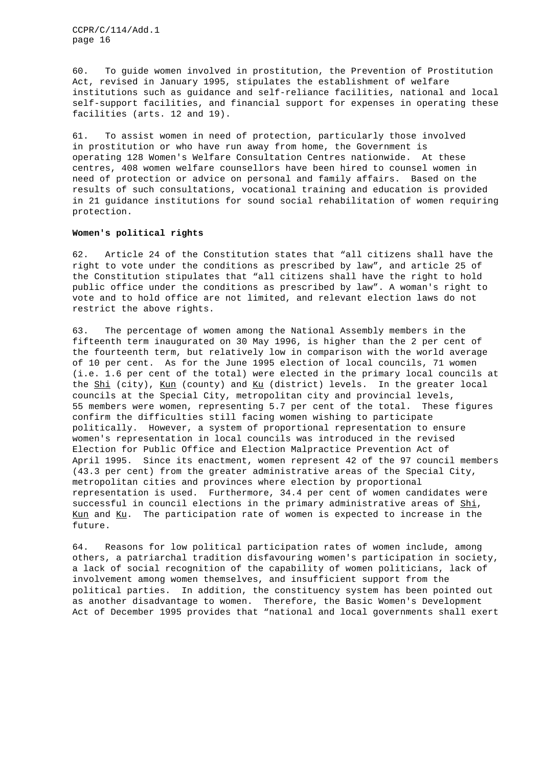60. To guide women involved in prostitution, the Prevention of Prostitution Act, revised in January 1995, stipulates the establishment of welfare institutions such as guidance and self-reliance facilities, national and local self-support facilities, and financial support for expenses in operating these facilities (arts. 12 and 19).

61. To assist women in need of protection, particularly those involved in prostitution or who have run away from home, the Government is operating 128 Women's Welfare Consultation Centres nationwide. At these centres, 408 women welfare counsellors have been hired to counsel women in need of protection or advice on personal and family affairs. Based on the results of such consultations, vocational training and education is provided in 21 guidance institutions for sound social rehabilitation of women requiring protection.

**Women's political rights**

62. Article 24 of the Constitution states that "all citizens shall have the right to vote under the conditions as prescribed by law", and article 25 of the Constitution stipulates that "all citizens shall have the right to hold public office under the conditions as prescribed by law". A woman's right to vote and to hold office are not limited, and relevant election laws do not restrict the above rights.

63. The percentage of women among the National Assembly members in the fifteenth term inaugurated on 30 May 1996, is higher than the 2 per cent of the fourteenth term, but relatively low in comparison with the world average of 10 per cent. As for the June 1995 election of local councils, 71 women (i.e. 1.6 per cent of the total) were elected in the primary local councils at the Shi (city), Kun (county) and Ku (district) levels. In the greater local councils at the Special City, metropolitan city and provincial levels, 55 members were women, representing 5.7 per cent of the total. These figures confirm the difficulties still facing women wishing to participate politically. However, a system of proportional representation to ensure women's representation in local councils was introduced in the revised Election for Public Office and Election Malpractice Prevention Act of April 1995. Since its enactment, women represent 42 of the 97 council members (43.3 per cent) from the greater administrative areas of the Special City, metropolitan cities and provinces where election by proportional representation is used. Furthermore, 34.4 per cent of women candidates were successful in council elections in the primary administrative areas of Shi, Kun and Ku. The participation rate of women is expected to increase in the future.

64. Reasons for low political participation rates of women include, among others, a patriarchal tradition disfavouring women's participation in society, a lack of social recognition of the capability of women politicians, lack of involvement among women themselves, and insufficient support from the political parties. In addition, the constituency system has been pointed out as another disadvantage to women. Therefore, the Basic Women's Development Act of December 1995 provides that "national and local governments shall exert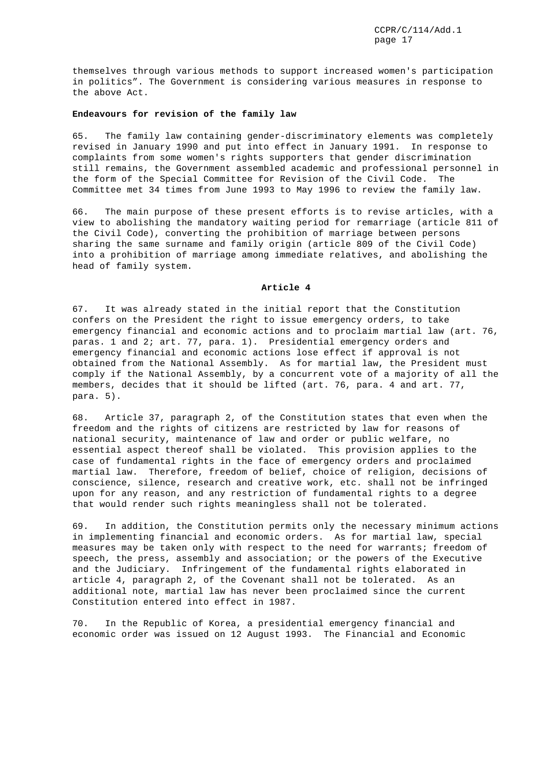themselves through various methods to support increased women's participation in politics". The Government is considering various measures in response to the above Act.

**Endeavours for revision of the family law**

65. The family law containing gender-discriminatory elements was completely revised in January 1990 and put into effect in January 1991. In response to complaints from some women's rights supporters that gender discrimination still remains, the Government assembled academic and professional personnel in the form of the Special Committee for Revision of the Civil Code. The Committee met 34 times from June 1993 to May 1996 to review the family law.

66. The main purpose of these present efforts is to revise articles, with a view to abolishing the mandatory waiting period for remarriage (article 811 of the Civil Code), converting the prohibition of marriage between persons sharing the same surname and family origin (article 809 of the Civil Code) into a prohibition of marriage among immediate relatives, and abolishing the head of family system.

**Article 4**

67. It was already stated in the initial report that the Constitution confers on the President the right to issue emergency orders, to take emergency financial and economic actions and to proclaim martial law (art. 76, paras. 1 and 2; art. 77, para. 1). Presidential emergency orders and emergency financial and economic actions lose effect if approval is not obtained from the National Assembly. As for martial law, the President must comply if the National Assembly, by a concurrent vote of a majority of all the members, decides that it should be lifted (art. 76, para. 4 and art. 77, para. 5).

68. Article 37, paragraph 2, of the Constitution states that even when the freedom and the rights of citizens are restricted by law for reasons of national security, maintenance of law and order or public welfare, no essential aspect thereof shall be violated. This provision applies to the case of fundamental rights in the face of emergency orders and proclaimed martial law. Therefore, freedom of belief, choice of religion, decisions of conscience, silence, research and creative work, etc. shall not be infringed upon for any reason, and any restriction of fundamental rights to a degree that would render such rights meaningless shall not be tolerated.

69. In addition, the Constitution permits only the necessary minimum actions in implementing financial and economic orders. As for martial law, special measures may be taken only with respect to the need for warrants; freedom of speech, the press, assembly and association; or the powers of the Executive and the Judiciary. Infringement of the fundamental rights elaborated in article 4, paragraph 2, of the Covenant shall not be tolerated. As an additional note, martial law has never been proclaimed since the current Constitution entered into effect in 1987.

70. In the Republic of Korea, a presidential emergency financial and economic order was issued on 12 August 1993. The Financial and Economic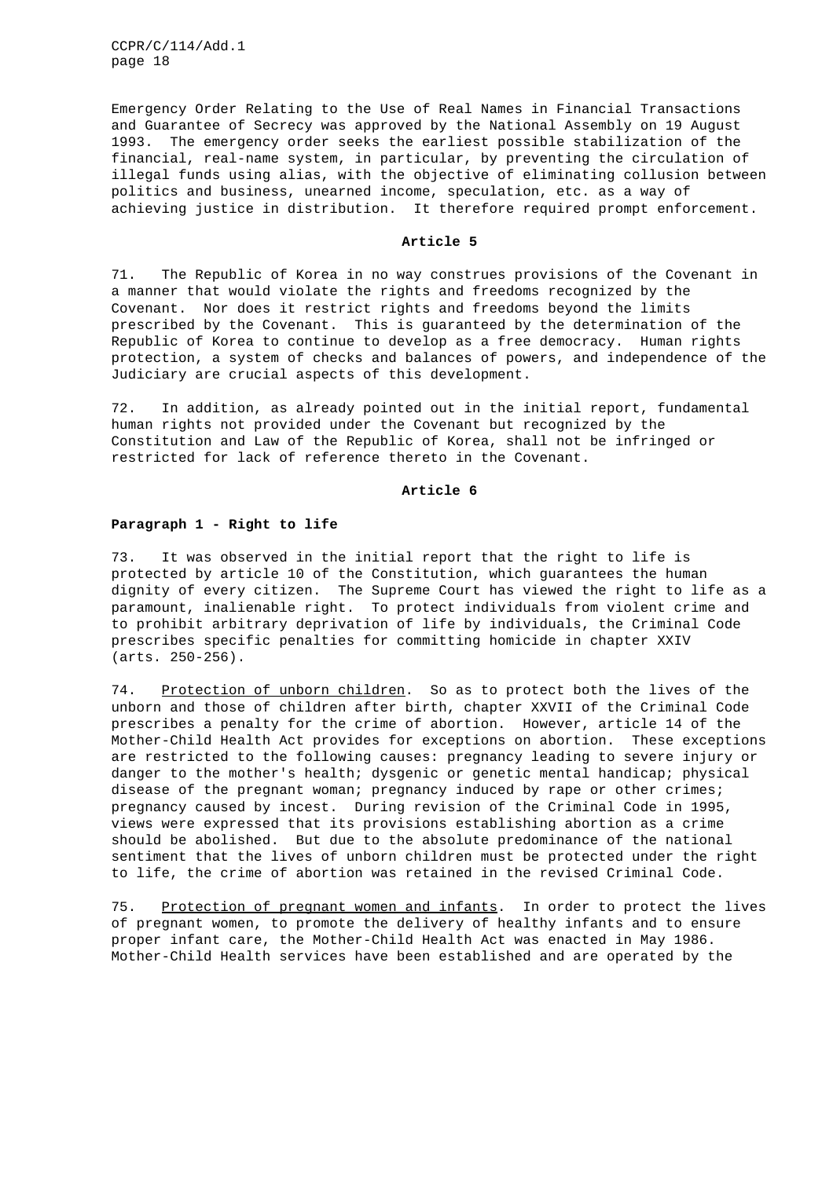Emergency Order Relating to the Use of Real Names in Financial Transactions and Guarantee of Secrecy was approved by the National Assembly on 19 August 1993. The emergency order seeks the earliest possible stabilization of the financial, real-name system, in particular, by preventing the circulation of illegal funds using alias, with the objective of eliminating collusion between politics and business, unearned income, speculation, etc. as a way of achieving justice in distribution. It therefore required prompt enforcement.

**Article 5**

71. The Republic of Korea in no way construes provisions of the Covenant in a manner that would violate the rights and freedoms recognized by the Covenant. Nor does it restrict rights and freedoms beyond the limits prescribed by the Covenant. This is guaranteed by the determination of the Republic of Korea to continue to develop as a free democracy. Human rights protection, a system of checks and balances of powers, and independence of the Judiciary are crucial aspects of this development.

72. In addition, as already pointed out in the initial report, fundamental human rights not provided under the Covenant but recognized by the Constitution and Law of the Republic of Korea, shall not be infringed or restricted for lack of reference thereto in the Covenant.

**Article 6**

**Paragraph 1 - Right to life**

73. It was observed in the initial report that the right to life is protected by article 10 of the Constitution, which guarantees the human dignity of every citizen. The Supreme Court has viewed the right to life as a paramount, inalienable right. To protect individuals from violent crime and to prohibit arbitrary deprivation of life by individuals, the Criminal Code prescribes specific penalties for committing homicide in chapter XXIV (arts. 250-256).

74. Protection of unborn children. So as to protect both the lives of the unborn and those of children after birth, chapter XXVII of the Criminal Code prescribes a penalty for the crime of abortion. However, article 14 of the Mother-Child Health Act provides for exceptions on abortion. These exceptions are restricted to the following causes: pregnancy leading to severe injury or danger to the mother's health; dysgenic or genetic mental handicap; physical disease of the pregnant woman; pregnancy induced by rape or other crimes; pregnancy caused by incest. During revision of the Criminal Code in 1995, views were expressed that its provisions establishing abortion as a crime should be abolished. But due to the absolute predominance of the national sentiment that the lives of unborn children must be protected under the right to life, the crime of abortion was retained in the revised Criminal Code.

75. Protection of pregnant women and infants. In order to protect the lives of pregnant women, to promote the delivery of healthy infants and to ensure proper infant care, the Mother-Child Health Act was enacted in May 1986. Mother-Child Health services have been established and are operated by the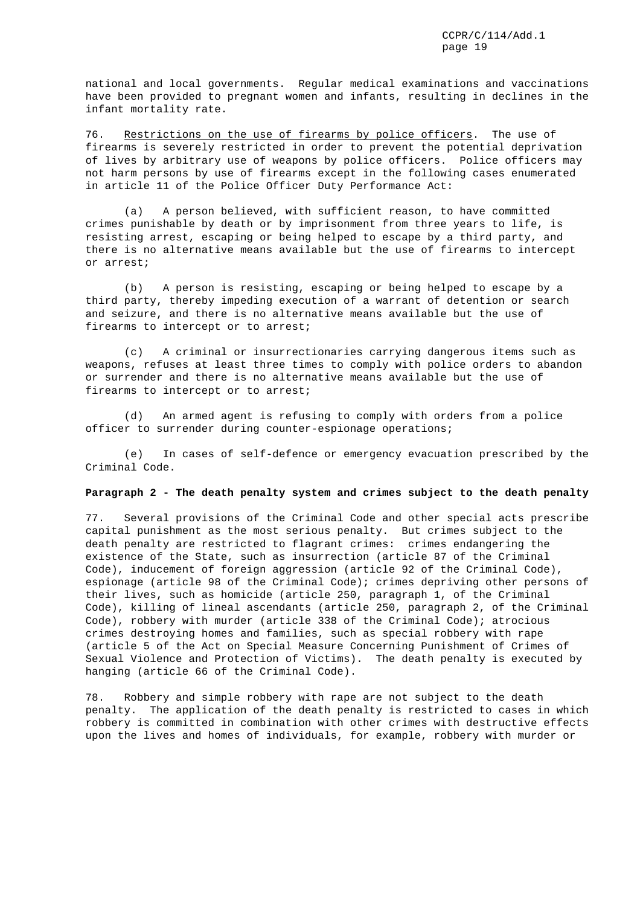national and local governments. Regular medical examinations and vaccinations have been provided to pregnant women and infants, resulting in declines in the infant mortality rate.

76. Restrictions on the use of firearms by police officers. The use of firearms is severely restricted in order to prevent the potential deprivation of lives by arbitrary use of weapons by police officers. Police officers may not harm persons by use of firearms except in the following cases enumerated in article 11 of the Police Officer Duty Performance Act:

(a) A person believed, with sufficient reason, to have committed crimes punishable by death or by imprisonment from three years to life, is resisting arrest, escaping or being helped to escape by a third party, and there is no alternative means available but the use of firearms to intercept or arrest;

(b) A person is resisting, escaping or being helped to escape by a third party, thereby impeding execution of a warrant of detention or search and seizure, and there is no alternative means available but the use of firearms to intercept or to arrest;

(c) A criminal or insurrectionaries carrying dangerous items such as weapons, refuses at least three times to comply with police orders to abandon or surrender and there is no alternative means available but the use of firearms to intercept or to arrest;

(d) An armed agent is refusing to comply with orders from a police officer to surrender during counter-espionage operations;

(e) In cases of self-defence or emergency evacuation prescribed by the Criminal Code.

**Paragraph 2 - The death penalty system and crimes subject to the death penalty**

77. Several provisions of the Criminal Code and other special acts prescribe capital punishment as the most serious penalty. But crimes subject to the death penalty are restricted to flagrant crimes: crimes endangering the existence of the State, such as insurrection (article 87 of the Criminal Code), inducement of foreign aggression (article 92 of the Criminal Code), espionage (article 98 of the Criminal Code); crimes depriving other persons of their lives, such as homicide (article 250, paragraph 1, of the Criminal Code), killing of lineal ascendants (article 250, paragraph 2, of the Criminal Code), robbery with murder (article 338 of the Criminal Code); atrocious crimes destroying homes and families, such as special robbery with rape (article 5 of the Act on Special Measure Concerning Punishment of Crimes of Sexual Violence and Protection of Victims). The death penalty is executed by hanging (article 66 of the Criminal Code).

78. Robbery and simple robbery with rape are not subject to the death penalty. The application of the death penalty is restricted to cases in which robbery is committed in combination with other crimes with destructive effects upon the lives and homes of individuals, for example, robbery with murder or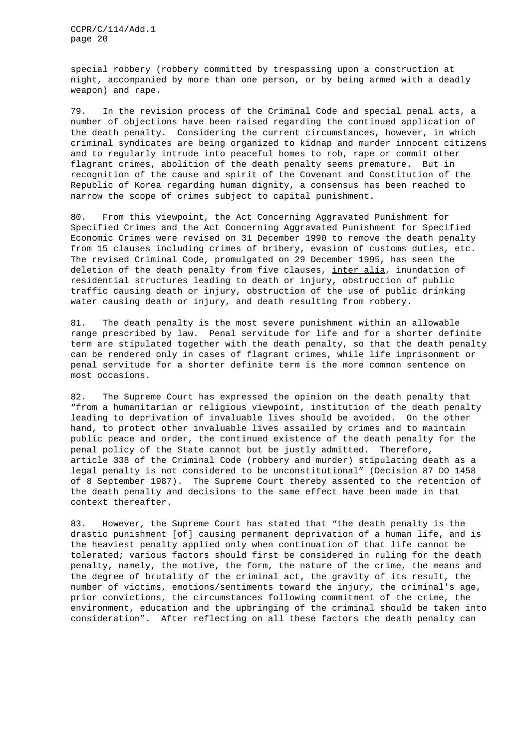special robbery (robbery committed by trespassing upon a construction at night, accompanied by more than one person, or by being armed with a deadly weapon) and rape.

79. In the revision process of the Criminal Code and special penal acts, a number of objections have been raised regarding the continued application of the death penalty. Considering the current circumstances, however, in which criminal syndicates are being organized to kidnap and murder innocent citizens and to regularly intrude into peaceful homes to rob, rape or commit other flagrant crimes, abolition of the death penalty seems premature. But in recognition of the cause and spirit of the Covenant and Constitution of the Republic of Korea regarding human dignity, a consensus has been reached to narrow the scope of crimes subject to capital punishment.

80. From this viewpoint, the Act Concerning Aggravated Punishment for Specified Crimes and the Act Concerning Aggravated Punishment for Specified Economic Crimes were revised on 31 December 1990 to remove the death penalty from 15 clauses including crimes of bribery, evasion of customs duties, etc. The revised Criminal Code, promulgated on 29 December 1995, has seen the deletion of the death penalty from five clauses, _inter alia_, inundation of residential structures leading to death or injury, obstruction of public traffic causing death or injury, obstruction of the use of public drinking water causing death or injury, and death resulting from robbery.

81. The death penalty is the most severe punishment within an allowable range prescribed by law. Penal servitude for life and for a shorter definite term are stipulated together with the death penalty, so that the death penalty can be rendered only in cases of flagrant crimes, while life imprisonment or penal servitude for a shorter definite term is the more common sentence on most occasions.

82. The Supreme Court has expressed the opinion on the death penalty that "from a humanitarian or religious viewpoint, institution of the death penalty leading to deprivation of invaluable lives should be avoided. On the other hand, to protect other invaluable lives assailed by crimes and to maintain public peace and order, the continued existence of the death penalty for the penal policy of the State cannot but be justly admitted. Therefore, article 338 of the Criminal Code (robbery and murder) stipulating death as a legal penalty is not considered to be unconstitutional" (Decision 87 DO 1458 of 8 September 1987). The Supreme Court thereby assented to the retention of the death penalty and decisions to the same effect have been made in that context thereafter.

83. However, the Supreme Court has stated that "the death penalty is the drastic punishment [of] causing permanent deprivation of a human life, and is the heaviest penalty applied only when continuation of that life cannot be tolerated; various factors should first be considered in ruling for the death penalty, namely, the motive, the form, the nature of the crime, the means and the degree of brutality of the criminal act, the gravity of its result, the number of victims, emotions/sentiments toward the injury, the criminal's age, prior convictions, the circumstances following commitment of the crime, the environment, education and the upbringing of the criminal should be taken into consideration". After reflecting on all these factors the death penalty can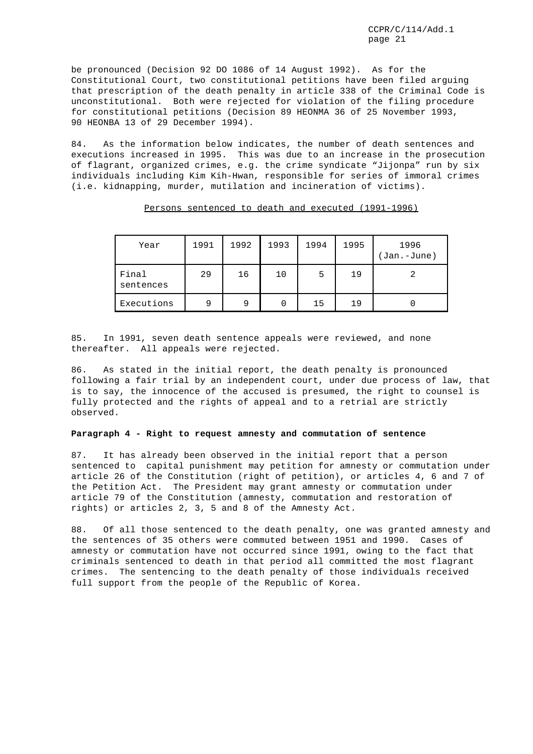be pronounced (Decision 92 DO 1086 of 14 August 1992). As for the Constitutional Court, two constitutional petitions have been filed arguing that prescription of the death penalty in article 338 of the Criminal Code is unconstitutional. Both were rejected for violation of the filing procedure for constitutional petitions (Decision 89 HEONMA 36 of 25 November 1993, 90 HEONBA 13 of 29 December 1994).

84. As the information below indicates, the number of death sentences and executions increased in 1995. This was due to an increase in the prosecution of flagrant, organized crimes, e.g. the crime syndicate "Jijonpa" run by six individuals including Kim Kih-Hwan, responsible for series of immoral crimes (i.e. kidnapping, murder, mutilation and incineration of victims).

Persons sentenced to death and executed (1991-1996)

| Year | 1991 | 1992 | 1993 | 1994 | 1995 | 1996 (Jan.-June) |
|---|---|---|---|---|---|---|
| Final sentences | 29 | 16 | 10 | 5 | 19 | 2 |
| Executions | 9 | 9 | 0 | 15 | 19 | 0 |

85. In 1991, seven death sentence appeals were reviewed, and none thereafter. All appeals were rejected.

86. As stated in the initial report, the death penalty is pronounced following a fair trial by an independent court, under due process of law, that is to say, the innocence of the accused is presumed, the right to counsel is fully protected and the rights of appeal and to a retrial are strictly observed.

**Paragraph 4 - Right to request amnesty and commutation of sentence**

87. It has already been observed in the initial report that a person sentenced to capital punishment may petition for amnesty or commutation under article 26 of the Constitution (right of petition), or articles 4, 6 and 7 of the Petition Act. The President may grant amnesty or commutation under article 79 of the Constitution (amnesty, commutation and restoration of rights) or articles 2, 3, 5 and 8 of the Amnesty Act.

88. Of all those sentenced to the death penalty, one was granted amnesty and the sentences of 35 others were commuted between 1951 and 1990. Cases of amnesty or commutation have not occurred since 1991, owing to the fact that criminals sentenced to death in that period all committed the most flagrant crimes. The sentencing to the death penalty of those individuals received full support from the people of the Republic of Korea.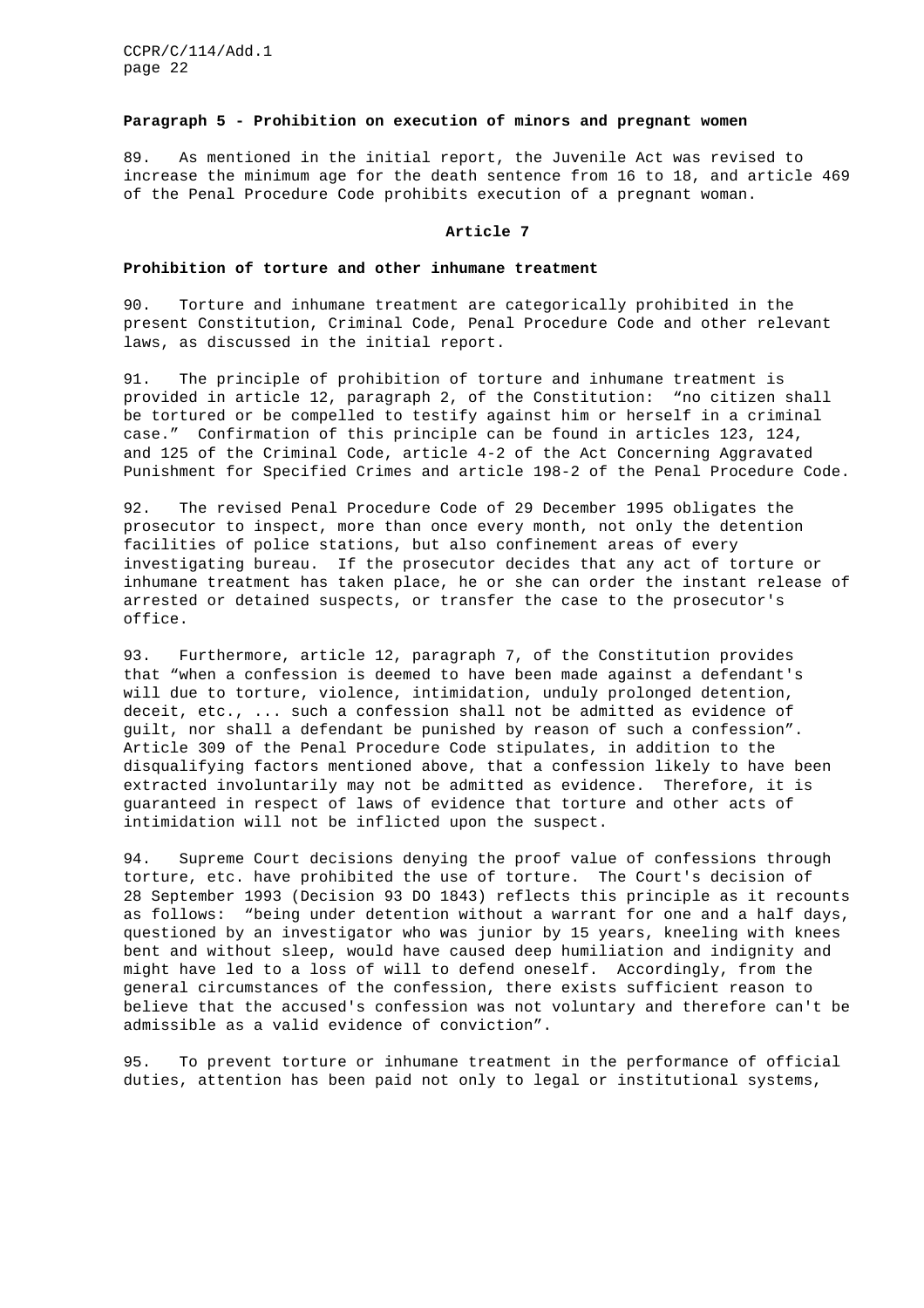**Paragraph 5 - Prohibition on execution of minors and pregnant women**

89. As mentioned in the initial report, the Juvenile Act was revised to increase the minimum age for the death sentence from 16 to 18, and article 469 of the Penal Procedure Code prohibits execution of a pregnant woman.

**Article 7**

**Prohibition of torture and other inhumane treatment**

90. Torture and inhumane treatment are categorically prohibited in the present Constitution, Criminal Code, Penal Procedure Code and other relevant laws, as discussed in the initial report.

91. The principle of prohibition of torture and inhumane treatment is provided in article 12, paragraph 2, of the Constitution: "no citizen shall be tortured or be compelled to testify against him or herself in a criminal case." Confirmation of this principle can be found in articles 123, 124, and 125 of the Criminal Code, article 4-2 of the Act Concerning Aggravated Punishment for Specified Crimes and article 198-2 of the Penal Procedure Code.

92. The revised Penal Procedure Code of 29 December 1995 obligates the prosecutor to inspect, more than once every month, not only the detention facilities of police stations, but also confinement areas of every investigating bureau. If the prosecutor decides that any act of torture or inhumane treatment has taken place, he or she can order the instant release of arrested or detained suspects, or transfer the case to the prosecutor's office.

93. Furthermore, article 12, paragraph 7, of the Constitution provides that "when a confession is deemed to have been made against a defendant's will due to torture, violence, intimidation, unduly prolonged detention, deceit, etc., ... such a confession shall not be admitted as evidence of guilt, nor shall a defendant be punished by reason of such a confession". Article 309 of the Penal Procedure Code stipulates, in addition to the disqualifying factors mentioned above, that a confession likely to have been extracted involuntarily may not be admitted as evidence. Therefore, it is guaranteed in respect of laws of evidence that torture and other acts of intimidation will not be inflicted upon the suspect.

94. Supreme Court decisions denying the proof value of confessions through torture, etc. have prohibited the use of torture. The Court's decision of 28 September 1993 (Decision 93 DO 1843) reflects this principle as it recounts as follows: "being under detention without a warrant for one and a half days, questioned by an investigator who was junior by 15 years, kneeling with knees bent and without sleep, would have caused deep humiliation and indignity and might have led to a loss of will to defend oneself. Accordingly, from the general circumstances of the confession, there exists sufficient reason to believe that the accused's confession was not voluntary and therefore can't be admissible as a valid evidence of conviction".

95. To prevent torture or inhumane treatment in the performance of official duties, attention has been paid not only to legal or institutional systems,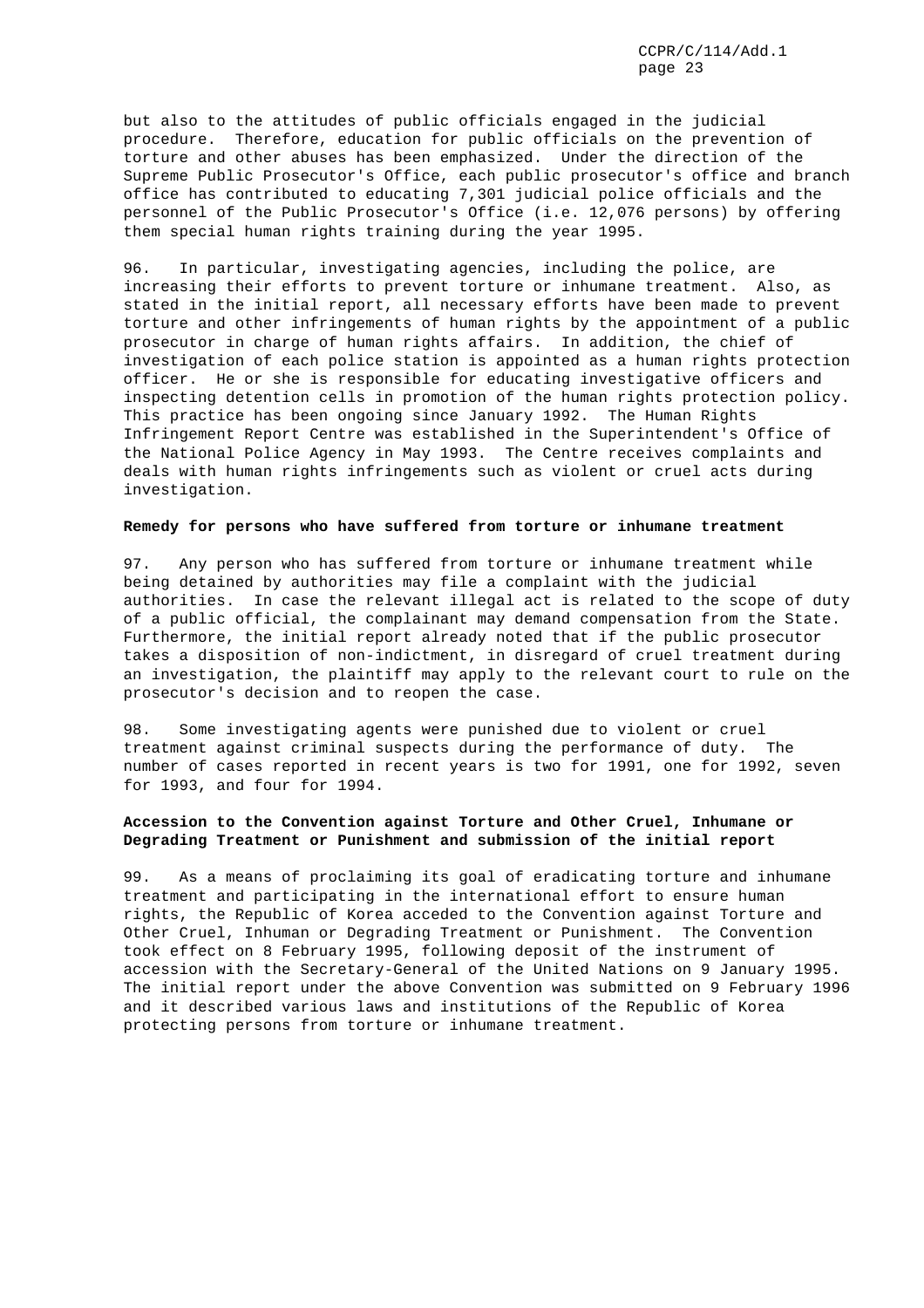but also to the attitudes of public officials engaged in the judicial procedure. Therefore, education for public officials on the prevention of torture and other abuses has been emphasized. Under the direction of the Supreme Public Prosecutor's Office, each public prosecutor's office and branch office has contributed to educating 7,301 judicial police officials and the personnel of the Public Prosecutor's Office (i.e. 12,076 persons) by offering them special human rights training during the year 1995.

96. In particular, investigating agencies, including the police, are increasing their efforts to prevent torture or inhumane treatment. Also, as stated in the initial report, all necessary efforts have been made to prevent torture and other infringements of human rights by the appointment of a public prosecutor in charge of human rights affairs. In addition, the chief of investigation of each police station is appointed as a human rights protection officer. He or she is responsible for educating investigative officers and inspecting detention cells in promotion of the human rights protection policy. This practice has been ongoing since January 1992. The Human Rights Infringement Report Centre was established in the Superintendent's Office of the National Police Agency in May 1993. The Centre receives complaints and deals with human rights infringements such as violent or cruel acts during investigation.

**Remedy for persons who have suffered from torture or inhumane treatment**

97. Any person who has suffered from torture or inhumane treatment while being detained by authorities may file a complaint with the judicial authorities. In case the relevant illegal act is related to the scope of duty of a public official, the complainant may demand compensation from the State. Furthermore, the initial report already noted that if the public prosecutor takes a disposition of non-indictment, in disregard of cruel treatment during an investigation, the plaintiff may apply to the relevant court to rule on the prosecutor's decision and to reopen the case.

98. Some investigating agents were punished due to violent or cruel treatment against criminal suspects during the performance of duty. The number of cases reported in recent years is two for 1991, one for 1992, seven for 1993, and four for 1994.

**Accession to the Convention against Torture and Other Cruel, Inhumane or Degrading Treatment or Punishment and submission of the initial report**

99. As a means of proclaiming its goal of eradicating torture and inhumane treatment and participating in the international effort to ensure human rights, the Republic of Korea acceded to the Convention against Torture and Other Cruel, Inhuman or Degrading Treatment or Punishment. The Convention took effect on 8 February 1995, following deposit of the instrument of accession with the Secretary-General of the United Nations on 9 January 1995. The initial report under the above Convention was submitted on 9 February 1996 and it described various laws and institutions of the Republic of Korea protecting persons from torture or inhumane treatment.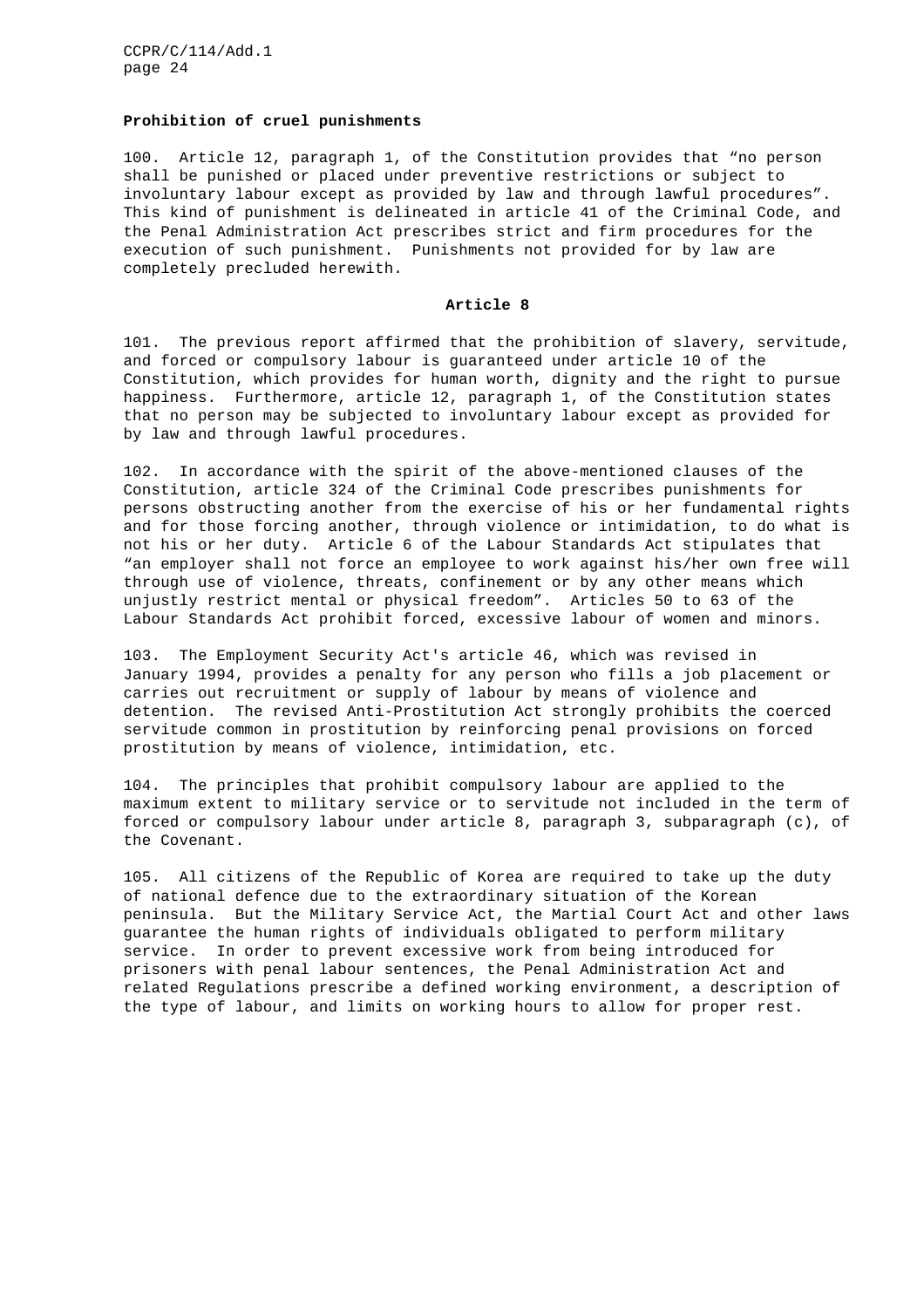**Prohibition of cruel punishments**

100. Article 12, paragraph 1, of the Constitution provides that "no person shall be punished or placed under preventive restrictions or subject to involuntary labour except as provided by law and through lawful procedures". This kind of punishment is delineated in article 41 of the Criminal Code, and the Penal Administration Act prescribes strict and firm procedures for the execution of such punishment. Punishments not provided for by law are completely precluded herewith.

**Article 8**

101. The previous report affirmed that the prohibition of slavery, servitude, and forced or compulsory labour is guaranteed under article 10 of the Constitution, which provides for human worth, dignity and the right to pursue happiness. Furthermore, article 12, paragraph 1, of the Constitution states that no person may be subjected to involuntary labour except as provided for by law and through lawful procedures.

102. In accordance with the spirit of the above-mentioned clauses of the Constitution, article 324 of the Criminal Code prescribes punishments for persons obstructing another from the exercise of his or her fundamental rights and for those forcing another, through violence or intimidation, to do what is not his or her duty. Article 6 of the Labour Standards Act stipulates that "an employer shall not force an employee to work against his/her own free will through use of violence, threats, confinement or by any other means which unjustly restrict mental or physical freedom". Articles 50 to 63 of the Labour Standards Act prohibit forced, excessive labour of women and minors.

103. The Employment Security Act's article 46, which was revised in January 1994, provides a penalty for any person who fills a job placement or carries out recruitment or supply of labour by means of violence and detention. The revised Anti-Prostitution Act strongly prohibits the coerced servitude common in prostitution by reinforcing penal provisions on forced prostitution by means of violence, intimidation, etc.

104. The principles that prohibit compulsory labour are applied to the maximum extent to military service or to servitude not included in the term of forced or compulsory labour under article 8, paragraph 3, subparagraph (c), of the Covenant.

105. All citizens of the Republic of Korea are required to take up the duty of national defence due to the extraordinary situation of the Korean peninsula. But the Military Service Act, the Martial Court Act and other laws guarantee the human rights of individuals obligated to perform military service. In order to prevent excessive work from being introduced for prisoners with penal labour sentences, the Penal Administration Act and related Regulations prescribe a defined working environment, a description of the type of labour, and limits on working hours to allow for proper rest.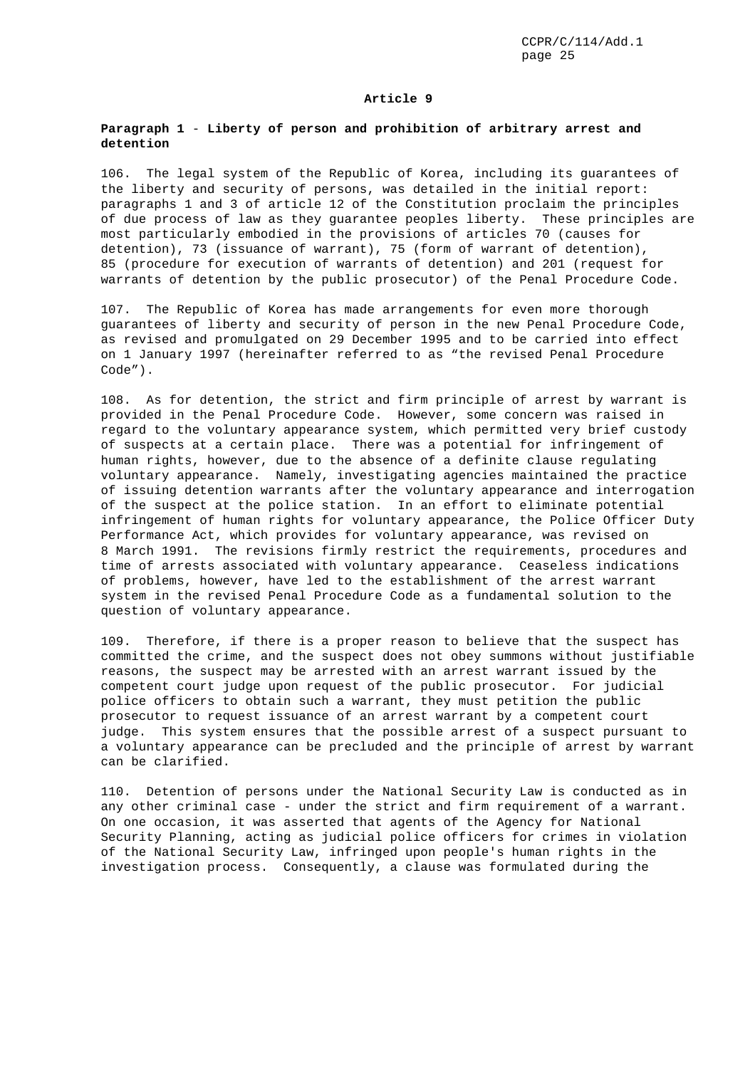## Article 9

### Paragraph 1 - Liberty of person and prohibition of arbitrary arrest and detention

106. The legal system of the Republic of Korea, including its guarantees of the liberty and security of persons, was detailed in the initial report: paragraphs 1 and 3 of article 12 of the Constitution proclaim the principles of due process of law as they guarantee peoples liberty. These principles are most particularly embodied in the provisions of articles 70 (causes for detention), 73 (issuance of warrant), 75 (form of warrant of detention), 85 (procedure for execution of warrants of detention) and 201 (request for warrants of detention by the public prosecutor) of the Penal Procedure Code.

107. The Republic of Korea has made arrangements for even more thorough guarantees of liberty and security of person in the new Penal Procedure Code, as revised and promulgated on 29 December 1995 and to be carried into effect on 1 January 1997 (hereinafter referred to as "the revised Penal Procedure Code").

108. As for detention, the strict and firm principle of arrest by warrant is provided in the Penal Procedure Code. However, some concern was raised in regard to the voluntary appearance system, which permitted very brief custody of suspects at a certain place. There was a potential for infringement of human rights, however, due to the absence of a definite clause regulating voluntary appearance. Namely, investigating agencies maintained the practice of issuing detention warrants after the voluntary appearance and interrogation of the suspect at the police station. In an effort to eliminate potential infringement of human rights for voluntary appearance, the Police Officer Duty Performance Act, which provides for voluntary appearance, was revised on 8 March 1991. The revisions firmly restrict the requirements, procedures and time of arrests associated with voluntary appearance. Ceaseless indications of problems, however, have led to the establishment of the arrest warrant system in the revised Penal Procedure Code as a fundamental solution to the question of voluntary appearance.

109. Therefore, if there is a proper reason to believe that the suspect has committed the crime, and the suspect does not obey summons without justifiable reasons, the suspect may be arrested with an arrest warrant issued by the competent court judge upon request of the public prosecutor. For judicial police officers to obtain such a warrant, they must petition the public prosecutor to request issuance of an arrest warrant by a competent court judge. This system ensures that the possible arrest of a suspect pursuant to a voluntary appearance can be precluded and the principle of arrest by warrant can be clarified.

110. Detention of persons under the National Security Law is conducted as in any other criminal case - under the strict and firm requirement of a warrant. On one occasion, it was asserted that agents of the Agency for National Security Planning, acting as judicial police officers for crimes in violation of the National Security Law, infringed upon people's human rights in the investigation process. Consequently, a clause was formulated during the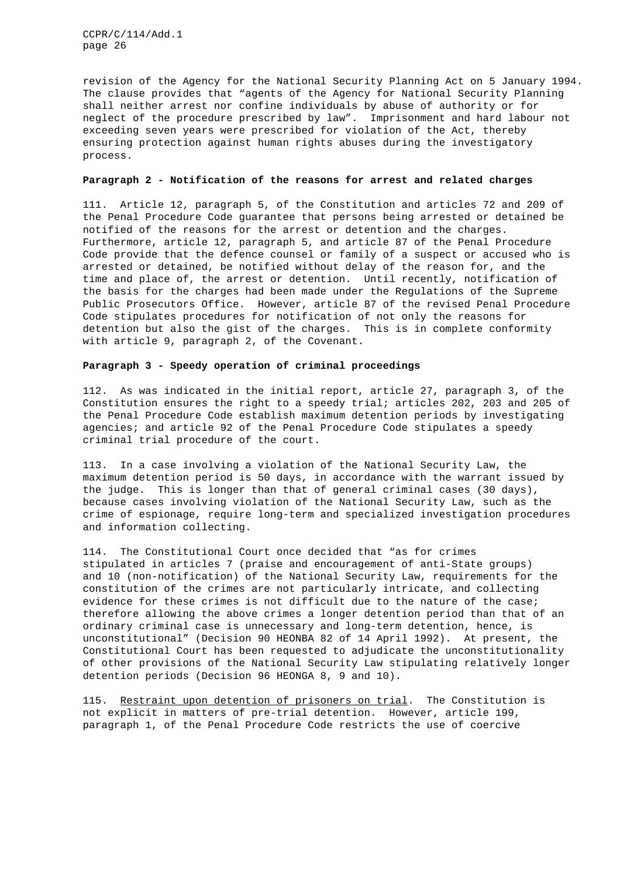revision of the Agency for the National Security Planning Act on 5 January 1994. The clause provides that "agents of the Agency for National Security Planning shall neither arrest nor confine individuals by abuse of authority or for neglect of the procedure prescribed by law". Imprisonment and hard labour not exceeding seven years were prescribed for violation of the Act, thereby ensuring protection against human rights abuses during the investigatory process.

**Paragraph 2 - Notification of the reasons for arrest and related charges**

111. Article 12, paragraph 5, of the Constitution and articles 72 and 209 of the Penal Procedure Code guarantee that persons being arrested or detained be notified of the reasons for the arrest or detention and the charges. Furthermore, article 12, paragraph 5, and article 87 of the Penal Procedure Code provide that the defence counsel or family of a suspect or accused who is arrested or detained, be notified without delay of the reason for, and the time and place of, the arrest or detention. Until recently, notification of the basis for the charges had been made under the Regulations of the Supreme Public Prosecutors Office. However, article 87 of the revised Penal Procedure Code stipulates procedures for notification of not only the reasons for detention but also the gist of the charges. This is in complete conformity with article 9, paragraph 2, of the Covenant.

**Paragraph 3 - Speedy operation of criminal proceedings**

112. As was indicated in the initial report, article 27, paragraph 3, of the Constitution ensures the right to a speedy trial; articles 202, 203 and 205 of the Penal Procedure Code establish maximum detention periods by investigating agencies; and article 92 of the Penal Procedure Code stipulates a speedy criminal trial procedure of the court.

113. In a case involving a violation of the National Security Law, the maximum detention period is 50 days, in accordance with the warrant issued by the judge. This is longer than that of general criminal cases (30 days), because cases involving violation of the National Security Law, such as the crime of espionage, require long-term and specialized investigation procedures and information collecting.

114. The Constitutional Court once decided that "as for crimes stipulated in articles 7 (praise and encouragement of anti-State groups) and 10 (non-notification) of the National Security Law, requirements for the constitution of the crimes are not particularly intricate, and collecting evidence for these crimes is not difficult due to the nature of the case; therefore allowing the above crimes a longer detention period than that of an ordinary criminal case is unnecessary and long-term detention, hence, is unconstitutional" (Decision 90 HEONBA 82 of 14 April 1992). At present, the Constitutional Court has been requested to adjudicate the unconstitutionality of other provisions of the National Security Law stipulating relatively longer detention periods (Decision 96 HEONGA 8, 9 and 10).

115. Restraint upon detention of prisoners on trial. The Constitution is not explicit in matters of pre-trial detention. However, article 199, paragraph 1, of the Penal Procedure Code restricts the use of coercive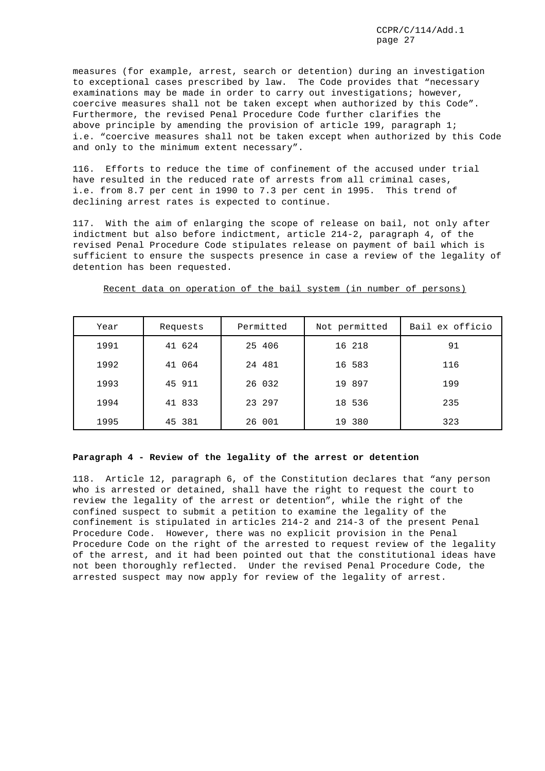measures (for example, arrest, search or detention) during an investigation to exceptional cases prescribed by law. The Code provides that "necessary examinations may be made in order to carry out investigations; however, coercive measures shall not be taken except when authorized by this Code". Furthermore, the revised Penal Procedure Code further clarifies the above principle by amending the provision of article 199, paragraph 1; i.e. "coercive measures shall not be taken except when authorized by this Code and only to the minimum extent necessary".

116. Efforts to reduce the time of confinement of the accused under trial have resulted in the reduced rate of arrests from all criminal cases, i.e. from 8.7 per cent in 1990 to 7.3 per cent in 1995. This trend of declining arrest rates is expected to continue.

117. With the aim of enlarging the scope of release on bail, not only after indictment but also before indictment, article 214-2, paragraph 4, of the revised Penal Procedure Code stipulates release on payment of bail which is sufficient to ensure the suspects presence in case a review of the legality of detention has been requested.

Recent data on operation of the bail system (in number of persons)

| Year | Requests | Permitted | Not permitted | Bail ex officio |
|---|---|---|---|---|
| 1991 | 41 624 | 25 406 | 16 218 | 91 |
| 1992 | 41 064 | 24 481 | 16 583 | 116 |
| 1993 | 45 911 | 26 032 | 19 897 | 199 |
| 1994 | 41 833 | 23 297 | 18 536 | 235 |
| 1995 | 45 381 | 26 001 | 19 380 | 323 |

**Paragraph 4 - Review of the legality of the arrest or detention**

118. Article 12, paragraph 6, of the Constitution declares that "any person who is arrested or detained, shall have the right to request the court to review the legality of the arrest or detention", while the right of the confined suspect to submit a petition to examine the legality of the confinement is stipulated in articles 214-2 and 214-3 of the present Penal Procedure Code. However, there was no explicit provision in the Penal Procedure Code on the right of the arrested to request review of the legality of the arrest, and it had been pointed out that the constitutional ideas have not been thoroughly reflected. Under the revised Penal Procedure Code, the arrested suspect may now apply for review of the legality of arrest.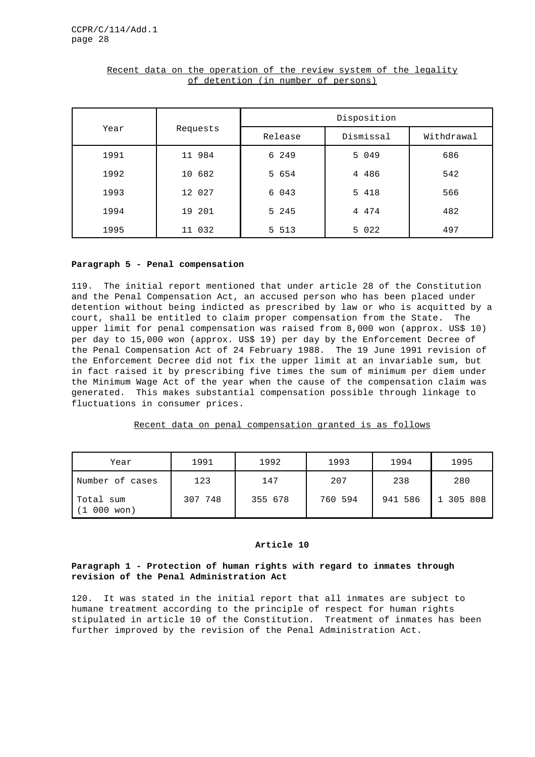Recent data on the operation of the review system of the legality of detention (in number of persons)

| Year | Requests | Disposition | | |
|---|---|---|---|---|
| | | Release | Dismissal | Withdrawal |
| 1991 | 11 984 | 6 249 | 5 049 | 686 |
| 1992 | 10 682 | 5 654 | 4 486 | 542 |
| 1993 | 12 027 | 6 043 | 5 418 | 566 |
| 1994 | 19 201 | 5 245 | 4 474 | 482 |
| 1995 | 11 032 | 5 513 | 5 022 | 497 |

**Paragraph 5 - Penal compensation**

119. The initial report mentioned that under article 28 of the Constitution and the Penal Compensation Act, an accused person who has been placed under detention without being indicted as prescribed by law or who is acquitted by a court, shall be entitled to claim proper compensation from the State. The upper limit for penal compensation was raised from 8,000 won (approx. US$ 10) per day to 15,000 won (approx. US$ 19) per day by the Enforcement Decree of the Penal Compensation Act of 24 February 1988. The 19 June 1991 revision of the Enforcement Decree did not fix the upper limit at an invariable sum, but in fact raised it by prescribing five times the sum of minimum per diem under the Minimum Wage Act of the year when the cause of the compensation claim was generated. This makes substantial compensation possible through linkage to fluctuations in consumer prices.

Recent data on penal compensation granted is as follows

| Year | 1991 | 1992 | 1993 | 1994 | 1995 |
|---|---|---|---|---|---|
| Number of cases | 123 | 147 | 207 | 238 | 280 |
| Total sum (1 000 won) | 307 748 | 355 678 | 760 594 | 941 586 | 1 305 808 |

**Article 10**

**Paragraph 1 - Protection of human rights with regard to inmates through revision of the Penal Administration Act**

120. It was stated in the initial report that all inmates are subject to humane treatment according to the principle of respect for human rights stipulated in article 10 of the Constitution. Treatment of inmates has been further improved by the revision of the Penal Administration Act.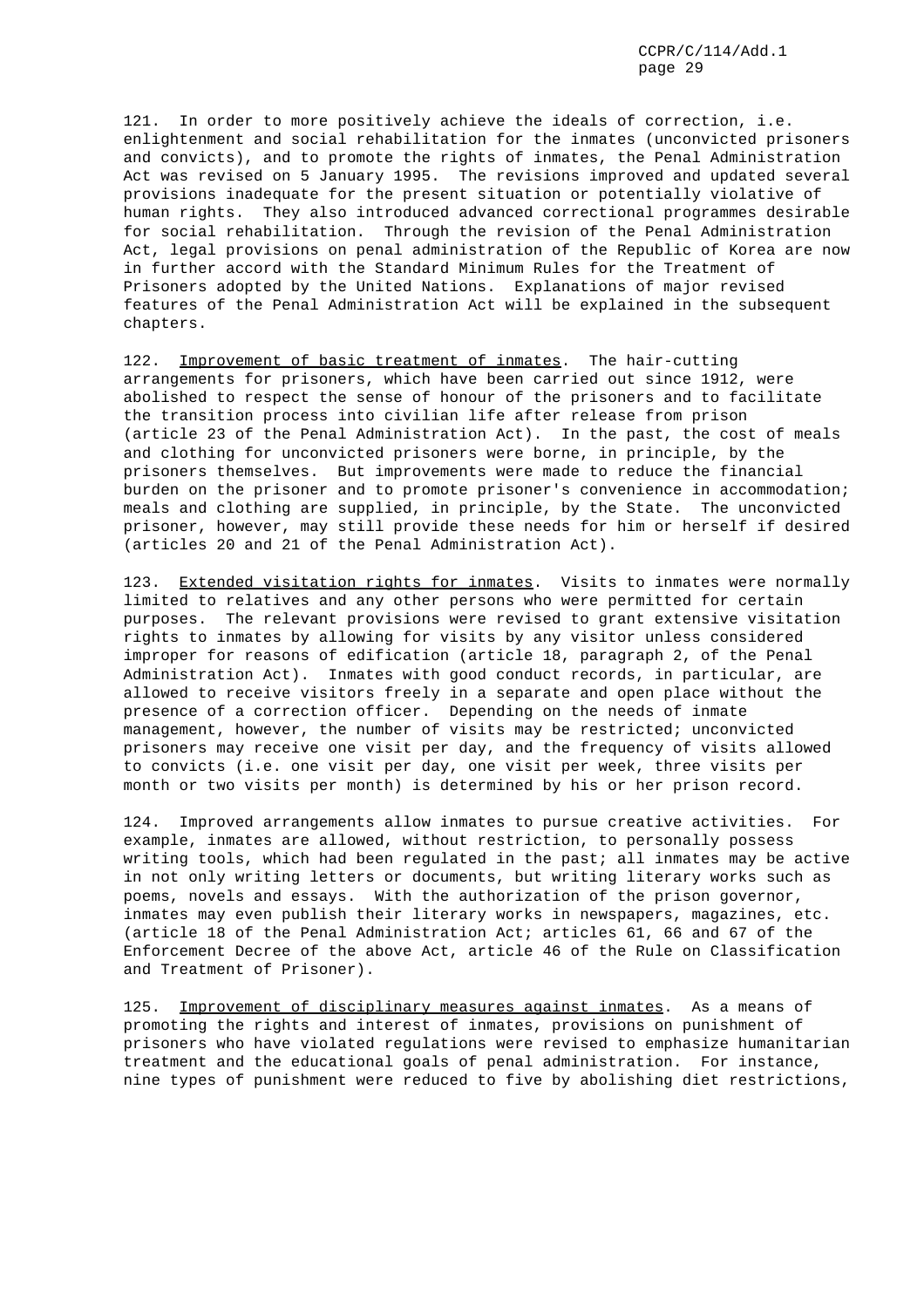121. In order to more positively achieve the ideals of correction, i.e. enlightenment and social rehabilitation for the inmates (unconvicted prisoners and convicts), and to promote the rights of inmates, the Penal Administration Act was revised on 5 January 1995. The revisions improved and updated several provisions inadequate for the present situation or potentially violative of human rights. They also introduced advanced correctional programmes desirable for social rehabilitation. Through the revision of the Penal Administration Act, legal provisions on penal administration of the Republic of Korea are now in further accord with the Standard Minimum Rules for the Treatment of Prisoners adopted by the United Nations. Explanations of major revised features of the Penal Administration Act will be explained in the subsequent chapters.

122. Improvement of basic treatment of inmates. The hair-cutting arrangements for prisoners, which have been carried out since 1912, were abolished to respect the sense of honour of the prisoners and to facilitate the transition process into civilian life after release from prison (article 23 of the Penal Administration Act). In the past, the cost of meals and clothing for unconvicted prisoners were borne, in principle, by the prisoners themselves. But improvements were made to reduce the financial burden on the prisoner and to promote prisoner's convenience in accommodation; meals and clothing are supplied, in principle, by the State. The unconvicted prisoner, however, may still provide these needs for him or herself if desired (articles 20 and 21 of the Penal Administration Act).

123. Extended visitation rights for inmates. Visits to inmates were normally limited to relatives and any other persons who were permitted for certain purposes. The relevant provisions were revised to grant extensive visitation rights to inmates by allowing for visits by any visitor unless considered improper for reasons of edification (article 18, paragraph 2, of the Penal Administration Act). Inmates with good conduct records, in particular, are allowed to receive visitors freely in a separate and open place without the presence of a correction officer. Depending on the needs of inmate management, however, the number of visits may be restricted; unconvicted prisoners may receive one visit per day, and the frequency of visits allowed to convicts (i.e. one visit per day, one visit per week, three visits per month or two visits per month) is determined by his or her prison record.

124. Improved arrangements allow inmates to pursue creative activities. For example, inmates are allowed, without restriction, to personally possess writing tools, which had been regulated in the past; all inmates may be active in not only writing letters or documents, but writing literary works such as poems, novels and essays. With the authorization of the prison governor, inmates may even publish their literary works in newspapers, magazines, etc. (article 18 of the Penal Administration Act; articles 61, 66 and 67 of the Enforcement Decree of the above Act, article 46 of the Rule on Classification and Treatment of Prisoner).

125. Improvement of disciplinary measures against inmates. As a means of promoting the rights and interest of inmates, provisions on punishment of prisoners who have violated regulations were revised to emphasize humanitarian treatment and the educational goals of penal administration. For instance, nine types of punishment were reduced to five by abolishing diet restrictions,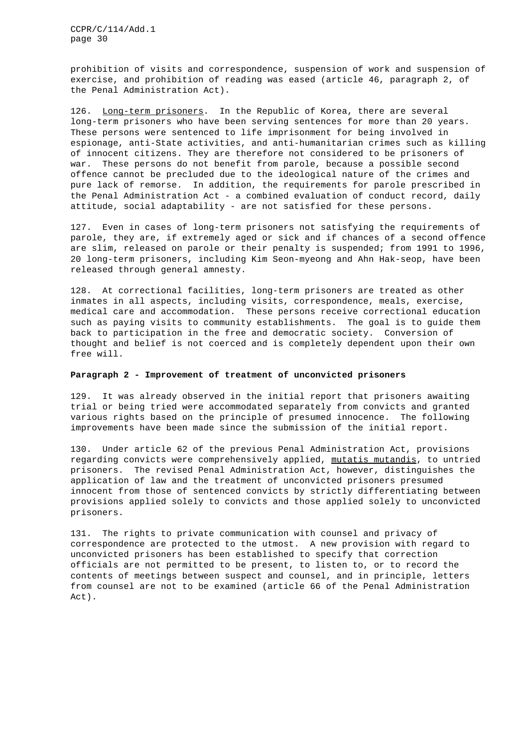prohibition of visits and correspondence, suspension of work and suspension of exercise, and prohibition of reading was eased (article 46, paragraph 2, of the Penal Administration Act).

126. Long-term prisoners. In the Republic of Korea, there are several long-term prisoners who have been serving sentences for more than 20 years. These persons were sentenced to life imprisonment for being involved in espionage, anti-State activities, and anti-humanitarian crimes such as killing of innocent citizens. They are therefore not considered to be prisoners of war. These persons do not benefit from parole, because a possible second offence cannot be precluded due to the ideological nature of the crimes and pure lack of remorse. In addition, the requirements for parole prescribed in the Penal Administration Act - a combined evaluation of conduct record, daily attitude, social adaptability - are not satisfied for these persons.

127. Even in cases of long-term prisoners not satisfying the requirements of parole, they are, if extremely aged or sick and if chances of a second offence are slim, released on parole or their penalty is suspended; from 1991 to 1996, 20 long-term prisoners, including Kim Seon-myeong and Ahn Hak-seop, have been released through general amnesty.

128. At correctional facilities, long-term prisoners are treated as other inmates in all aspects, including visits, correspondence, meals, exercise, medical care and accommodation. These persons receive correctional education such as paying visits to community establishments. The goal is to guide them back to participation in the free and democratic society. Conversion of thought and belief is not coerced and is completely dependent upon their own free will.

**Paragraph 2 - Improvement of treatment of unconvicted prisoners**

129. It was already observed in the initial report that prisoners awaiting trial or being tried were accommodated separately from convicts and granted various rights based on the principle of presumed innocence. The following improvements have been made since the submission of the initial report.

130. Under article 62 of the previous Penal Administration Act, provisions regarding convicts were comprehensively applied, *mutatis mutandis*, to untried prisoners. The revised Penal Administration Act, however, distinguishes the application of law and the treatment of unconvicted prisoners presumed innocent from those of sentenced convicts by strictly differentiating between provisions applied solely to convicts and those applied solely to unconvicted prisoners.

131. The rights to private communication with counsel and privacy of correspondence are protected to the utmost. A new provision with regard to unconvicted prisoners has been established to specify that correction officials are not permitted to be present, to listen to, or to record the contents of meetings between suspect and counsel, and in principle, letters from counsel are not to be examined (article 66 of the Penal Administration Act).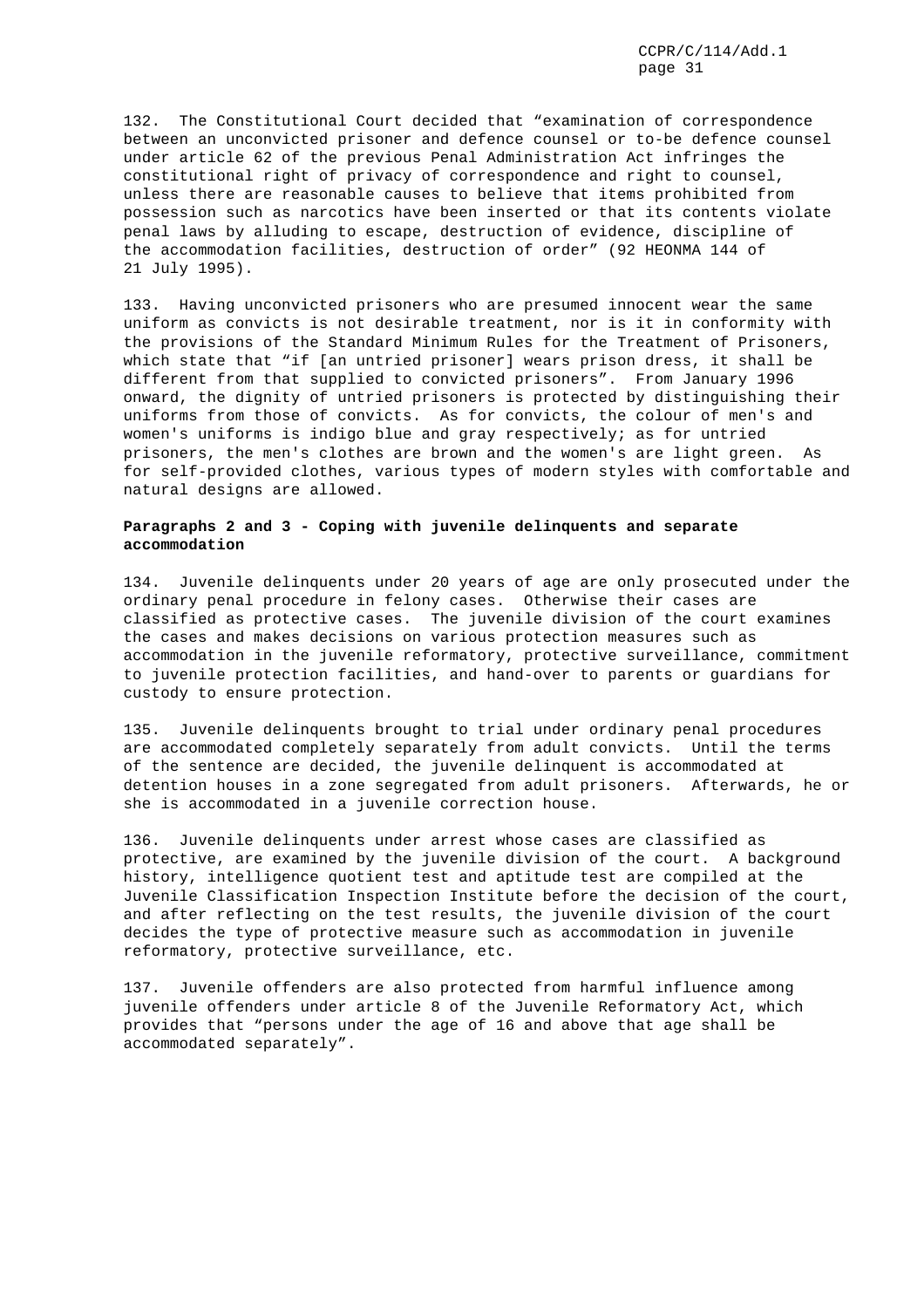132. The Constitutional Court decided that "examination of correspondence between an unconvicted prisoner and defence counsel or to-be defence counsel under article 62 of the previous Penal Administration Act infringes the constitutional right of privacy of correspondence and right to counsel, unless there are reasonable causes to believe that items prohibited from possession such as narcotics have been inserted or that its contents violate penal laws by alluding to escape, destruction of evidence, discipline of the accommodation facilities, destruction of order" (92 HEONMA 144 of 21 July 1995).

133. Having unconvicted prisoners who are presumed innocent wear the same uniform as convicts is not desirable treatment, nor is it in conformity with the provisions of the Standard Minimum Rules for the Treatment of Prisoners, which state that "if [an untried prisoner] wears prison dress, it shall be different from that supplied to convicted prisoners". From January 1996 onward, the dignity of untried prisoners is protected by distinguishing their uniforms from those of convicts. As for convicts, the colour of men's and women's uniforms is indigo blue and gray respectively; as for untried prisoners, the men's clothes are brown and the women's are light green. As for self-provided clothes, various types of modern styles with comfortable and natural designs are allowed.

**Paragraphs 2 and 3 - Coping with juvenile delinquents and separate accommodation**

134. Juvenile delinquents under 20 years of age are only prosecuted under the ordinary penal procedure in felony cases. Otherwise their cases are classified as protective cases. The juvenile division of the court examines the cases and makes decisions on various protection measures such as accommodation in the juvenile reformatory, protective surveillance, commitment to juvenile protection facilities, and hand-over to parents or guardians for custody to ensure protection.

135. Juvenile delinquents brought to trial under ordinary penal procedures are accommodated completely separately from adult convicts. Until the terms of the sentence are decided, the juvenile delinquent is accommodated at detention houses in a zone segregated from adult prisoners. Afterwards, he or she is accommodated in a juvenile correction house.

136. Juvenile delinquents under arrest whose cases are classified as protective, are examined by the juvenile division of the court. A background history, intelligence quotient test and aptitude test are compiled at the Juvenile Classification Inspection Institute before the decision of the court, and after reflecting on the test results, the juvenile division of the court decides the type of protective measure such as accommodation in juvenile reformatory, protective surveillance, etc.

137. Juvenile offenders are also protected from harmful influence among juvenile offenders under article 8 of the Juvenile Reformatory Act, which provides that "persons under the age of 16 and above that age shall be accommodated separately".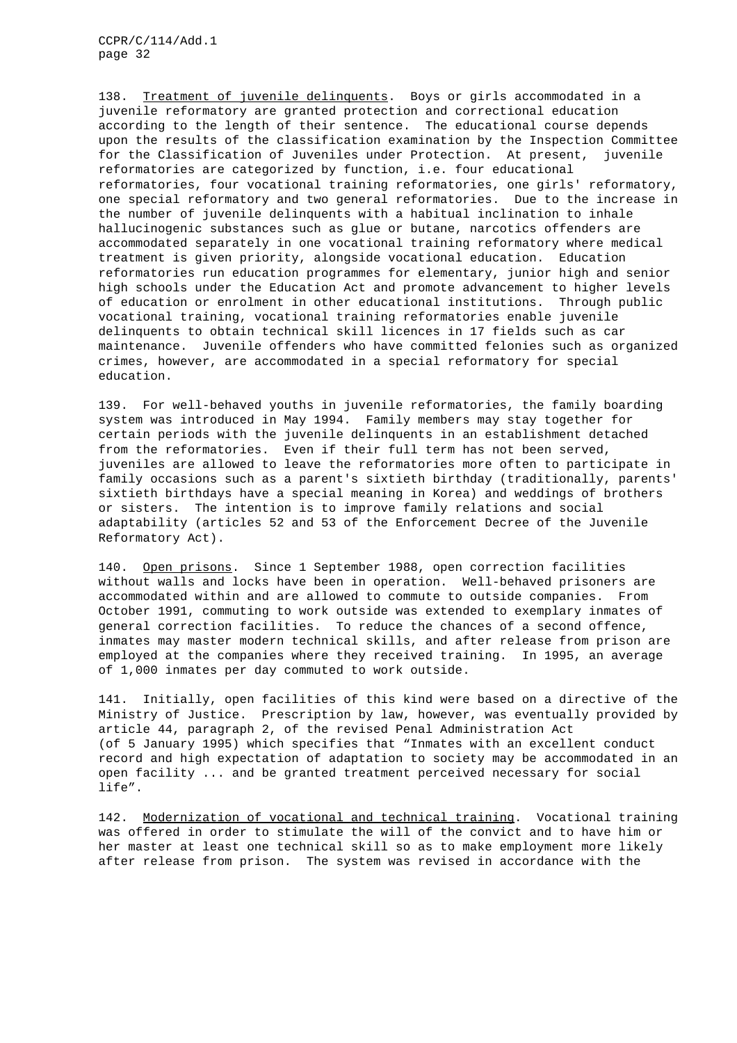138. Treatment of juvenile delinquents. Boys or girls accommodated in a juvenile reformatory are granted protection and correctional education according to the length of their sentence. The educational course depends upon the results of the classification examination by the Inspection Committee for the Classification of Juveniles under Protection. At present, juvenile reformatories are categorized by function, i.e. four educational reformatories, four vocational training reformatories, one girls' reformatory, one special reformatory and two general reformatories. Due to the increase in the number of juvenile delinquents with a habitual inclination to inhale hallucinogenic substances such as glue or butane, narcotics offenders are accommodated separately in one vocational training reformatory where medical treatment is given priority, alongside vocational education. Education reformatories run education programmes for elementary, junior high and senior high schools under the Education Act and promote advancement to higher levels of education or enrolment in other educational institutions. Through public vocational training, vocational training reformatories enable juvenile delinquents to obtain technical skill licences in 17 fields such as car maintenance. Juvenile offenders who have committed felonies such as organized crimes, however, are accommodated in a special reformatory for special education.

139. For well-behaved youths in juvenile reformatories, the family boarding system was introduced in May 1994. Family members may stay together for certain periods with the juvenile delinquents in an establishment detached from the reformatories. Even if their full term has not been served, juveniles are allowed to leave the reformatories more often to participate in family occasions such as a parent's sixtieth birthday (traditionally, parents' sixtieth birthdays have a special meaning in Korea) and weddings of brothers or sisters. The intention is to improve family relations and social adaptability (articles 52 and 53 of the Enforcement Decree of the Juvenile Reformatory Act).

140. Open prisons. Since 1 September 1988, open correction facilities without walls and locks have been in operation. Well-behaved prisoners are accommodated within and are allowed to commute to outside companies. From October 1991, commuting to work outside was extended to exemplary inmates of general correction facilities. To reduce the chances of a second offence, inmates may master modern technical skills, and after release from prison are employed at the companies where they received training. In 1995, an average of 1,000 inmates per day commuted to work outside.

141. Initially, open facilities of this kind were based on a directive of the Ministry of Justice. Prescription by law, however, was eventually provided by article 44, paragraph 2, of the revised Penal Administration Act (of 5 January 1995) which specifies that "Inmates with an excellent conduct record and high expectation of adaptation to society may be accommodated in an open facility ... and be granted treatment perceived necessary for social life".

142. Modernization of vocational and technical training. Vocational training was offered in order to stimulate the will of the convict and to have him or her master at least one technical skill so as to make employment more likely after release from prison. The system was revised in accordance with the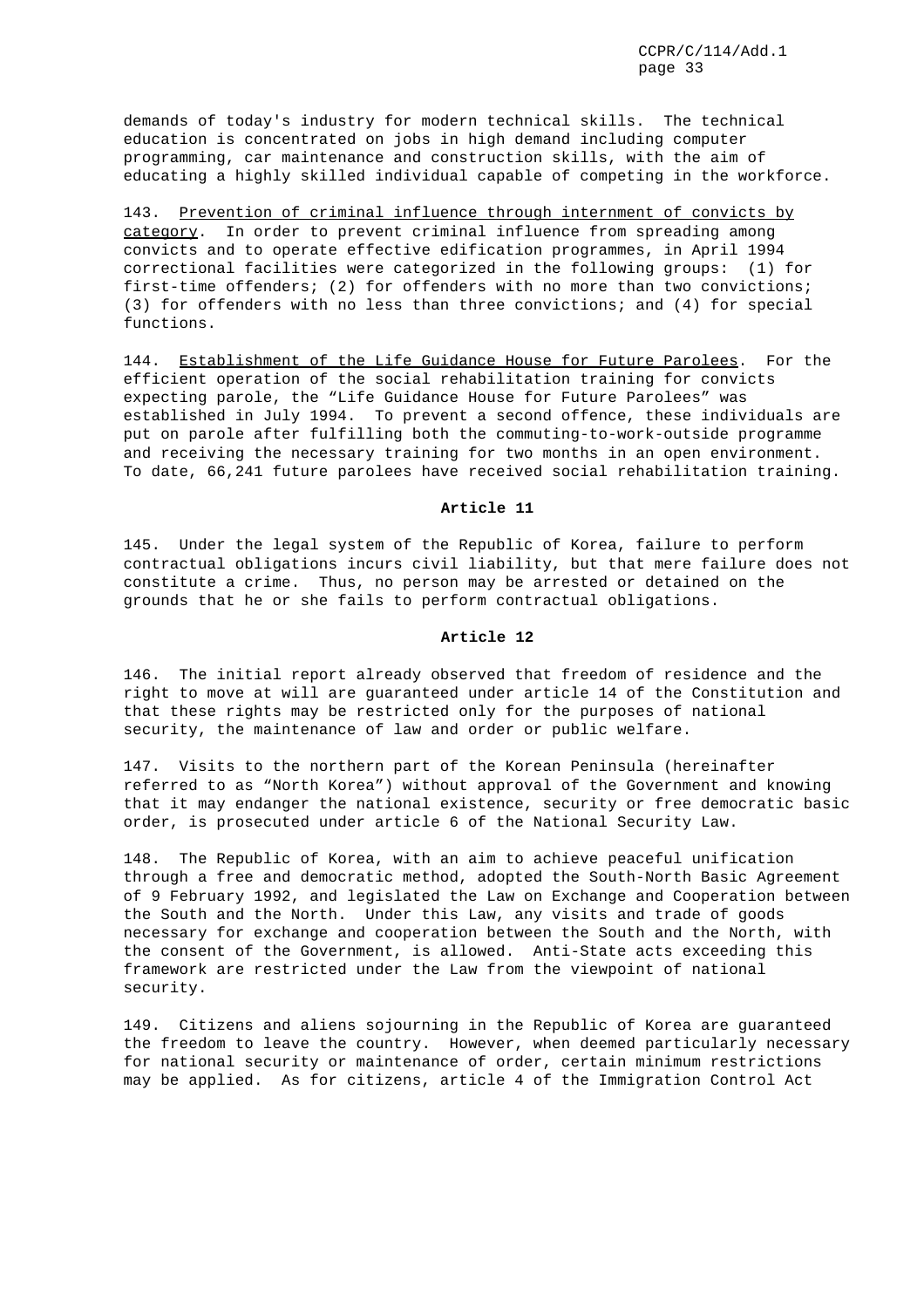demands of today's industry for modern technical skills. The technical education is concentrated on jobs in high demand including computer programming, car maintenance and construction skills, with the aim of educating a highly skilled individual capable of competing in the workforce.

143. Prevention of criminal influence through internment of convicts by category. In order to prevent criminal influence from spreading among convicts and to operate effective edification programmes, in April 1994 correctional facilities were categorized in the following groups: (1) for first-time offenders; (2) for offenders with no more than two convictions; (3) for offenders with no less than three convictions; and (4) for special functions.

144. Establishment of the Life Guidance House for Future Parolees. For the efficient operation of the social rehabilitation training for convicts expecting parole, the "Life Guidance House for Future Parolees" was established in July 1994. To prevent a second offence, these individuals are put on parole after fulfilling both the commuting-to-work-outside programme and receiving the necessary training for two months in an open environment. To date, 66,241 future parolees have received social rehabilitation training.

**Article 11**

145. Under the legal system of the Republic of Korea, failure to perform contractual obligations incurs civil liability, but that mere failure does not constitute a crime. Thus, no person may be arrested or detained on the grounds that he or she fails to perform contractual obligations.

**Article 12**

146. The initial report already observed that freedom of residence and the right to move at will are guaranteed under article 14 of the Constitution and that these rights may be restricted only for the purposes of national security, the maintenance of law and order or public welfare.

147. Visits to the northern part of the Korean Peninsula (hereinafter referred to as "North Korea") without approval of the Government and knowing that it may endanger the national existence, security or free democratic basic order, is prosecuted under article 6 of the National Security Law.

148. The Republic of Korea, with an aim to achieve peaceful unification through a free and democratic method, adopted the South-North Basic Agreement of 9 February 1992, and legislated the Law on Exchange and Cooperation between the South and the North. Under this Law, any visits and trade of goods necessary for exchange and cooperation between the South and the North, with the consent of the Government, is allowed. Anti-State acts exceeding this framework are restricted under the Law from the viewpoint of national security.

149. Citizens and aliens sojourning in the Republic of Korea are guaranteed the freedom to leave the country. However, when deemed particularly necessary for national security or maintenance of order, certain minimum restrictions may be applied. As for citizens, article 4 of the Immigration Control Act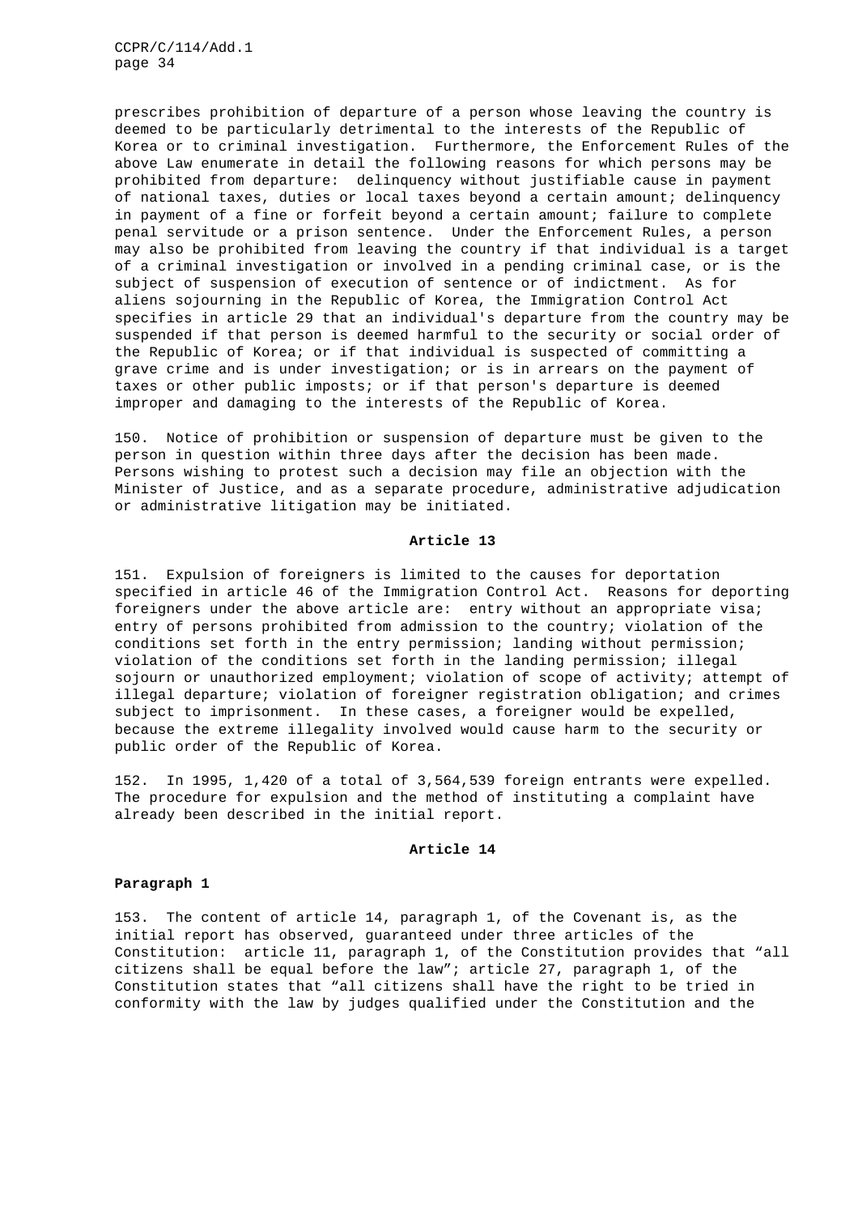prescribes prohibition of departure of a person whose leaving the country is deemed to be particularly detrimental to the interests of the Republic of Korea or to criminal investigation. Furthermore, the Enforcement Rules of the above Law enumerate in detail the following reasons for which persons may be prohibited from departure: delinquency without justifiable cause in payment of national taxes, duties or local taxes beyond a certain amount; delinquency in payment of a fine or forfeit beyond a certain amount; failure to complete penal servitude or a prison sentence. Under the Enforcement Rules, a person may also be prohibited from leaving the country if that individual is a target of a criminal investigation or involved in a pending criminal case, or is the subject of suspension of execution of sentence or of indictment. As for aliens sojourning in the Republic of Korea, the Immigration Control Act specifies in article 29 that an individual's departure from the country may be suspended if that person is deemed harmful to the security or social order of the Republic of Korea; or if that individual is suspected of committing a grave crime and is under investigation; or is in arrears on the payment of taxes or other public imposts; or if that person's departure is deemed improper and damaging to the interests of the Republic of Korea.

150. Notice of prohibition or suspension of departure must be given to the person in question within three days after the decision has been made. Persons wishing to protest such a decision may file an objection with the Minister of Justice, and as a separate procedure, administrative adjudication or administrative litigation may be initiated.

## Article 13

151. Expulsion of foreigners is limited to the causes for deportation specified in article 46 of the Immigration Control Act. Reasons for deporting foreigners under the above article are: entry without an appropriate visa; entry of persons prohibited from admission to the country; violation of the conditions set forth in the entry permission; landing without permission; violation of the conditions set forth in the landing permission; illegal sojourn or unauthorized employment; violation of scope of activity; attempt of illegal departure; violation of foreigner registration obligation; and crimes subject to imprisonment. In these cases, a foreigner would be expelled, because the extreme illegality involved would cause harm to the security or public order of the Republic of Korea.

152. In 1995, 1,420 of a total of 3,564,539 foreign entrants were expelled. The procedure for expulsion and the method of instituting a complaint have already been described in the initial report.

## Article 14

### Paragraph 1

153. The content of article 14, paragraph 1, of the Covenant is, as the initial report has observed, guaranteed under three articles of the Constitution: article 11, paragraph 1, of the Constitution provides that "all citizens shall be equal before the law"; article 27, paragraph 1, of the Constitution states that "all citizens shall have the right to be tried in conformity with the law by judges qualified under the Constitution and the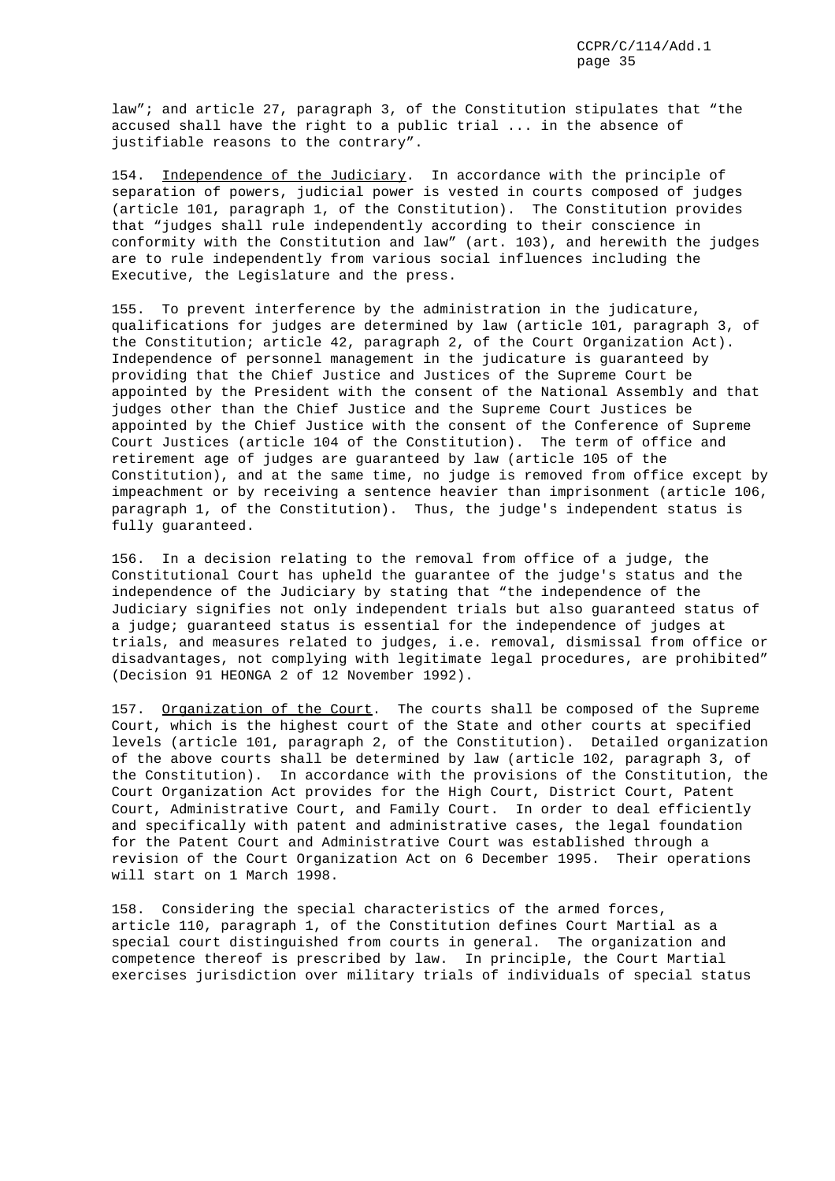law"; and article 27, paragraph 3, of the Constitution stipulates that "the accused shall have the right to a public trial ... in the absence of justifiable reasons to the contrary".

154. Independence of the Judiciary. In accordance with the principle of separation of powers, judicial power is vested in courts composed of judges (article 101, paragraph 1, of the Constitution). The Constitution provides that "judges shall rule independently according to their conscience in conformity with the Constitution and law" (art. 103), and herewith the judges are to rule independently from various social influences including the Executive, the Legislature and the press.

155. To prevent interference by the administration in the judicature, qualifications for judges are determined by law (article 101, paragraph 3, of the Constitution; article 42, paragraph 2, of the Court Organization Act). Independence of personnel management in the judicature is guaranteed by providing that the Chief Justice and Justices of the Supreme Court be appointed by the President with the consent of the National Assembly and that judges other than the Chief Justice and the Supreme Court Justices be appointed by the Chief Justice with the consent of the Conference of Supreme Court Justices (article 104 of the Constitution). The term of office and retirement age of judges are guaranteed by law (article 105 of the Constitution), and at the same time, no judge is removed from office except by impeachment or by receiving a sentence heavier than imprisonment (article 106, paragraph 1, of the Constitution). Thus, the judge's independent status is fully guaranteed.

156. In a decision relating to the removal from office of a judge, the Constitutional Court has upheld the guarantee of the judge's status and the independence of the Judiciary by stating that "the independence of the Judiciary signifies not only independent trials but also guaranteed status of a judge; guaranteed status is essential for the independence of judges at trials, and measures related to judges, i.e. removal, dismissal from office or disadvantages, not complying with legitimate legal procedures, are prohibited" (Decision 91 HEONGA 2 of 12 November 1992).

157. Organization of the Court. The courts shall be composed of the Supreme Court, which is the highest court of the State and other courts at specified levels (article 101, paragraph 2, of the Constitution). Detailed organization of the above courts shall be determined by law (article 102, paragraph 3, of the Constitution). In accordance with the provisions of the Constitution, the Court Organization Act provides for the High Court, District Court, Patent Court, Administrative Court, and Family Court. In order to deal efficiently and specifically with patent and administrative cases, the legal foundation for the Patent Court and Administrative Court was established through a revision of the Court Organization Act on 6 December 1995. Their operations will start on 1 March 1998.

158. Considering the special characteristics of the armed forces, article 110, paragraph 1, of the Constitution defines Court Martial as a special court distinguished from courts in general. The organization and competence thereof is prescribed by law. In principle, the Court Martial exercises jurisdiction over military trials of individuals of special status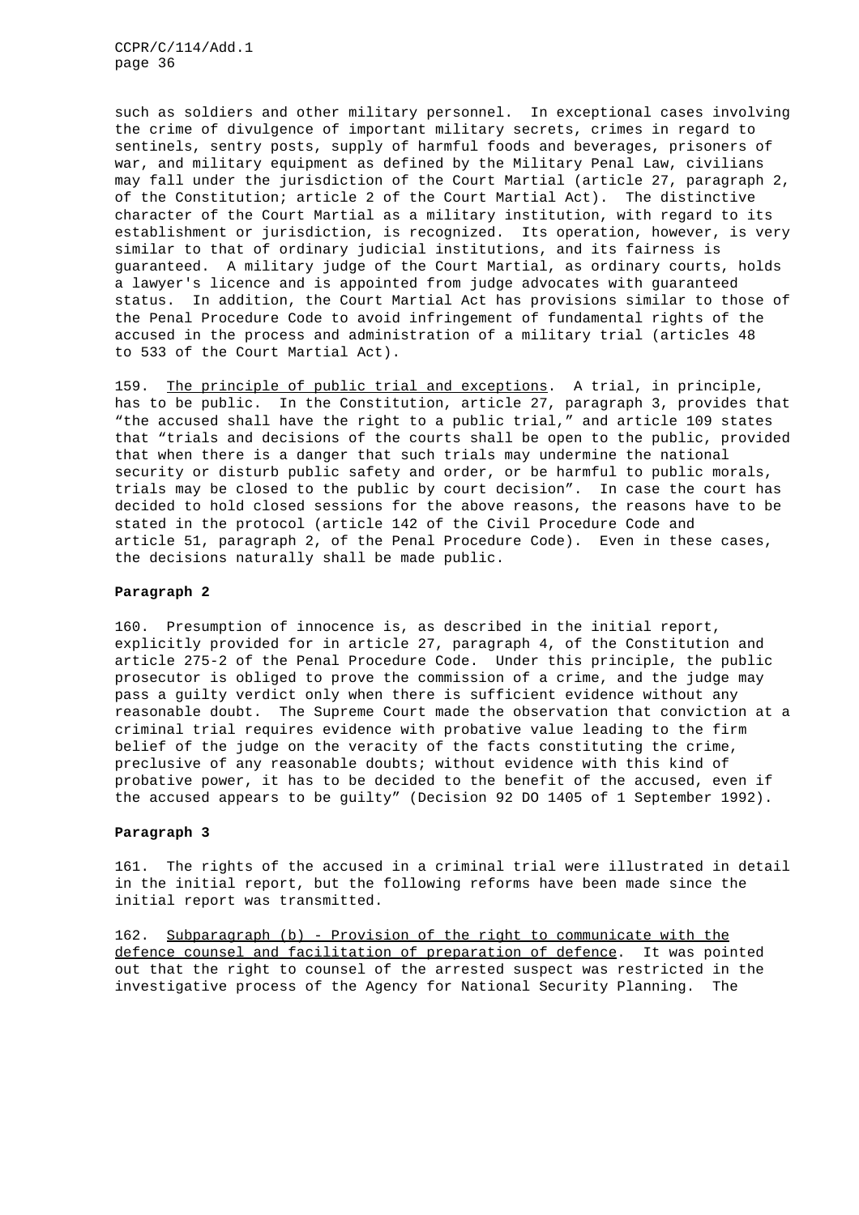such as soldiers and other military personnel. In exceptional cases involving the crime of divulgence of important military secrets, crimes in regard to sentinels, sentry posts, supply of harmful foods and beverages, prisoners of war, and military equipment as defined by the Military Penal Law, civilians may fall under the jurisdiction of the Court Martial (article 27, paragraph 2, of the Constitution; article 2 of the Court Martial Act). The distinctive character of the Court Martial as a military institution, with regard to its establishment or jurisdiction, is recognized. Its operation, however, is very similar to that of ordinary judicial institutions, and its fairness is guaranteed. A military judge of the Court Martial, as ordinary courts, holds a lawyer's licence and is appointed from judge advocates with guaranteed status. In addition, the Court Martial Act has provisions similar to those of the Penal Procedure Code to avoid infringement of fundamental rights of the accused in the process and administration of a military trial (articles 48 to 533 of the Court Martial Act).

159. The principle of public trial and exceptions. A trial, in principle, has to be public. In the Constitution, article 27, paragraph 3, provides that "the accused shall have the right to a public trial," and article 109 states that "trials and decisions of the courts shall be open to the public, provided that when there is a danger that such trials may undermine the national security or disturb public safety and order, or be harmful to public morals, trials may be closed to the public by court decision". In case the court has decided to hold closed sessions for the above reasons, the reasons have to be stated in the protocol (article 142 of the Civil Procedure Code and article 51, paragraph 2, of the Penal Procedure Code). Even in these cases, the decisions naturally shall be made public.

**Paragraph 2**

160. Presumption of innocence is, as described in the initial report, explicitly provided for in article 27, paragraph 4, of the Constitution and article 275-2 of the Penal Procedure Code. Under this principle, the public prosecutor is obliged to prove the commission of a crime, and the judge may pass a guilty verdict only when there is sufficient evidence without any reasonable doubt. The Supreme Court made the observation that conviction at a criminal trial requires evidence with probative value leading to the firm belief of the judge on the veracity of the facts constituting the crime, preclusive of any reasonable doubts; without evidence with this kind of probative power, it has to be decided to the benefit of the accused, even if the accused appears to be guilty" (Decision 92 DO 1405 of 1 September 1992).

**Paragraph 3**

161. The rights of the accused in a criminal trial were illustrated in detail in the initial report, but the following reforms have been made since the initial report was transmitted.

162. Subparagraph (b) - Provision of the right to communicate with the defence counsel and facilitation of preparation of defence. It was pointed out that the right to counsel of the arrested suspect was restricted in the investigative process of the Agency for National Security Planning. The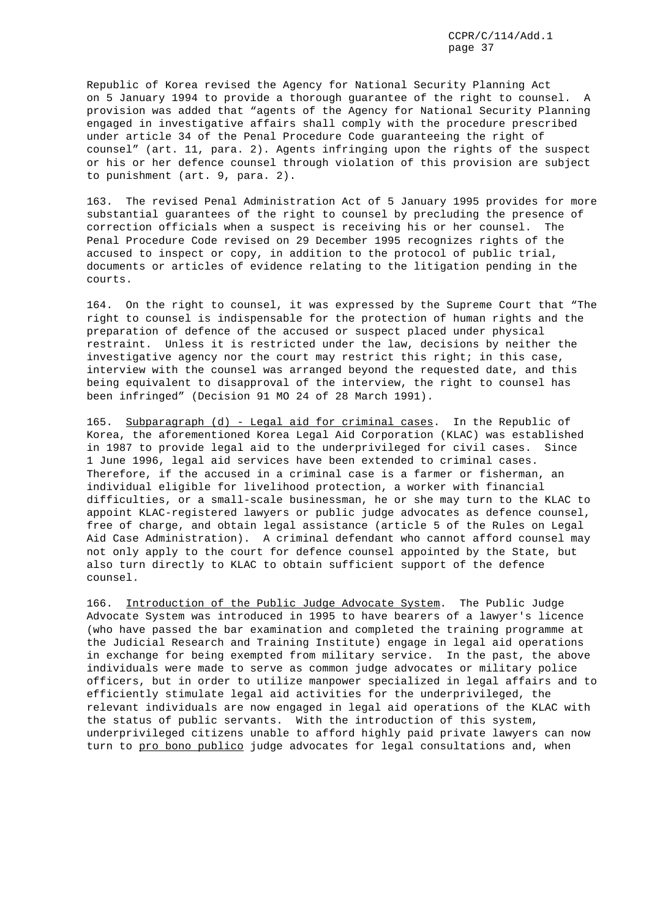Republic of Korea revised the Agency for National Security Planning Act on 5 January 1994 to provide a thorough guarantee of the right to counsel. A provision was added that "agents of the Agency for National Security Planning engaged in investigative affairs shall comply with the procedure prescribed under article 34 of the Penal Procedure Code guaranteeing the right of counsel" (art. 11, para. 2). Agents infringing upon the rights of the suspect or his or her defence counsel through violation of this provision are subject to punishment (art. 9, para. 2).

163. The revised Penal Administration Act of 5 January 1995 provides for more substantial guarantees of the right to counsel by precluding the presence of correction officials when a suspect is receiving his or her counsel. The Penal Procedure Code revised on 29 December 1995 recognizes rights of the accused to inspect or copy, in addition to the protocol of public trial, documents or articles of evidence relating to the litigation pending in the courts.

164. On the right to counsel, it was expressed by the Supreme Court that "The right to counsel is indispensable for the protection of human rights and the preparation of defence of the accused or suspect placed under physical restraint. Unless it is restricted under the law, decisions by neither the investigative agency nor the court may restrict this right; in this case, interview with the counsel was arranged beyond the requested date, and this being equivalent to disapproval of the interview, the right to counsel has been infringed" (Decision 91 MO 24 of 28 March 1991).

165. Subparagraph (d) - Legal aid for criminal cases. In the Republic of Korea, the aforementioned Korea Legal Aid Corporation (KLAC) was established in 1987 to provide legal aid to the underprivileged for civil cases. Since 1 June 1996, legal aid services have been extended to criminal cases. Therefore, if the accused in a criminal case is a farmer or fisherman, an individual eligible for livelihood protection, a worker with financial difficulties, or a small-scale businessman, he or she may turn to the KLAC to appoint KLAC-registered lawyers or public judge advocates as defence counsel, free of charge, and obtain legal assistance (article 5 of the Rules on Legal Aid Case Administration). A criminal defendant who cannot afford counsel may not only apply to the court for defence counsel appointed by the State, but also turn directly to KLAC to obtain sufficient support of the defence counsel.

166. Introduction of the Public Judge Advocate System. The Public Judge Advocate System was introduced in 1995 to have bearers of a lawyer's licence (who have passed the bar examination and completed the training programme at the Judicial Research and Training Institute) engage in legal aid operations in exchange for being exempted from military service. In the past, the above individuals were made to serve as common judge advocates or military police officers, but in order to utilize manpower specialized in legal affairs and to efficiently stimulate legal aid activities for the underprivileged, the relevant individuals are now engaged in legal aid operations of the KLAC with the status of public servants. With the introduction of this system, underprivileged citizens unable to afford highly paid private lawyers can now turn to *pro bono publico* judge advocates for legal consultations and, when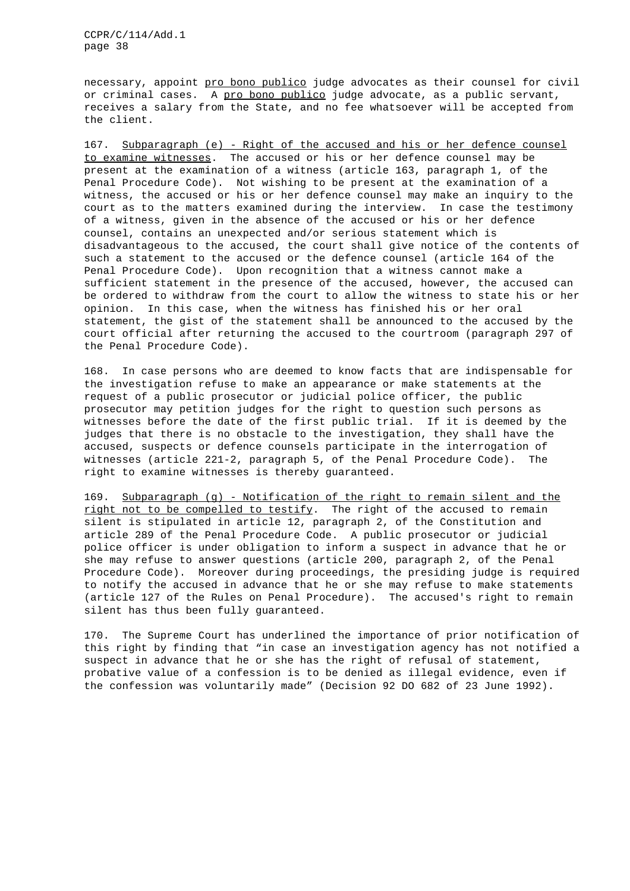necessary, appoint _pro bono publico_ judge advocates as their counsel for civil or criminal cases. A _pro bono publico_ judge advocate, as a public servant, receives a salary from the State, and no fee whatsoever will be accepted from the client.

167. _Subparagraph (e) - Right of the accused and his or her defence counsel to examine witnesses_. The accused or his or her defence counsel may be present at the examination of a witness (article 163, paragraph 1, of the Penal Procedure Code). Not wishing to be present at the examination of a witness, the accused or his or her defence counsel may make an inquiry to the court as to the matters examined during the interview. In case the testimony of a witness, given in the absence of the accused or his or her defence counsel, contains an unexpected and/or serious statement which is disadvantageous to the accused, the court shall give notice of the contents of such a statement to the accused or the defence counsel (article 164 of the Penal Procedure Code). Upon recognition that a witness cannot make a sufficient statement in the presence of the accused, however, the accused can be ordered to withdraw from the court to allow the witness to state his or her opinion. In this case, when the witness has finished his or her oral statement, the gist of the statement shall be announced to the accused by the court official after returning the accused to the courtroom (paragraph 297 of the Penal Procedure Code).

168. In case persons who are deemed to know facts that are indispensable for the investigation refuse to make an appearance or make statements at the request of a public prosecutor or judicial police officer, the public prosecutor may petition judges for the right to question such persons as witnesses before the date of the first public trial. If it is deemed by the judges that there is no obstacle to the investigation, they shall have the accused, suspects or defence counsels participate in the interrogation of witnesses (article 221-2, paragraph 5, of the Penal Procedure Code). The right to examine witnesses is thereby guaranteed.

169. _Subparagraph (g) - Notification of the right to remain silent and the right not to be compelled to testify_. The right of the accused to remain silent is stipulated in article 12, paragraph 2, of the Constitution and article 289 of the Penal Procedure Code. A public prosecutor or judicial police officer is under obligation to inform a suspect in advance that he or she may refuse to answer questions (article 200, paragraph 2, of the Penal Procedure Code). Moreover during proceedings, the presiding judge is required to notify the accused in advance that he or she may refuse to make statements (article 127 of the Rules on Penal Procedure). The accused's right to remain silent has thus been fully guaranteed.

170. The Supreme Court has underlined the importance of prior notification of this right by finding that "in case an investigation agency has not notified a suspect in advance that he or she has the right of refusal of statement, probative value of a confession is to be denied as illegal evidence, even if the confession was voluntarily made" (Decision 92 DO 682 of 23 June 1992).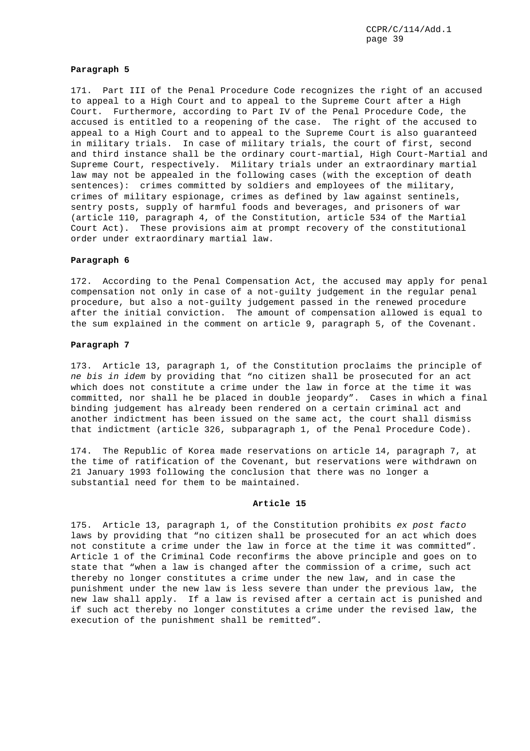**Paragraph 5**

171. Part III of the Penal Procedure Code recognizes the right of an accused to appeal to a High Court and to appeal to the Supreme Court after a High Court. Furthermore, according to Part IV of the Penal Procedure Code, the accused is entitled to a reopening of the case. The right of the accused to appeal to a High Court and to appeal to the Supreme Court is also guaranteed in military trials. In case of military trials, the court of first, second and third instance shall be the ordinary court-martial, High Court-Martial and Supreme Court, respectively. Military trials under an extraordinary martial law may not be appealed in the following cases (with the exception of death sentences): crimes committed by soldiers and employees of the military, crimes of military espionage, crimes as defined by law against sentinels, sentry posts, supply of harmful foods and beverages, and prisoners of war (article 110, paragraph 4, of the Constitution, article 534 of the Martial Court Act). These provisions aim at prompt recovery of the constitutional order under extraordinary martial law.

**Paragraph 6**

172. According to the Penal Compensation Act, the accused may apply for penal compensation not only in case of a not-guilty judgement in the regular penal procedure, but also a not-guilty judgement passed in the renewed procedure after the initial conviction. The amount of compensation allowed is equal to the sum explained in the comment on article 9, paragraph 5, of the Covenant.

**Paragraph 7**

173. Article 13, paragraph 1, of the Constitution proclaims the principle of *ne bis in idem* by providing that "no citizen shall be prosecuted for an act which does not constitute a crime under the law in force at the time it was committed, nor shall he be placed in double jeopardy". Cases in which a final binding judgement has already been rendered on a certain criminal act and another indictment has been issued on the same act, the court shall dismiss that indictment (article 326, subparagraph 1, of the Penal Procedure Code).

174. The Republic of Korea made reservations on article 14, paragraph 7, at the time of ratification of the Covenant, but reservations were withdrawn on 21 January 1993 following the conclusion that there was no longer a substantial need for them to be maintained.

**Article 15**

175. Article 13, paragraph 1, of the Constitution prohibits *ex post facto* laws by providing that "no citizen shall be prosecuted for an act which does not constitute a crime under the law in force at the time it was committed". Article 1 of the Criminal Code reconfirms the above principle and goes on to state that "when a law is changed after the commission of a crime, such act thereby no longer constitutes a crime under the new law, and in case the punishment under the new law is less severe than under the previous law, the new law shall apply. If a law is revised after a certain act is punished and if such act thereby no longer constitutes a crime under the revised law, the execution of the punishment shall be remitted".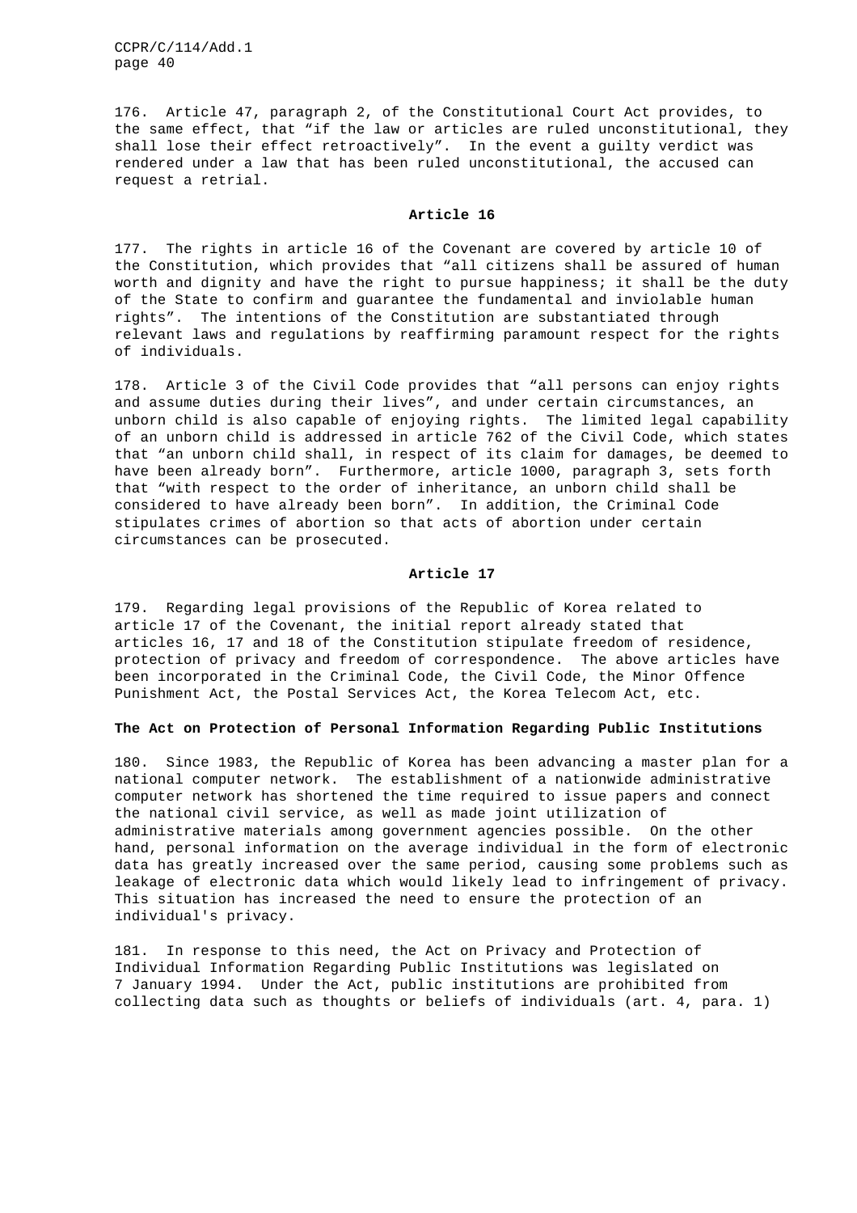176. Article 47, paragraph 2, of the Constitutional Court Act provides, to the same effect, that "if the law or articles are ruled unconstitutional, they shall lose their effect retroactively". In the event a guilty verdict was rendered under a law that has been ruled unconstitutional, the accused can request a retrial.

### Article 16

177. The rights in article 16 of the Covenant are covered by article 10 of the Constitution, which provides that "all citizens shall be assured of human worth and dignity and have the right to pursue happiness; it shall be the duty of the State to confirm and guarantee the fundamental and inviolable human rights". The intentions of the Constitution are substantiated through relevant laws and regulations by reaffirming paramount respect for the rights of individuals.

178. Article 3 of the Civil Code provides that "all persons can enjoy rights and assume duties during their lives", and under certain circumstances, an unborn child is also capable of enjoying rights. The limited legal capability of an unborn child is addressed in article 762 of the Civil Code, which states that "an unborn child shall, in respect of its claim for damages, be deemed to have been already born". Furthermore, article 1000, paragraph 3, sets forth that "with respect to the order of inheritance, an unborn child shall be considered to have already been born". In addition, the Criminal Code stipulates crimes of abortion so that acts of abortion under certain circumstances can be prosecuted.

### Article 17

179. Regarding legal provisions of the Republic of Korea related to article 17 of the Covenant, the initial report already stated that articles 16, 17 and 18 of the Constitution stipulate freedom of residence, protection of privacy and freedom of correspondence. The above articles have been incorporated in the Criminal Code, the Civil Code, the Minor Offence Punishment Act, the Postal Services Act, the Korea Telecom Act, etc.

#### The Act on Protection of Personal Information Regarding Public Institutions

180. Since 1983, the Republic of Korea has been advancing a master plan for a national computer network. The establishment of a nationwide administrative computer network has shortened the time required to issue papers and connect the national civil service, as well as made joint utilization of administrative materials among government agencies possible. On the other hand, personal information on the average individual in the form of electronic data has greatly increased over the same period, causing some problems such as leakage of electronic data which would likely lead to infringement of privacy. This situation has increased the need to ensure the protection of an individual's privacy.

181. In response to this need, the Act on Privacy and Protection of Individual Information Regarding Public Institutions was legislated on 7 January 1994. Under the Act, public institutions are prohibited from collecting data such as thoughts or beliefs of individuals (art. 4, para. 1)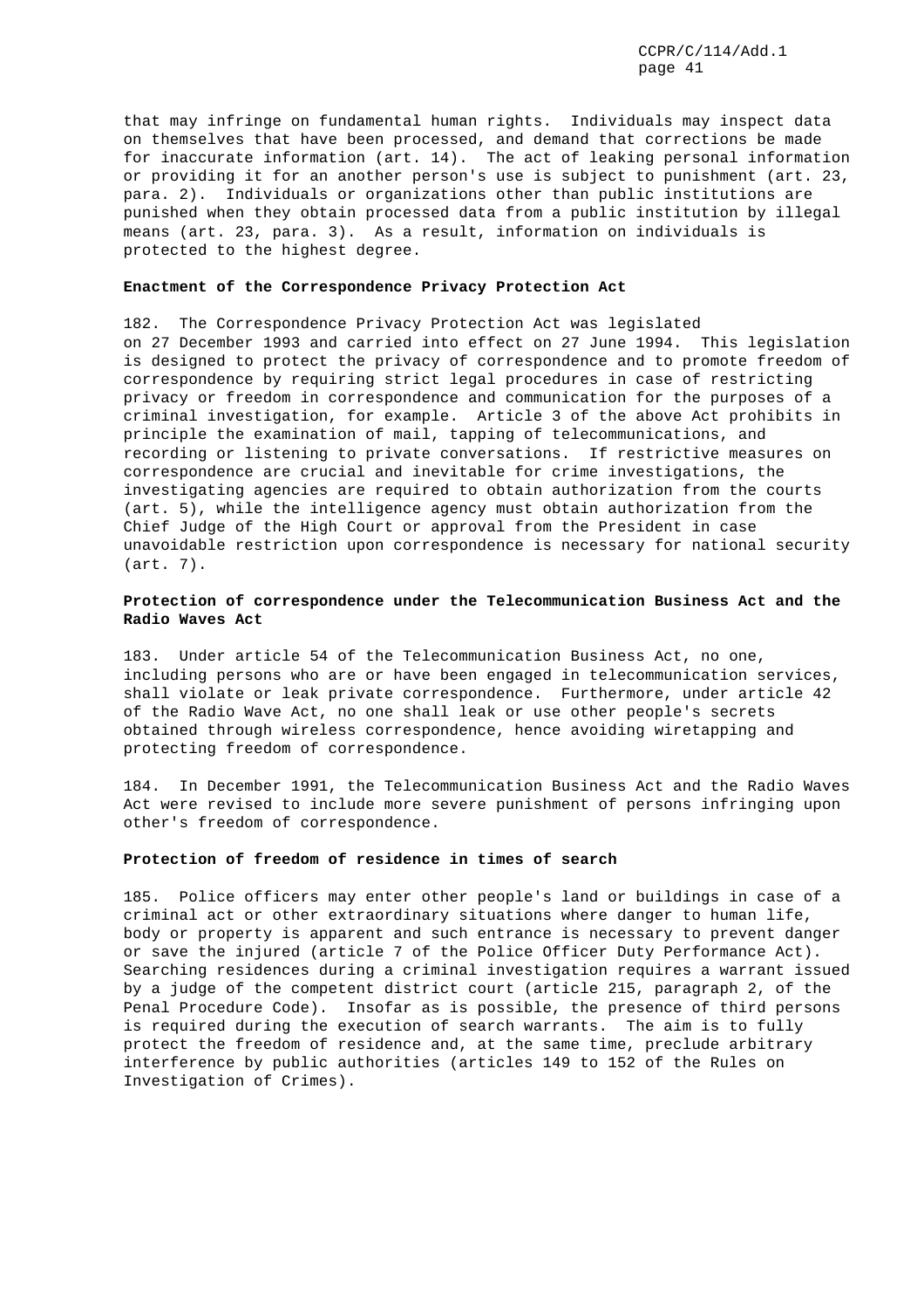that may infringe on fundamental human rights. Individuals may inspect data on themselves that have been processed, and demand that corrections be made for inaccurate information (art. 14). The act of leaking personal information or providing it for an another person's use is subject to punishment (art. 23, para. 2). Individuals or organizations other than public institutions are punished when they obtain processed data from a public institution by illegal means (art. 23, para. 3). As a result, information on individuals is protected to the highest degree.

**Enactment of the Correspondence Privacy Protection Act**

182. The Correspondence Privacy Protection Act was legislated on 27 December 1993 and carried into effect on 27 June 1994. This legislation is designed to protect the privacy of correspondence and to promote freedom of correspondence by requiring strict legal procedures in case of restricting privacy or freedom in correspondence and communication for the purposes of a criminal investigation, for example. Article 3 of the above Act prohibits in principle the examination of mail, tapping of telecommunications, and recording or listening to private conversations. If restrictive measures on correspondence are crucial and inevitable for crime investigations, the investigating agencies are required to obtain authorization from the courts (art. 5), while the intelligence agency must obtain authorization from the Chief Judge of the High Court or approval from the President in case unavoidable restriction upon correspondence is necessary for national security (art. 7).

**Protection of correspondence under the Telecommunication Business Act and the Radio Waves Act**

183. Under article 54 of the Telecommunication Business Act, no one, including persons who are or have been engaged in telecommunication services, shall violate or leak private correspondence. Furthermore, under article 42 of the Radio Wave Act, no one shall leak or use other people's secrets obtained through wireless correspondence, hence avoiding wiretapping and protecting freedom of correspondence.

184. In December 1991, the Telecommunication Business Act and the Radio Waves Act were revised to include more severe punishment of persons infringing upon other's freedom of correspondence.

**Protection of freedom of residence in times of search**

185. Police officers may enter other people's land or buildings in case of a criminal act or other extraordinary situations where danger to human life, body or property is apparent and such entrance is necessary to prevent danger or save the injured (article 7 of the Police Officer Duty Performance Act). Searching residences during a criminal investigation requires a warrant issued by a judge of the competent district court (article 215, paragraph 2, of the Penal Procedure Code). Insofar as is possible, the presence of third persons is required during the execution of search warrants. The aim is to fully protect the freedom of residence and, at the same time, preclude arbitrary interference by public authorities (articles 149 to 152 of the Rules on Investigation of Crimes).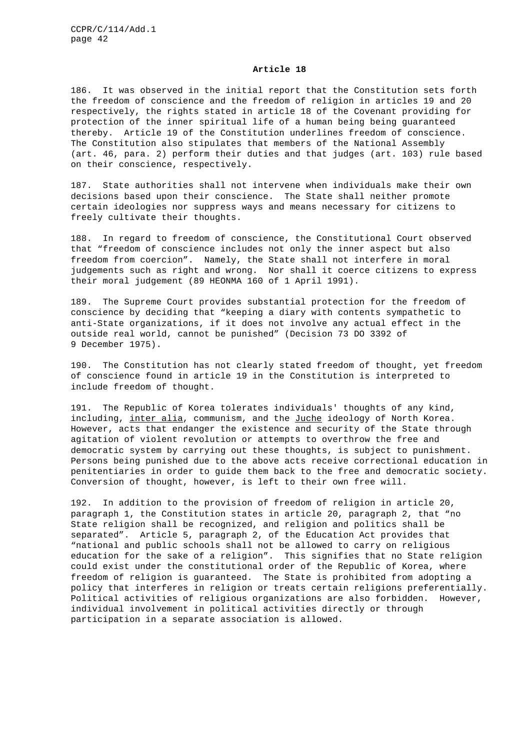**Article 18**

186. It was observed in the initial report that the Constitution sets forth the freedom of conscience and the freedom of religion in articles 19 and 20 respectively, the rights stated in article 18 of the Covenant providing for protection of the inner spiritual life of a human being being guaranteed thereby. Article 19 of the Constitution underlines freedom of conscience. The Constitution also stipulates that members of the National Assembly (art. 46, para. 2) perform their duties and that judges (art. 103) rule based on their conscience, respectively.

187. State authorities shall not intervene when individuals make their own decisions based upon their conscience. The State shall neither promote certain ideologies nor suppress ways and means necessary for citizens to freely cultivate their thoughts.

188. In regard to freedom of conscience, the Constitutional Court observed that "freedom of conscience includes not only the inner aspect but also freedom from coercion". Namely, the State shall not interfere in moral judgements such as right and wrong. Nor shall it coerce citizens to express their moral judgement (89 HEONMA 160 of 1 April 1991).

189. The Supreme Court provides substantial protection for the freedom of conscience by deciding that "keeping a diary with contents sympathetic to anti-State organizations, if it does not involve any actual effect in the outside real world, cannot be punished" (Decision 73 DO 3392 of 9 December 1975).

190. The Constitution has not clearly stated freedom of thought, yet freedom of conscience found in article 19 in the Constitution is interpreted to include freedom of thought.

191. The Republic of Korea tolerates individuals' thoughts of any kind, including, inter alia, communism, and the Juche ideology of North Korea. However, acts that endanger the existence and security of the State through agitation of violent revolution or attempts to overthrow the free and democratic system by carrying out these thoughts, is subject to punishment. Persons being punished due to the above acts receive correctional education in penitentiaries in order to guide them back to the free and democratic society. Conversion of thought, however, is left to their own free will.

192. In addition to the provision of freedom of religion in article 20, paragraph 1, the Constitution states in article 20, paragraph 2, that "no State religion shall be recognized, and religion and politics shall be separated". Article 5, paragraph 2, of the Education Act provides that "national and public schools shall not be allowed to carry on religious education for the sake of a religion". This signifies that no State religion could exist under the constitutional order of the Republic of Korea, where freedom of religion is guaranteed. The State is prohibited from adopting a policy that interferes in religion or treats certain religions preferentially. Political activities of religious organizations are also forbidden. However, individual involvement in political activities directly or through participation in a separate association is allowed.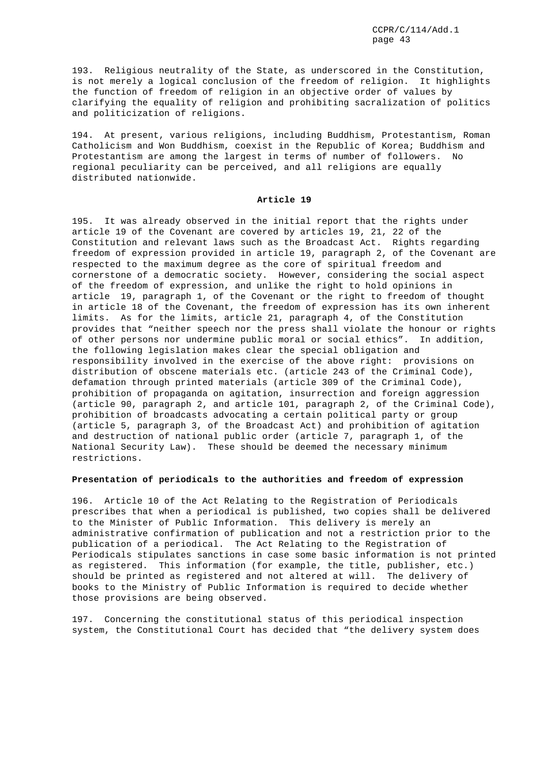193. Religious neutrality of the State, as underscored in the Constitution, is not merely a logical conclusion of the freedom of religion. It highlights the function of freedom of religion in an objective order of values by clarifying the equality of religion and prohibiting sacralization of politics and politicization of religions.

194. At present, various religions, including Buddhism, Protestantism, Roman Catholicism and Won Buddhism, coexist in the Republic of Korea; Buddhism and Protestantism are among the largest in terms of number of followers. No regional peculiarity can be perceived, and all religions are equally distributed nationwide.

**Article 19**

195. It was already observed in the initial report that the rights under article 19 of the Covenant are covered by articles 19, 21, 22 of the Constitution and relevant laws such as the Broadcast Act. Rights regarding freedom of expression provided in article 19, paragraph 2, of the Covenant are respected to the maximum degree as the core of spiritual freedom and cornerstone of a democratic society. However, considering the social aspect of the freedom of expression, and unlike the right to hold opinions in article 19, paragraph 1, of the Covenant or the right to freedom of thought in article 18 of the Covenant, the freedom of expression has its own inherent limits. As for the limits, article 21, paragraph 4, of the Constitution provides that "neither speech nor the press shall violate the honour or rights of other persons nor undermine public moral or social ethics". In addition, the following legislation makes clear the special obligation and responsibility involved in the exercise of the above right: provisions on distribution of obscene materials etc. (article 243 of the Criminal Code), defamation through printed materials (article 309 of the Criminal Code), prohibition of propaganda on agitation, insurrection and foreign aggression (article 90, paragraph 2, and article 101, paragraph 2, of the Criminal Code), prohibition of broadcasts advocating a certain political party or group (article 5, paragraph 3, of the Broadcast Act) and prohibition of agitation and destruction of national public order (article 7, paragraph 1, of the National Security Law). These should be deemed the necessary minimum restrictions.

**Presentation of periodicals to the authorities and freedom of expression**

196. Article 10 of the Act Relating to the Registration of Periodicals prescribes that when a periodical is published, two copies shall be delivered to the Minister of Public Information. This delivery is merely an administrative confirmation of publication and not a restriction prior to the publication of a periodical. The Act Relating to the Registration of Periodicals stipulates sanctions in case some basic information is not printed as registered. This information (for example, the title, publisher, etc.) should be printed as registered and not altered at will. The delivery of books to the Ministry of Public Information is required to decide whether those provisions are being observed.

197. Concerning the constitutional status of this periodical inspection system, the Constitutional Court has decided that "the delivery system does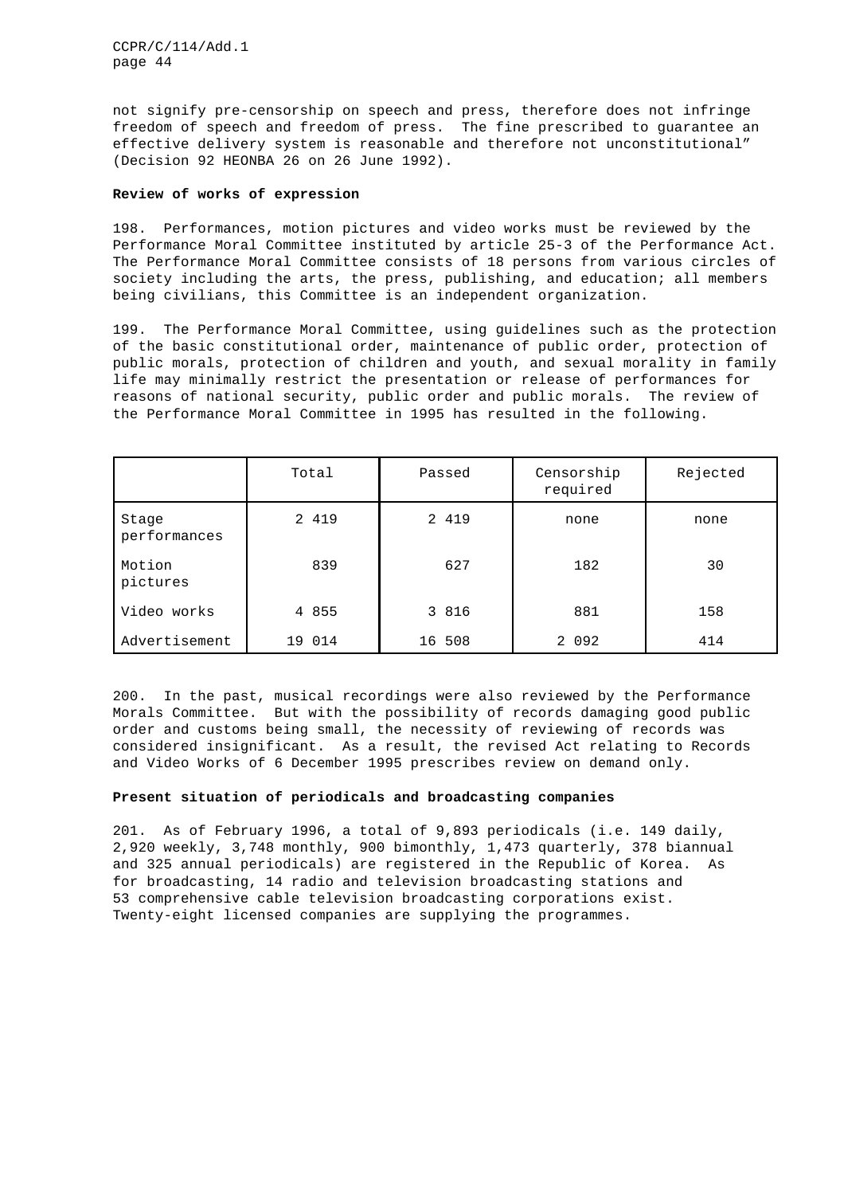not signify pre-censorship on speech and press, therefore does not infringe freedom of speech and freedom of press. The fine prescribed to guarantee an effective delivery system is reasonable and therefore not unconstitutional" (Decision 92 HEONBA 26 on 26 June 1992).

**Review of works of expression**

198. Performances, motion pictures and video works must be reviewed by the Performance Moral Committee instituted by article 25-3 of the Performance Act. The Performance Moral Committee consists of 18 persons from various circles of society including the arts, the press, publishing, and education; all members being civilians, this Committee is an independent organization.

199. The Performance Moral Committee, using guidelines such as the protection of the basic constitutional order, maintenance of public order, protection of public morals, protection of children and youth, and sexual morality in family life may minimally restrict the presentation or release of performances for reasons of national security, public order and public morals. The review of the Performance Moral Committee in 1995 has resulted in the following.

| | Total | Passed | Censorship required | Rejected |
|---|---|---|---|---|
| Stage performances | 2 419 | 2 419 | none | none |
| Motion pictures | 839 | 627 | 182 | 30 |
| Video works | 4 855 | 3 816 | 881 | 158 |
| Advertisement | 19 014 | 16 508 | 2 092 | 414 |

200. In the past, musical recordings were also reviewed by the Performance Morals Committee. But with the possibility of records damaging good public order and customs being small, the necessity of reviewing of records was considered insignificant. As a result, the revised Act relating to Records and Video Works of 6 December 1995 prescribes review on demand only.

**Present situation of periodicals and broadcasting companies**

201. As of February 1996, a total of 9,893 periodicals (i.e. 149 daily, 2,920 weekly, 3,748 monthly, 900 bimonthly, 1,473 quarterly, 378 biannual and 325 annual periodicals) are registered in the Republic of Korea. As for broadcasting, 14 radio and television broadcasting stations and 53 comprehensive cable television broadcasting corporations exist. Twenty-eight licensed companies are supplying the programmes.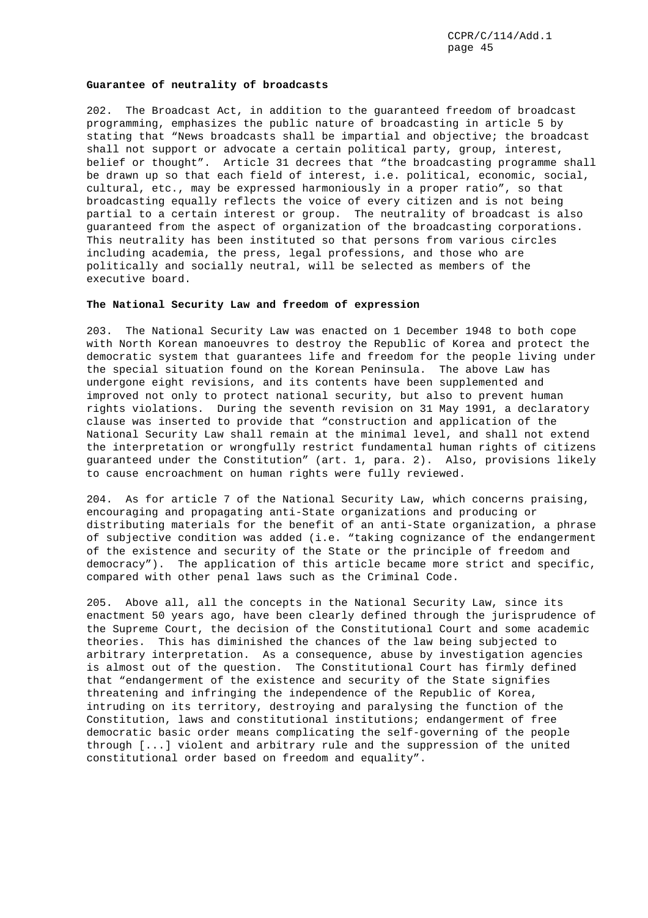**Guarantee of neutrality of broadcasts**

202. The Broadcast Act, in addition to the guaranteed freedom of broadcast programming, emphasizes the public nature of broadcasting in article 5 by stating that "News broadcasts shall be impartial and objective; the broadcast shall not support or advocate a certain political party, group, interest, belief or thought". Article 31 decrees that "the broadcasting programme shall be drawn up so that each field of interest, i.e. political, economic, social, cultural, etc., may be expressed harmoniously in a proper ratio", so that broadcasting equally reflects the voice of every citizen and is not being partial to a certain interest or group. The neutrality of broadcast is also guaranteed from the aspect of organization of the broadcasting corporations. This neutrality has been instituted so that persons from various circles including academia, the press, legal professions, and those who are politically and socially neutral, will be selected as members of the executive board.

**The National Security Law and freedom of expression**

203. The National Security Law was enacted on 1 December 1948 to both cope with North Korean manoeuvres to destroy the Republic of Korea and protect the democratic system that guarantees life and freedom for the people living under the special situation found on the Korean Peninsula. The above Law has undergone eight revisions, and its contents have been supplemented and improved not only to protect national security, but also to prevent human rights violations. During the seventh revision on 31 May 1991, a declaratory clause was inserted to provide that "construction and application of the National Security Law shall remain at the minimal level, and shall not extend the interpretation or wrongfully restrict fundamental human rights of citizens guaranteed under the Constitution" (art. 1, para. 2). Also, provisions likely to cause encroachment on human rights were fully reviewed.

204. As for article 7 of the National Security Law, which concerns praising, encouraging and propagating anti-State organizations and producing or distributing materials for the benefit of an anti-State organization, a phrase of subjective condition was added (i.e. "taking cognizance of the endangerment of the existence and security of the State or the principle of freedom and democracy"). The application of this article became more strict and specific, compared with other penal laws such as the Criminal Code.

205. Above all, all the concepts in the National Security Law, since its enactment 50 years ago, have been clearly defined through the jurisprudence of the Supreme Court, the decision of the Constitutional Court and some academic theories. This has diminished the chances of the law being subjected to arbitrary interpretation. As a consequence, abuse by investigation agencies is almost out of the question. The Constitutional Court has firmly defined that "endangerment of the existence and security of the State signifies threatening and infringing the independence of the Republic of Korea, intruding on its territory, destroying and paralysing the function of the Constitution, laws and constitutional institutions; endangerment of free democratic basic order means complicating the self-governing of the people through [...] violent and arbitrary rule and the suppression of the united constitutional order based on freedom and equality".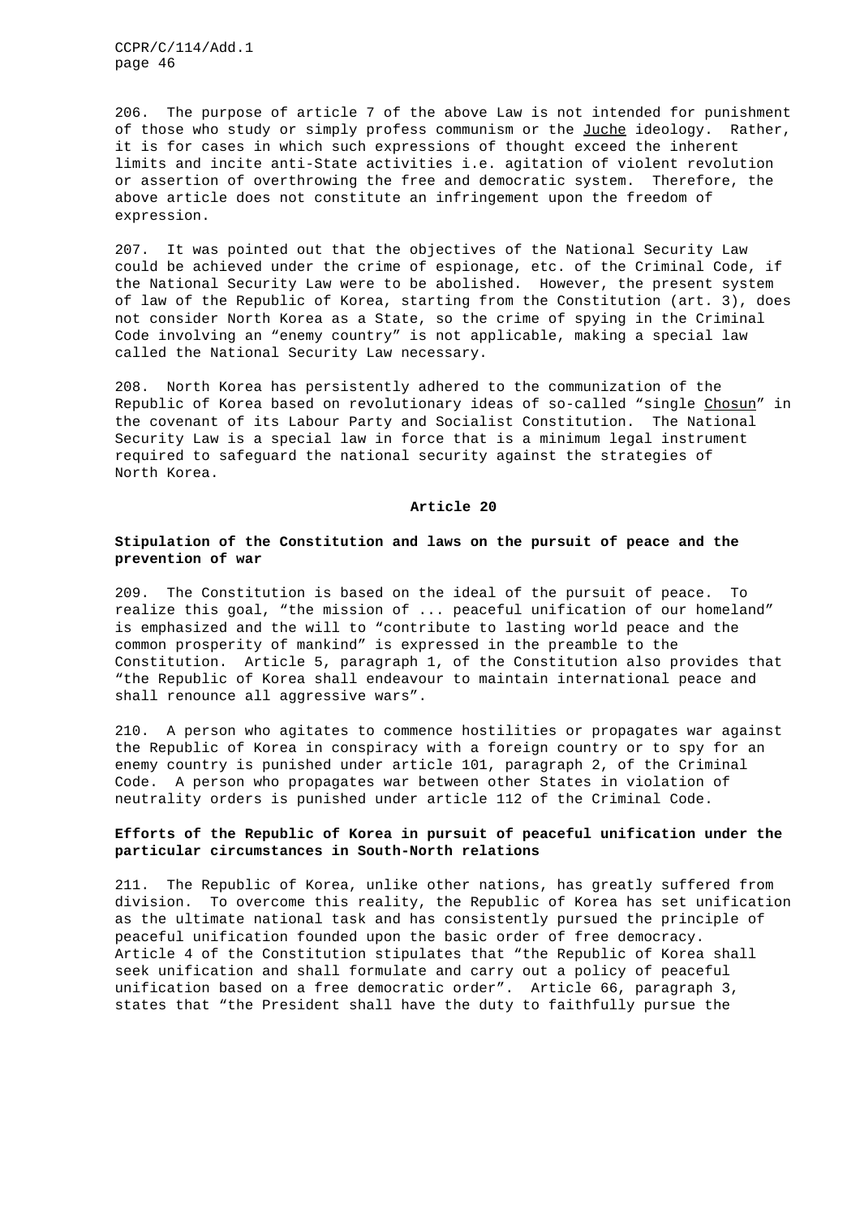206. The purpose of article 7 of the above Law is not intended for punishment of those who study or simply profess communism or the _Juche_ ideology. Rather, it is for cases in which such expressions of thought exceed the inherent limits and incite anti-State activities i.e. agitation of violent revolution or assertion of overthrowing the free and democratic system. Therefore, the above article does not constitute an infringement upon the freedom of expression.

207. It was pointed out that the objectives of the National Security Law could be achieved under the crime of espionage, etc. of the Criminal Code, if the National Security Law were to be abolished. However, the present system of law of the Republic of Korea, starting from the Constitution (art. 3), does not consider North Korea as a State, so the crime of spying in the Criminal Code involving an "enemy country" is not applicable, making a special law called the National Security Law necessary.

208. North Korea has persistently adhered to the communization of the Republic of Korea based on revolutionary ideas of so-called "single _Chosun_" in the covenant of its Labour Party and Socialist Constitution. The National Security Law is a special law in force that is a minimum legal instrument required to safeguard the national security against the strategies of North Korea.

## Article 20

### Stipulation of the Constitution and laws on the pursuit of peace and the prevention of war

209. The Constitution is based on the ideal of the pursuit of peace. To realize this goal, "the mission of ... peaceful unification of our homeland" is emphasized and the will to "contribute to lasting world peace and the common prosperity of mankind" is expressed in the preamble to the Constitution. Article 5, paragraph 1, of the Constitution also provides that "the Republic of Korea shall endeavour to maintain international peace and shall renounce all aggressive wars".

210. A person who agitates to commence hostilities or propagates war against the Republic of Korea in conspiracy with a foreign country or to spy for an enemy country is punished under article 101, paragraph 2, of the Criminal Code. A person who propagates war between other States in violation of neutrality orders is punished under article 112 of the Criminal Code.

### Efforts of the Republic of Korea in pursuit of peaceful unification under the particular circumstances in South-North relations

211. The Republic of Korea, unlike other nations, has greatly suffered from division. To overcome this reality, the Republic of Korea has set unification as the ultimate national task and has consistently pursued the principle of peaceful unification founded upon the basic order of free democracy. Article 4 of the Constitution stipulates that "the Republic of Korea shall seek unification and shall formulate and carry out a policy of peaceful unification based on a free democratic order". Article 66, paragraph 3, states that "the President shall have the duty to faithfully pursue the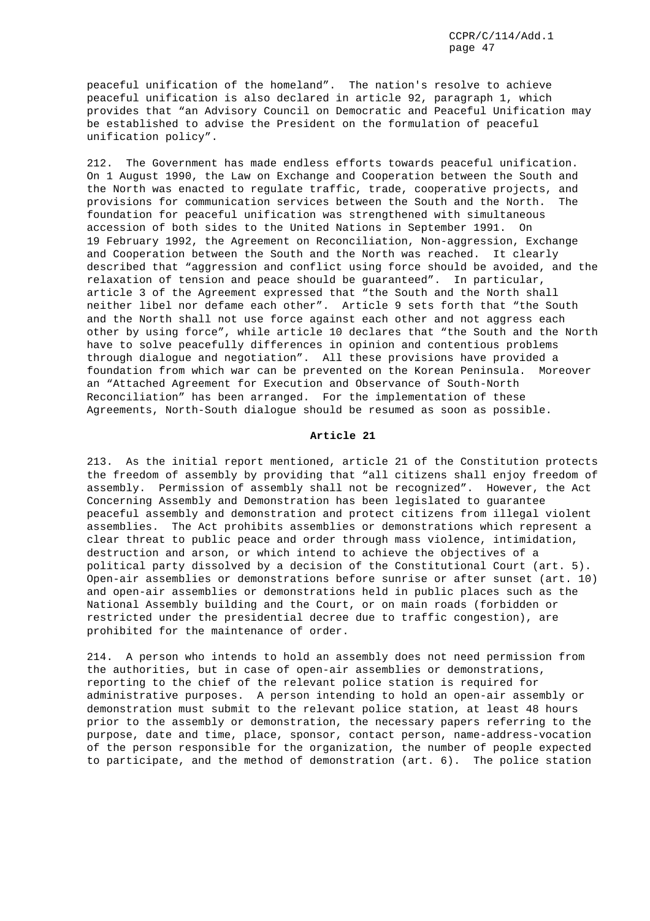peaceful unification of the homeland". The nation's resolve to achieve peaceful unification is also declared in article 92, paragraph 1, which provides that "an Advisory Council on Democratic and Peaceful Unification may be established to advise the President on the formulation of peaceful unification policy".

212. The Government has made endless efforts towards peaceful unification. On 1 August 1990, the Law on Exchange and Cooperation between the South and the North was enacted to regulate traffic, trade, cooperative projects, and provisions for communication services between the South and the North. The foundation for peaceful unification was strengthened with simultaneous accession of both sides to the United Nations in September 1991. On 19 February 1992, the Agreement on Reconciliation, Non-aggression, Exchange and Cooperation between the South and the North was reached. It clearly described that "aggression and conflict using force should be avoided, and the relaxation of tension and peace should be guaranteed". In particular, article 3 of the Agreement expressed that "the South and the North shall neither libel nor defame each other". Article 9 sets forth that "the South and the North shall not use force against each other and not aggress each other by using force", while article 10 declares that "the South and the North have to solve peacefully differences in opinion and contentious problems through dialogue and negotiation". All these provisions have provided a foundation from which war can be prevented on the Korean Peninsula. Moreover an "Attached Agreement for Execution and Observance of South-North Reconciliation" has been arranged. For the implementation of these Agreements, North-South dialogue should be resumed as soon as possible.

**Article 21**

213. As the initial report mentioned, article 21 of the Constitution protects the freedom of assembly by providing that "all citizens shall enjoy freedom of assembly. Permission of assembly shall not be recognized". However, the Act Concerning Assembly and Demonstration has been legislated to guarantee peaceful assembly and demonstration and protect citizens from illegal violent assemblies. The Act prohibits assemblies or demonstrations which represent a clear threat to public peace and order through mass violence, intimidation, destruction and arson, or which intend to achieve the objectives of a political party dissolved by a decision of the Constitutional Court (art. 5). Open-air assemblies or demonstrations before sunrise or after sunset (art. 10) and open-air assemblies or demonstrations held in public places such as the National Assembly building and the Court, or on main roads (forbidden or restricted under the presidential decree due to traffic congestion), are prohibited for the maintenance of order.

214. A person who intends to hold an assembly does not need permission from the authorities, but in case of open-air assemblies or demonstrations, reporting to the chief of the relevant police station is required for administrative purposes. A person intending to hold an open-air assembly or demonstration must submit to the relevant police station, at least 48 hours prior to the assembly or demonstration, the necessary papers referring to the purpose, date and time, place, sponsor, contact person, name-address-vocation of the person responsible for the organization, the number of people expected to participate, and the method of demonstration (art. 6). The police station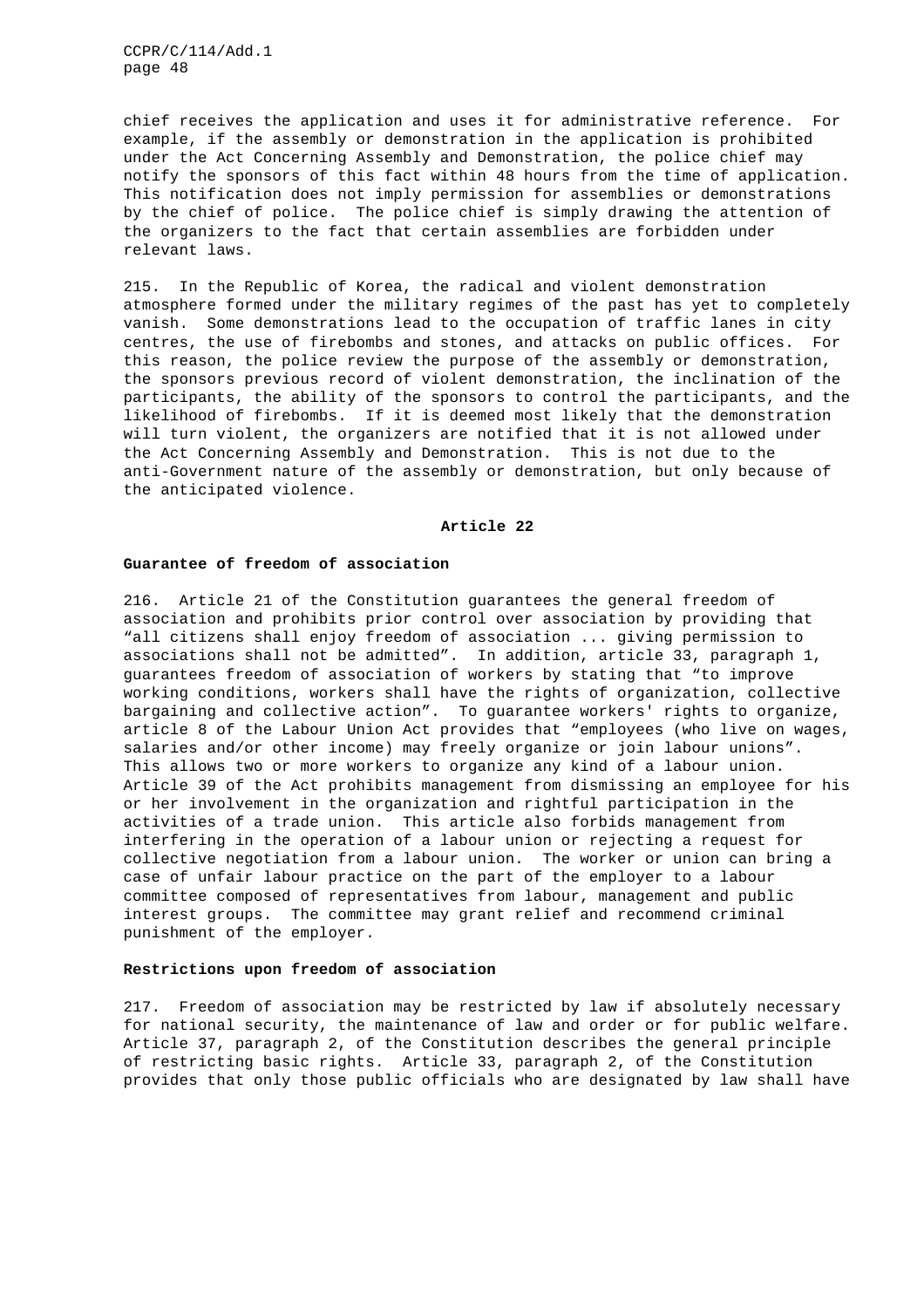chief receives the application and uses it for administrative reference. For example, if the assembly or demonstration in the application is prohibited under the Act Concerning Assembly and Demonstration, the police chief may notify the sponsors of this fact within 48 hours from the time of application. This notification does not imply permission for assemblies or demonstrations by the chief of police. The police chief is simply drawing the attention of the organizers to the fact that certain assemblies are forbidden under relevant laws.

215. In the Republic of Korea, the radical and violent demonstration atmosphere formed under the military regimes of the past has yet to completely vanish. Some demonstrations lead to the occupation of traffic lanes in city centres, the use of firebombs and stones, and attacks on public offices. For this reason, the police review the purpose of the assembly or demonstration, the sponsors previous record of violent demonstration, the inclination of the participants, the ability of the sponsors to control the participants, and the likelihood of firebombs. If it is deemed most likely that the demonstration will turn violent, the organizers are notified that it is not allowed under the Act Concerning Assembly and Demonstration. This is not due to the anti-Government nature of the assembly or demonstration, but only because of the anticipated violence.

**Article 22**

**Guarantee of freedom of association**

216. Article 21 of the Constitution guarantees the general freedom of association and prohibits prior control over association by providing that "all citizens shall enjoy freedom of association ... giving permission to associations shall not be admitted". In addition, article 33, paragraph 1, guarantees freedom of association of workers by stating that "to improve working conditions, workers shall have the rights of organization, collective bargaining and collective action". To guarantee workers' rights to organize, article 8 of the Labour Union Act provides that "employees (who live on wages, salaries and/or other income) may freely organize or join labour unions". This allows two or more workers to organize any kind of a labour union. Article 39 of the Act prohibits management from dismissing an employee for his or her involvement in the organization and rightful participation in the activities of a trade union. This article also forbids management from interfering in the operation of a labour union or rejecting a request for collective negotiation from a labour union. The worker or union can bring a case of unfair labour practice on the part of the employer to a labour committee composed of representatives from labour, management and public interest groups. The committee may grant relief and recommend criminal punishment of the employer.

**Restrictions upon freedom of association**

217. Freedom of association may be restricted by law if absolutely necessary for national security, the maintenance of law and order or for public welfare. Article 37, paragraph 2, of the Constitution describes the general principle of restricting basic rights. Article 33, paragraph 2, of the Constitution provides that only those public officials who are designated by law shall have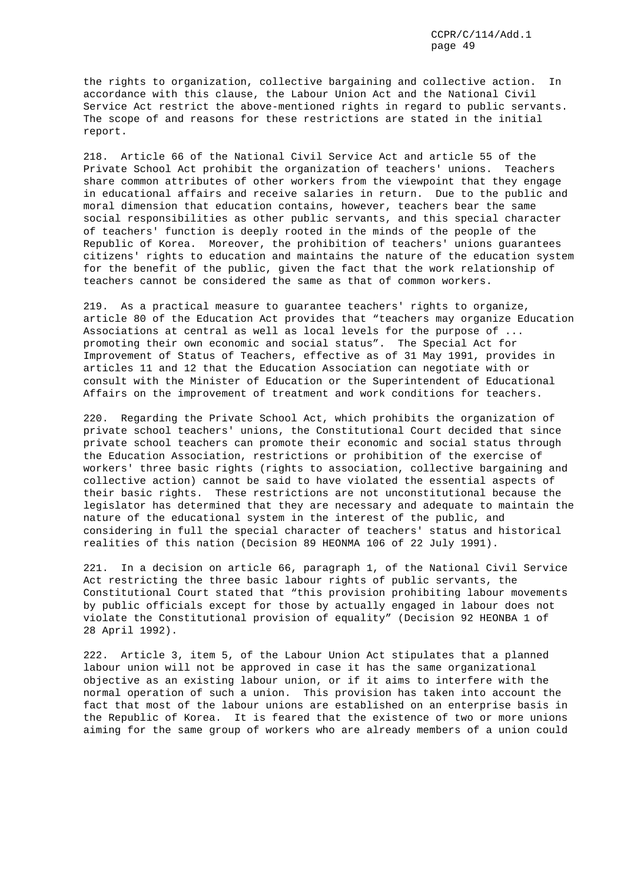the rights to organization, collective bargaining and collective action. In accordance with this clause, the Labour Union Act and the National Civil Service Act restrict the above-mentioned rights in regard to public servants. The scope of and reasons for these restrictions are stated in the initial report.

218. Article 66 of the National Civil Service Act and article 55 of the Private School Act prohibit the organization of teachers' unions. Teachers share common attributes of other workers from the viewpoint that they engage in educational affairs and receive salaries in return. Due to the public and moral dimension that education contains, however, teachers bear the same social responsibilities as other public servants, and this special character of teachers' function is deeply rooted in the minds of the people of the Republic of Korea. Moreover, the prohibition of teachers' unions guarantees citizens' rights to education and maintains the nature of the education system for the benefit of the public, given the fact that the work relationship of teachers cannot be considered the same as that of common workers.

219. As a practical measure to guarantee teachers' rights to organize, article 80 of the Education Act provides that "teachers may organize Education Associations at central as well as local levels for the purpose of ... promoting their own economic and social status". The Special Act for Improvement of Status of Teachers, effective as of 31 May 1991, provides in articles 11 and 12 that the Education Association can negotiate with or consult with the Minister of Education or the Superintendent of Educational Affairs on the improvement of treatment and work conditions for teachers.

220. Regarding the Private School Act, which prohibits the organization of private school teachers' unions, the Constitutional Court decided that since private school teachers can promote their economic and social status through the Education Association, restrictions or prohibition of the exercise of workers' three basic rights (rights to association, collective bargaining and collective action) cannot be said to have violated the essential aspects of their basic rights. These restrictions are not unconstitutional because the legislator has determined that they are necessary and adequate to maintain the nature of the educational system in the interest of the public, and considering in full the special character of teachers' status and historical realities of this nation (Decision 89 HEONMA 106 of 22 July 1991).

221. In a decision on article 66, paragraph 1, of the National Civil Service Act restricting the three basic labour rights of public servants, the Constitutional Court stated that "this provision prohibiting labour movements by public officials except for those by actually engaged in labour does not violate the Constitutional provision of equality" (Decision 92 HEONBA 1 of 28 April 1992).

222. Article 3, item 5, of the Labour Union Act stipulates that a planned labour union will not be approved in case it has the same organizational objective as an existing labour union, or if it aims to interfere with the normal operation of such a union. This provision has taken into account the fact that most of the labour unions are established on an enterprise basis in the Republic of Korea. It is feared that the existence of two or more unions aiming for the same group of workers who are already members of a union could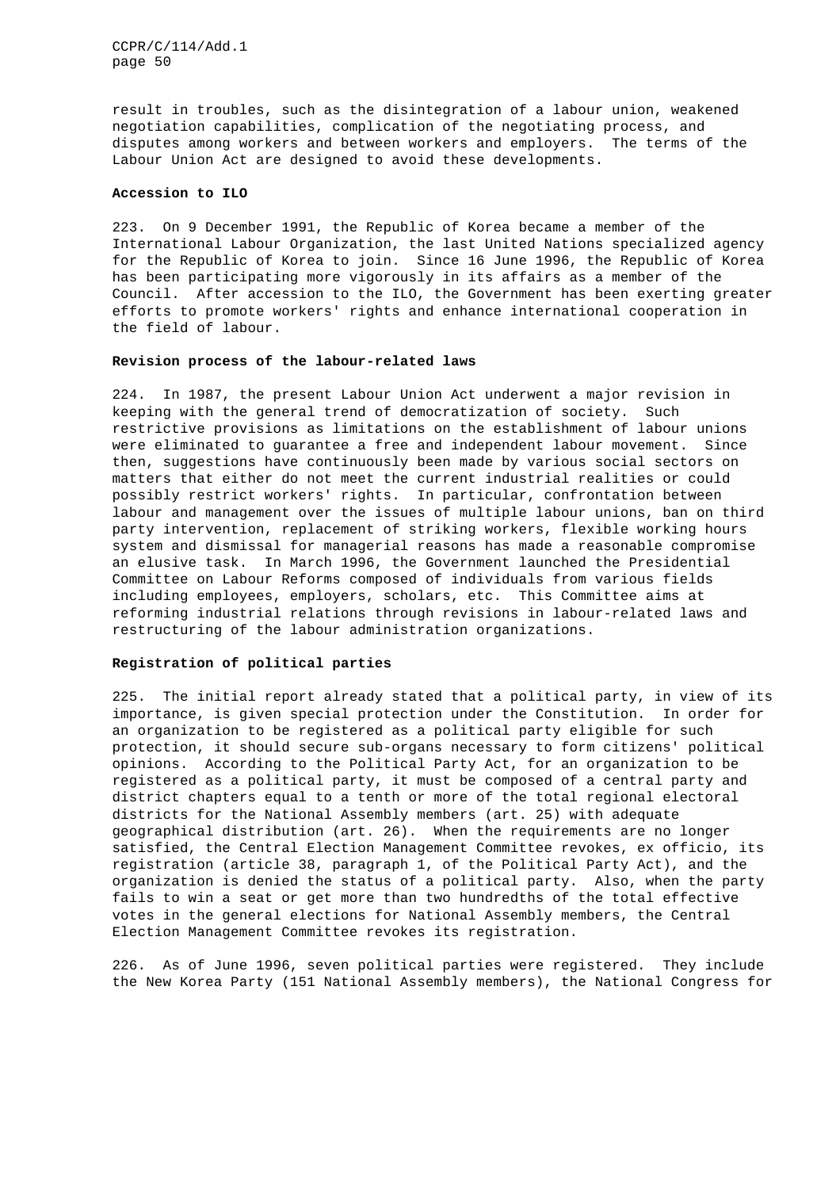result in troubles, such as the disintegration of a labour union, weakened negotiation capabilities, complication of the negotiating process, and disputes among workers and between workers and employers. The terms of the Labour Union Act are designed to avoid these developments.

**Accession to ILO**

223. On 9 December 1991, the Republic of Korea became a member of the International Labour Organization, the last United Nations specialized agency for the Republic of Korea to join. Since 16 June 1996, the Republic of Korea has been participating more vigorously in its affairs as a member of the Council. After accession to the ILO, the Government has been exerting greater efforts to promote workers' rights and enhance international cooperation in the field of labour.

**Revision process of the labour-related laws**

224. In 1987, the present Labour Union Act underwent a major revision in keeping with the general trend of democratization of society. Such restrictive provisions as limitations on the establishment of labour unions were eliminated to guarantee a free and independent labour movement. Since then, suggestions have continuously been made by various social sectors on matters that either do not meet the current industrial realities or could possibly restrict workers' rights. In particular, confrontation between labour and management over the issues of multiple labour unions, ban on third party intervention, replacement of striking workers, flexible working hours system and dismissal for managerial reasons has made a reasonable compromise an elusive task. In March 1996, the Government launched the Presidential Committee on Labour Reforms composed of individuals from various fields including employees, employers, scholars, etc. This Committee aims at reforming industrial relations through revisions in labour-related laws and restructuring of the labour administration organizations.

**Registration of political parties**

225. The initial report already stated that a political party, in view of its importance, is given special protection under the Constitution. In order for an organization to be registered as a political party eligible for such protection, it should secure sub-organs necessary to form citizens' political opinions. According to the Political Party Act, for an organization to be registered as a political party, it must be composed of a central party and district chapters equal to a tenth or more of the total regional electoral districts for the National Assembly members (art. 25) with adequate geographical distribution (art. 26). When the requirements are no longer satisfied, the Central Election Management Committee revokes, ex officio, its registration (article 38, paragraph 1, of the Political Party Act), and the organization is denied the status of a political party. Also, when the party fails to win a seat or get more than two hundredths of the total effective votes in the general elections for National Assembly members, the Central Election Management Committee revokes its registration.

226. As of June 1996, seven political parties were registered. They include the New Korea Party (151 National Assembly members), the National Congress for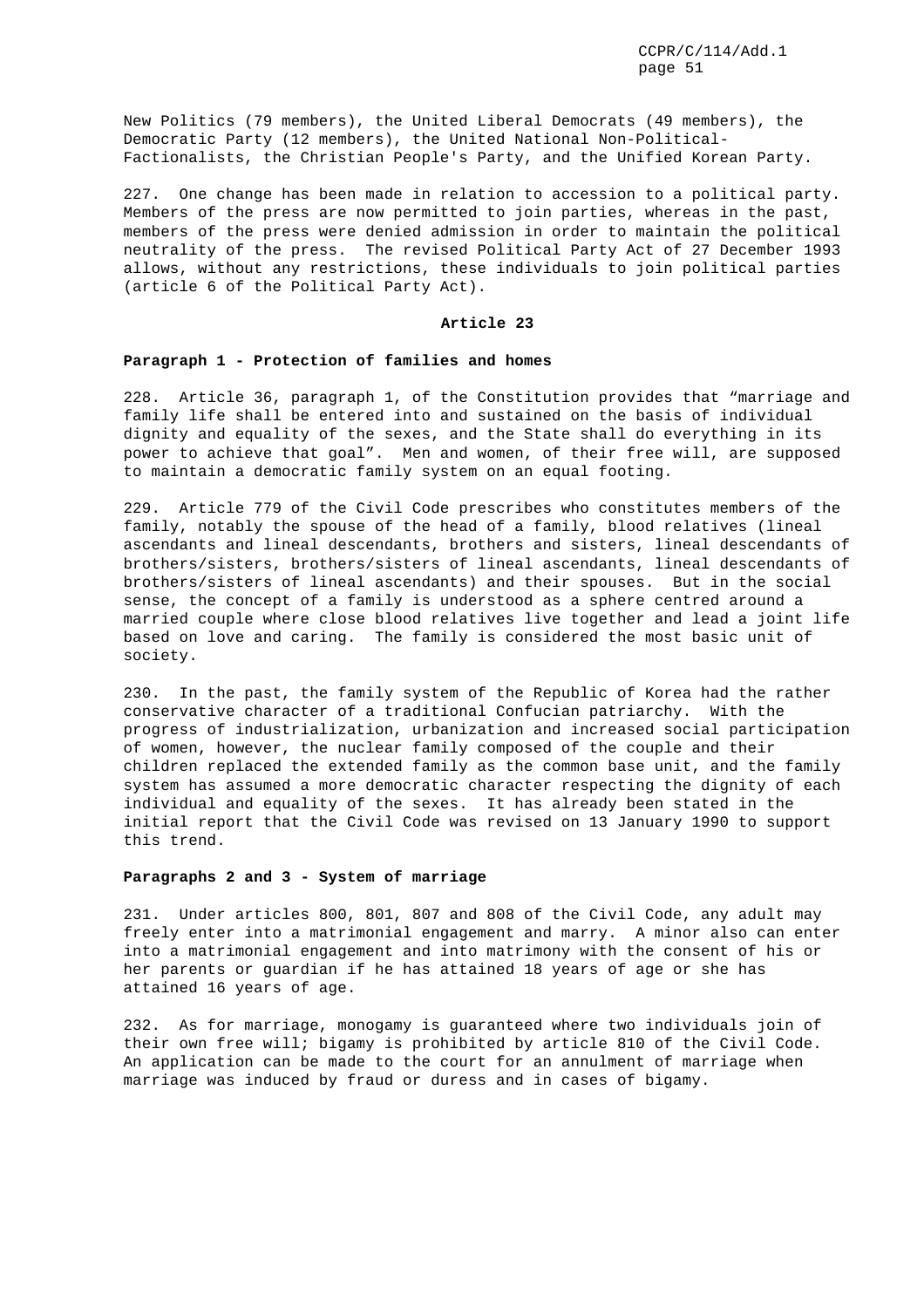New Politics (79 members), the United Liberal Democrats (49 members), the Democratic Party (12 members), the United National Non-Political-Factionalists, the Christian People's Party, and the Unified Korean Party.

227. One change has been made in relation to accession to a political party. Members of the press are now permitted to join parties, whereas in the past, members of the press were denied admission in order to maintain the political neutrality of the press. The revised Political Party Act of 27 December 1993 allows, without any restrictions, these individuals to join political parties (article 6 of the Political Party Act).

## Article 23

### Paragraph 1 - Protection of families and homes

228. Article 36, paragraph 1, of the Constitution provides that "marriage and family life shall be entered into and sustained on the basis of individual dignity and equality of the sexes, and the State shall do everything in its power to achieve that goal". Men and women, of their free will, are supposed to maintain a democratic family system on an equal footing.

229. Article 779 of the Civil Code prescribes who constitutes members of the family, notably the spouse of the head of a family, blood relatives (lineal ascendants and lineal descendants, brothers and sisters, lineal descendants of brothers/sisters, brothers/sisters of lineal ascendants, lineal descendants of brothers/sisters of lineal ascendants) and their spouses. But in the social sense, the concept of a family is understood as a sphere centred around a married couple where close blood relatives live together and lead a joint life based on love and caring. The family is considered the most basic unit of society.

230. In the past, the family system of the Republic of Korea had the rather conservative character of a traditional Confucian patriarchy. With the progress of industrialization, urbanization and increased social participation of women, however, the nuclear family composed of the couple and their children replaced the extended family as the common base unit, and the family system has assumed a more democratic character respecting the dignity of each individual and equality of the sexes. It has already been stated in the initial report that the Civil Code was revised on 13 January 1990 to support this trend.

### Paragraphs 2 and 3 - System of marriage

231. Under articles 800, 801, 807 and 808 of the Civil Code, any adult may freely enter into a matrimonial engagement and marry. A minor also can enter into a matrimonial engagement and into matrimony with the consent of his or her parents or guardian if he has attained 18 years of age or she has attained 16 years of age.

232. As for marriage, monogamy is guaranteed where two individuals join of their own free will; bigamy is prohibited by article 810 of the Civil Code. An application can be made to the court for an annulment of marriage when marriage was induced by fraud or duress and in cases of bigamy.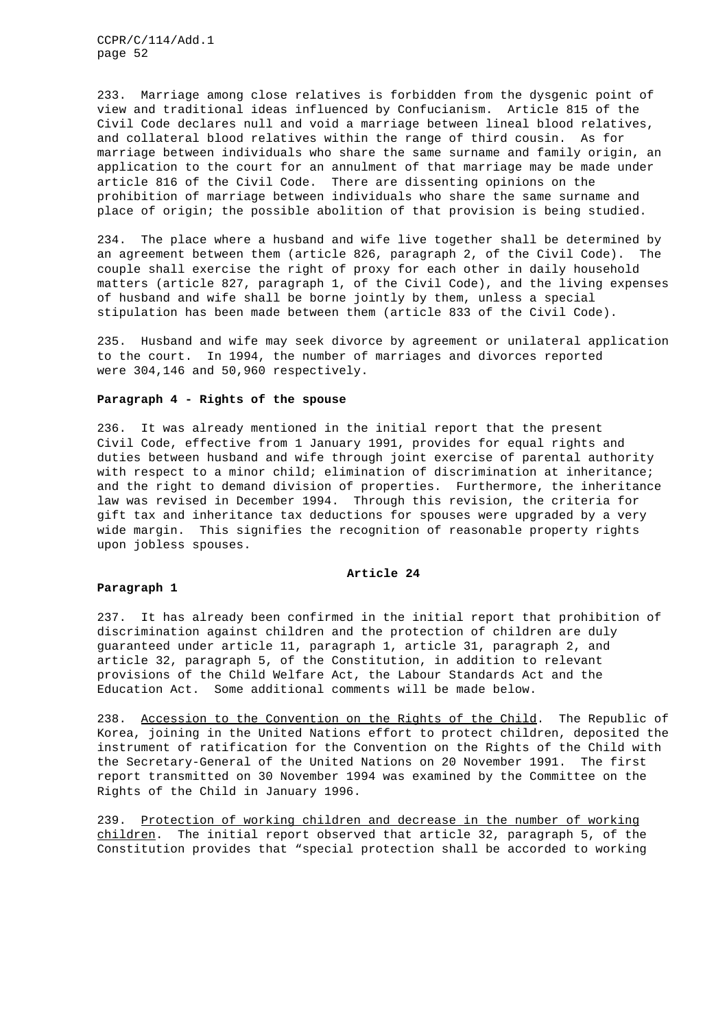233. Marriage among close relatives is forbidden from the dysgenic point of view and traditional ideas influenced by Confucianism. Article 815 of the Civil Code declares null and void a marriage between lineal blood relatives, and collateral blood relatives within the range of third cousin. As for marriage between individuals who share the same surname and family origin, an application to the court for an annulment of that marriage may be made under article 816 of the Civil Code. There are dissenting opinions on the prohibition of marriage between individuals who share the same surname and place of origin; the possible abolition of that provision is being studied.

234. The place where a husband and wife live together shall be determined by an agreement between them (article 826, paragraph 2, of the Civil Code). The couple shall exercise the right of proxy for each other in daily household matters (article 827, paragraph 1, of the Civil Code), and the living expenses of husband and wife shall be borne jointly by them, unless a special stipulation has been made between them (article 833 of the Civil Code).

235. Husband and wife may seek divorce by agreement or unilateral application to the court. In 1994, the number of marriages and divorces reported were 304,146 and 50,960 respectively.

**Paragraph 4 - Rights of the spouse**

236. It was already mentioned in the initial report that the present Civil Code, effective from 1 January 1991, provides for equal rights and duties between husband and wife through joint exercise of parental authority with respect to a minor child; elimination of discrimination at inheritance; and the right to demand division of properties. Furthermore, the inheritance law was revised in December 1994. Through this revision, the criteria for gift tax and inheritance tax deductions for spouses were upgraded by a very wide margin. This signifies the recognition of reasonable property rights upon jobless spouses.

**Article 24**

**Paragraph 1**

237. It has already been confirmed in the initial report that prohibition of discrimination against children and the protection of children are duly guaranteed under article 11, paragraph 1, article 31, paragraph 2, and article 32, paragraph 5, of the Constitution, in addition to relevant provisions of the Child Welfare Act, the Labour Standards Act and the Education Act. Some additional comments will be made below.

238. Accession to the Convention on the Rights of the Child. The Republic of Korea, joining in the United Nations effort to protect children, deposited the instrument of ratification for the Convention on the Rights of the Child with the Secretary-General of the United Nations on 20 November 1991. The first report transmitted on 30 November 1994 was examined by the Committee on the Rights of the Child in January 1996.

239. Protection of working children and decrease in the number of working children. The initial report observed that article 32, paragraph 5, of the Constitution provides that "special protection shall be accorded to working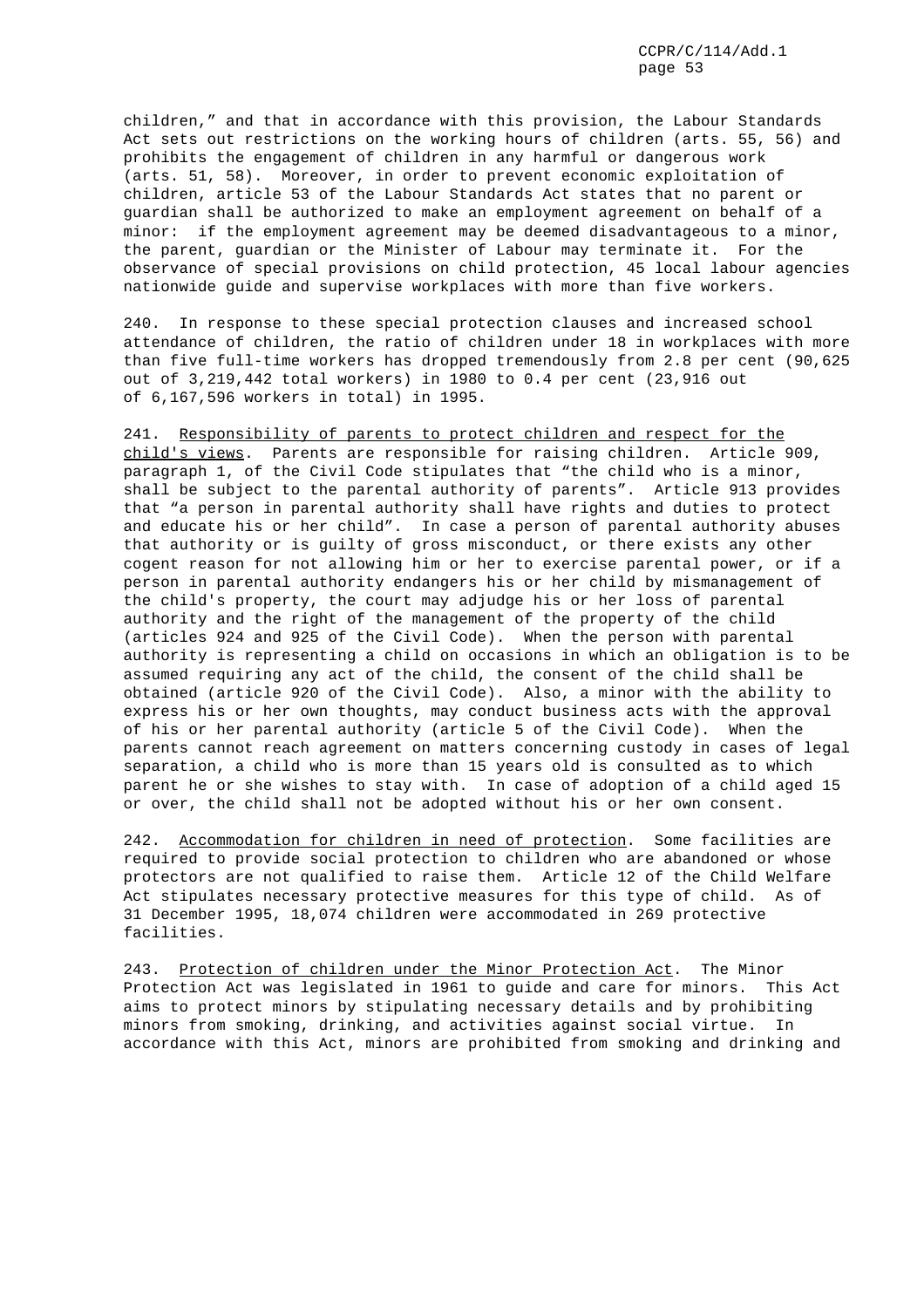children," and that in accordance with this provision, the Labour Standards Act sets out restrictions on the working hours of children (arts. 55, 56) and prohibits the engagement of children in any harmful or dangerous work (arts. 51, 58). Moreover, in order to prevent economic exploitation of children, article 53 of the Labour Standards Act states that no parent or guardian shall be authorized to make an employment agreement on behalf of a minor: if the employment agreement may be deemed disadvantageous to a minor, the parent, guardian or the Minister of Labour may terminate it. For the observance of special provisions on child protection, 45 local labour agencies nationwide guide and supervise workplaces with more than five workers.

240. In response to these special protection clauses and increased school attendance of children, the ratio of children under 18 in workplaces with more than five full-time workers has dropped tremendously from 2.8 per cent (90,625 out of 3,219,442 total workers) in 1980 to 0.4 per cent (23,916 out of 6,167,596 workers in total) in 1995.

241. Responsibility of parents to protect children and respect for the child's views. Parents are responsible for raising children. Article 909, paragraph 1, of the Civil Code stipulates that "the child who is a minor, shall be subject to the parental authority of parents". Article 913 provides that "a person in parental authority shall have rights and duties to protect and educate his or her child". In case a person of parental authority abuses that authority or is guilty of gross misconduct, or there exists any other cogent reason for not allowing him or her to exercise parental power, or if a person in parental authority endangers his or her child by mismanagement of the child's property, the court may adjudge his or her loss of parental authority and the right of the management of the property of the child (articles 924 and 925 of the Civil Code). When the person with parental authority is representing a child on occasions in which an obligation is to be assumed requiring any act of the child, the consent of the child shall be obtained (article 920 of the Civil Code). Also, a minor with the ability to express his or her own thoughts, may conduct business acts with the approval of his or her parental authority (article 5 of the Civil Code). When the parents cannot reach agreement on matters concerning custody in cases of legal separation, a child who is more than 15 years old is consulted as to which parent he or she wishes to stay with. In case of adoption of a child aged 15 or over, the child shall not be adopted without his or her own consent.

242. Accommodation for children in need of protection. Some facilities are required to provide social protection to children who are abandoned or whose protectors are not qualified to raise them. Article 12 of the Child Welfare Act stipulates necessary protective measures for this type of child. As of 31 December 1995, 18,074 children were accommodated in 269 protective facilities.

243. Protection of children under the Minor Protection Act. The Minor Protection Act was legislated in 1961 to guide and care for minors. This Act aims to protect minors by stipulating necessary details and by prohibiting minors from smoking, drinking, and activities against social virtue. In accordance with this Act, minors are prohibited from smoking and drinking and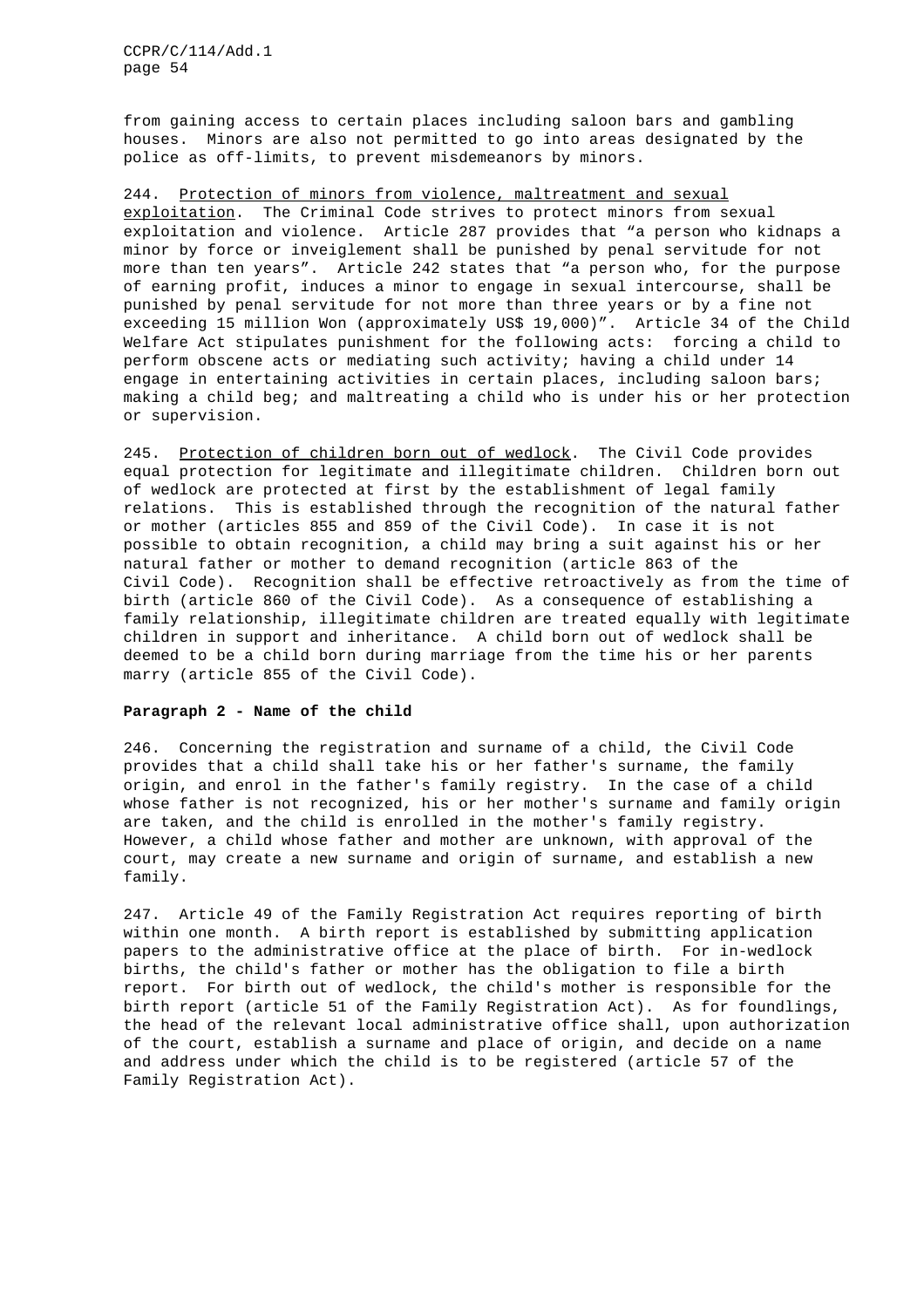from gaining access to certain places including saloon bars and gambling houses. Minors are also not permitted to go into areas designated by the police as off-limits, to prevent misdemeanors by minors.

244. Protection of minors from violence, maltreatment and sexual exploitation. The Criminal Code strives to protect minors from sexual exploitation and violence. Article 287 provides that "a person who kidnaps a minor by force or inveiglement shall be punished by penal servitude for not more than ten years". Article 242 states that "a person who, for the purpose of earning profit, induces a minor to engage in sexual intercourse, shall be punished by penal servitude for not more than three years or by a fine not exceeding 15 million Won (approximately US$ 19,000)". Article 34 of the Child Welfare Act stipulates punishment for the following acts: forcing a child to perform obscene acts or mediating such activity; having a child under 14 engage in entertaining activities in certain places, including saloon bars; making a child beg; and maltreating a child who is under his or her protection or supervision.

245. Protection of children born out of wedlock. The Civil Code provides equal protection for legitimate and illegitimate children. Children born out of wedlock are protected at first by the establishment of legal family relations. This is established through the recognition of the natural father or mother (articles 855 and 859 of the Civil Code). In case it is not possible to obtain recognition, a child may bring a suit against his or her natural father or mother to demand recognition (article 863 of the Civil Code). Recognition shall be effective retroactively as from the time of birth (article 860 of the Civil Code). As a consequence of establishing a family relationship, illegitimate children are treated equally with legitimate children in support and inheritance. A child born out of wedlock shall be deemed to be a child born during marriage from the time his or her parents marry (article 855 of the Civil Code).

**Paragraph 2 - Name of the child**

246. Concerning the registration and surname of a child, the Civil Code provides that a child shall take his or her father's surname, the family origin, and enrol in the father's family registry. In the case of a child whose father is not recognized, his or her mother's surname and family origin are taken, and the child is enrolled in the mother's family registry. However, a child whose father and mother are unknown, with approval of the court, may create a new surname and origin of surname, and establish a new family.

247. Article 49 of the Family Registration Act requires reporting of birth within one month. A birth report is established by submitting application papers to the administrative office at the place of birth. For in-wedlock births, the child's father or mother has the obligation to file a birth report. For birth out of wedlock, the child's mother is responsible for the birth report (article 51 of the Family Registration Act). As for foundlings, the head of the relevant local administrative office shall, upon authorization of the court, establish a surname and place of origin, and decide on a name and address under which the child is to be registered (article 57 of the Family Registration Act).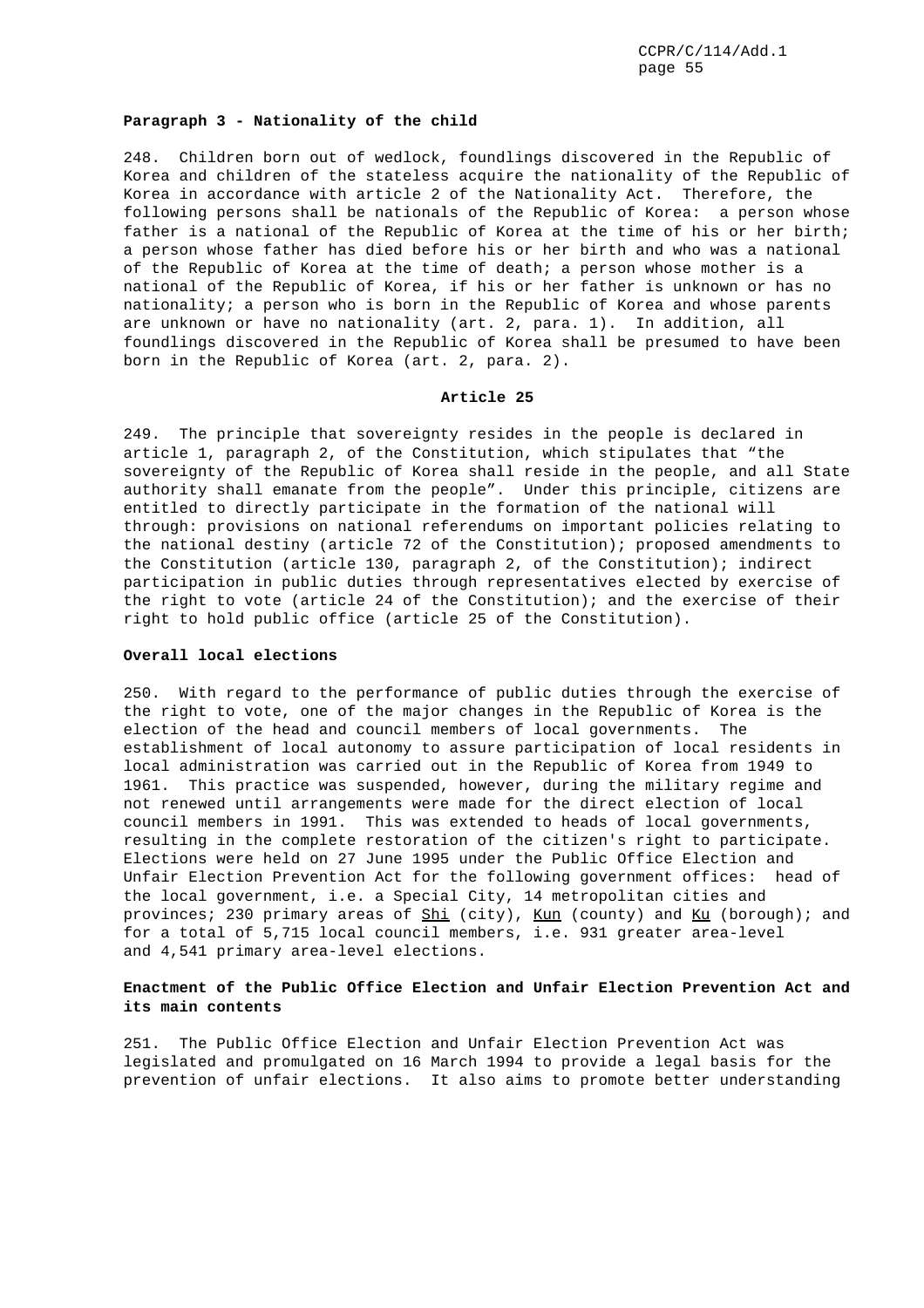**Paragraph 3 - Nationality of the child**

248. Children born out of wedlock, foundlings discovered in the Republic of Korea and children of the stateless acquire the nationality of the Republic of Korea in accordance with article 2 of the Nationality Act. Therefore, the following persons shall be nationals of the Republic of Korea: a person whose father is a national of the Republic of Korea at the time of his or her birth; a person whose father has died before his or her birth and who was a national of the Republic of Korea at the time of death; a person whose mother is a national of the Republic of Korea, if his or her father is unknown or has no nationality; a person who is born in the Republic of Korea and whose parents are unknown or have no nationality (art. 2, para. 1). In addition, all foundlings discovered in the Republic of Korea shall be presumed to have been born in the Republic of Korea (art. 2, para. 2).

**Article 25**

249. The principle that sovereignty resides in the people is declared in article 1, paragraph 2, of the Constitution, which stipulates that "the sovereignty of the Republic of Korea shall reside in the people, and all State authority shall emanate from the people". Under this principle, citizens are entitled to directly participate in the formation of the national will through: provisions on national referendums on important policies relating to the national destiny (article 72 of the Constitution); proposed amendments to the Constitution (article 130, paragraph 2, of the Constitution); indirect participation in public duties through representatives elected by exercise of the right to vote (article 24 of the Constitution); and the exercise of their right to hold public office (article 25 of the Constitution).

**Overall local elections**

250. With regard to the performance of public duties through the exercise of the right to vote, one of the major changes in the Republic of Korea is the election of the head and council members of local governments. The establishment of local autonomy to assure participation of local residents in local administration was carried out in the Republic of Korea from 1949 to 1961. This practice was suspended, however, during the military regime and not renewed until arrangements were made for the direct election of local council members in 1991. This was extended to heads of local governments, resulting in the complete restoration of the citizen's right to participate. Elections were held on 27 June 1995 under the Public Office Election and Unfair Election Prevention Act for the following government offices: head of the local government, i.e. a Special City, 14 metropolitan cities and provinces; 230 primary areas of Shi (city), Kun (county) and Ku (borough); and for a total of 5,715 local council members, i.e. 931 greater area-level and 4,541 primary area-level elections.

**Enactment of the Public Office Election and Unfair Election Prevention Act and its main contents**

251. The Public Office Election and Unfair Election Prevention Act was legislated and promulgated on 16 March 1994 to provide a legal basis for the prevention of unfair elections. It also aims to promote better understanding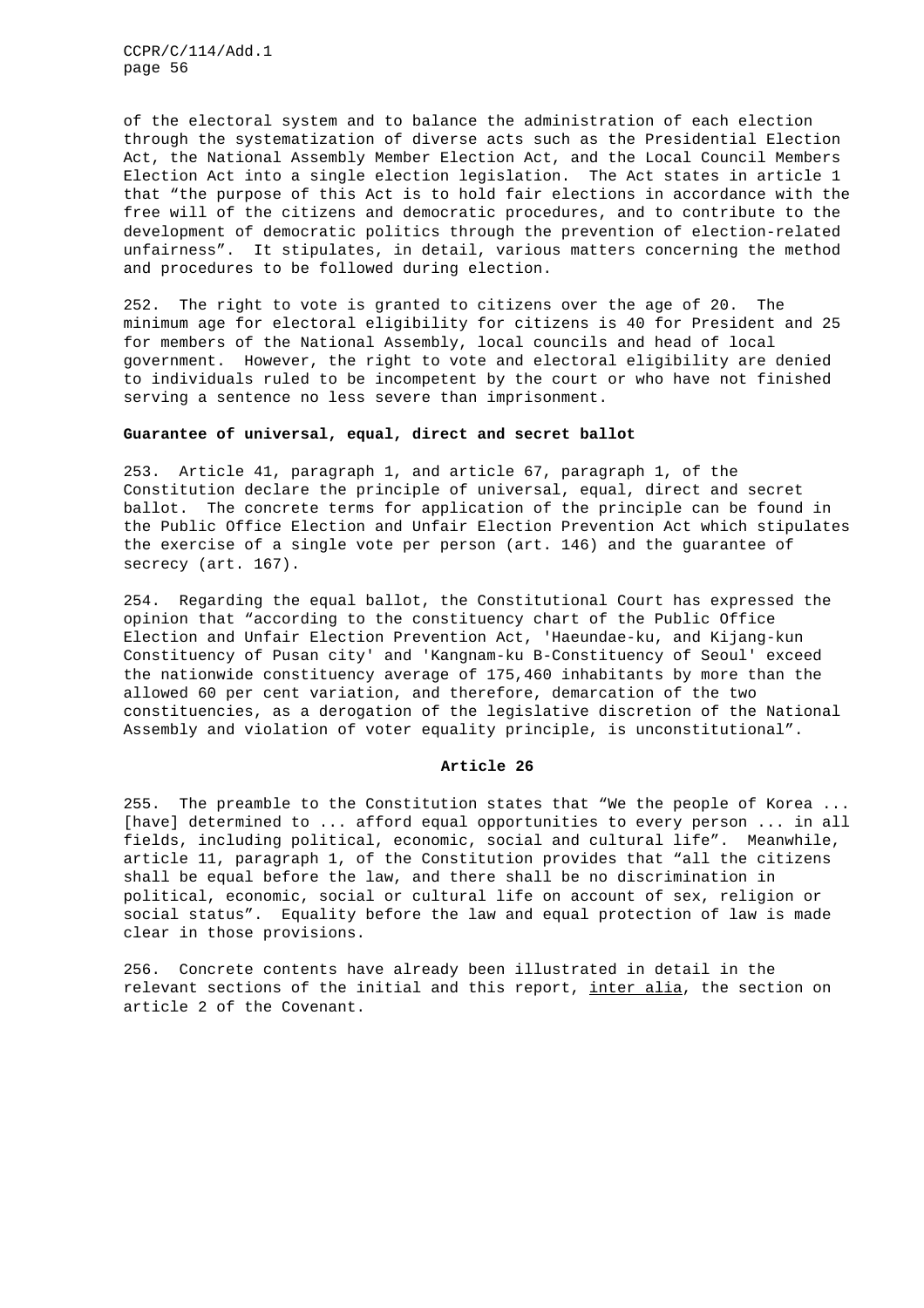of the electoral system and to balance the administration of each election through the systematization of diverse acts such as the Presidential Election Act, the National Assembly Member Election Act, and the Local Council Members Election Act into a single election legislation. The Act states in article 1 that "the purpose of this Act is to hold fair elections in accordance with the free will of the citizens and democratic procedures, and to contribute to the development of democratic politics through the prevention of election-related unfairness". It stipulates, in detail, various matters concerning the method and procedures to be followed during election.

252. The right to vote is granted to citizens over the age of 20. The minimum age for electoral eligibility for citizens is 40 for President and 25 for members of the National Assembly, local councils and head of local government. However, the right to vote and electoral eligibility are denied to individuals ruled to be incompetent by the court or who have not finished serving a sentence no less severe than imprisonment.

**Guarantee of universal, equal, direct and secret ballot**

253. Article 41, paragraph 1, and article 67, paragraph 1, of the Constitution declare the principle of universal, equal, direct and secret ballot. The concrete terms for application of the principle can be found in the Public Office Election and Unfair Election Prevention Act which stipulates the exercise of a single vote per person (art. 146) and the guarantee of secrecy (art. 167).

254. Regarding the equal ballot, the Constitutional Court has expressed the opinion that "according to the constituency chart of the Public Office Election and Unfair Election Prevention Act, 'Haeundae-ku, and Kijang-kun Constituency of Pusan city' and 'Kangnam-ku B-Constituency of Seoul' exceed the nationwide constituency average of 175,460 inhabitants by more than the allowed 60 per cent variation, and therefore, demarcation of the two constituencies, as a derogation of the legislative discretion of the National Assembly and violation of voter equality principle, is unconstitutional".

## Article 26

255. The preamble to the Constitution states that "We the people of Korea ... [have] determined to ... afford equal opportunities to every person ... in all fields, including political, economic, social and cultural life". Meanwhile, article 11, paragraph 1, of the Constitution provides that "all the citizens shall be equal before the law, and there shall be no discrimination in political, economic, social or cultural life on account of sex, religion or social status". Equality before the law and equal protection of law is made clear in those provisions.

256. Concrete contents have already been illustrated in detail in the relevant sections of the initial and this report, inter alia, the section on article 2 of the Covenant.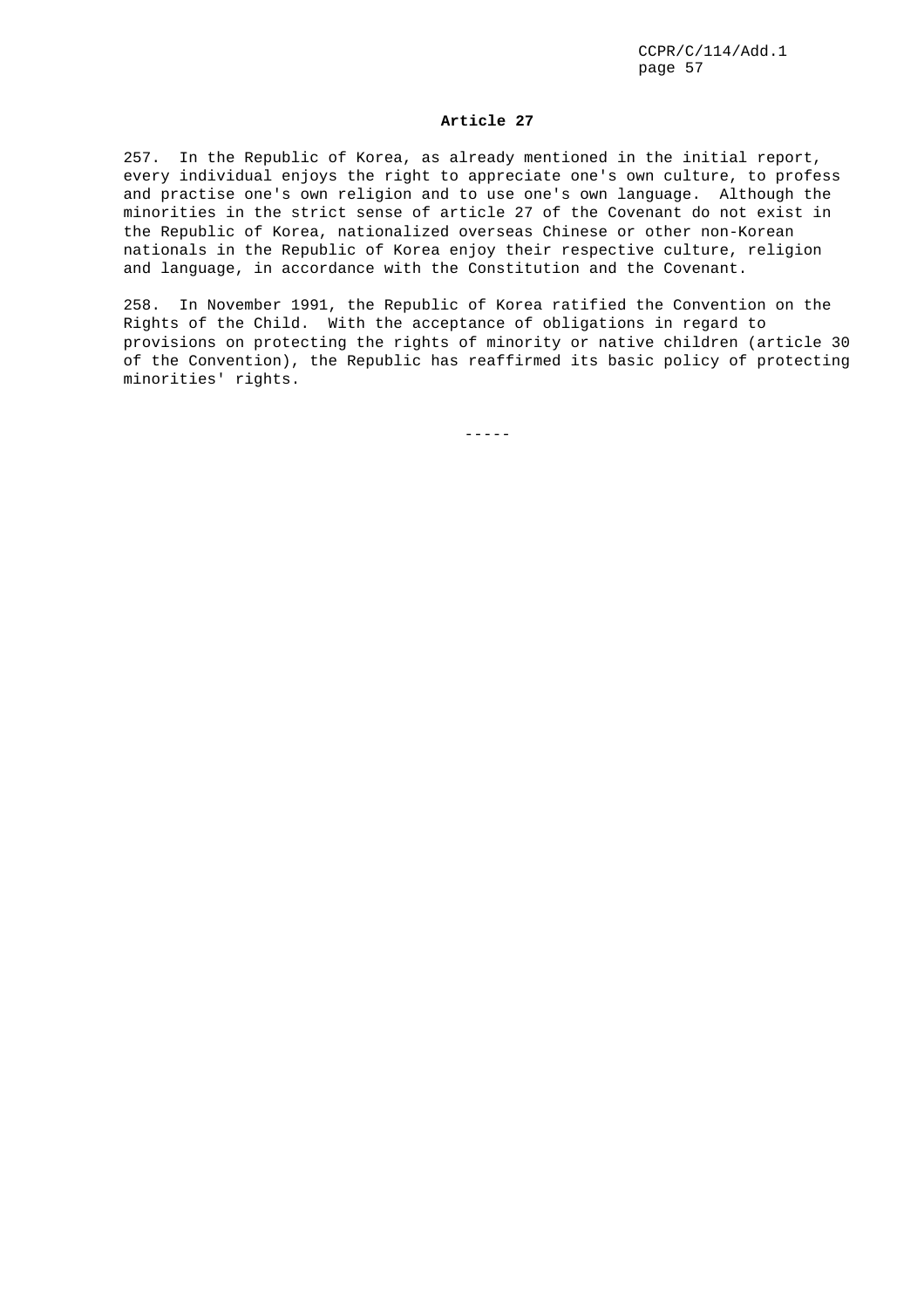### Article 27

257. In the Republic of Korea, as already mentioned in the initial report, every individual enjoys the right to appreciate one's own culture, to profess and practise one's own religion and to use one's own language. Although the minorities in the strict sense of article 27 of the Covenant do not exist in the Republic of Korea, nationalized overseas Chinese or other non-Korean nationals in the Republic of Korea enjoy their respective culture, religion and language, in accordance with the Constitution and the Covenant.

258. In November 1991, the Republic of Korea ratified the Convention on the Rights of the Child. With the acceptance of obligations in regard to provisions on protecting the rights of minority or native children (article 30 of the Convention), the Republic has reaffirmed its basic policy of protecting minorities' rights.

-----